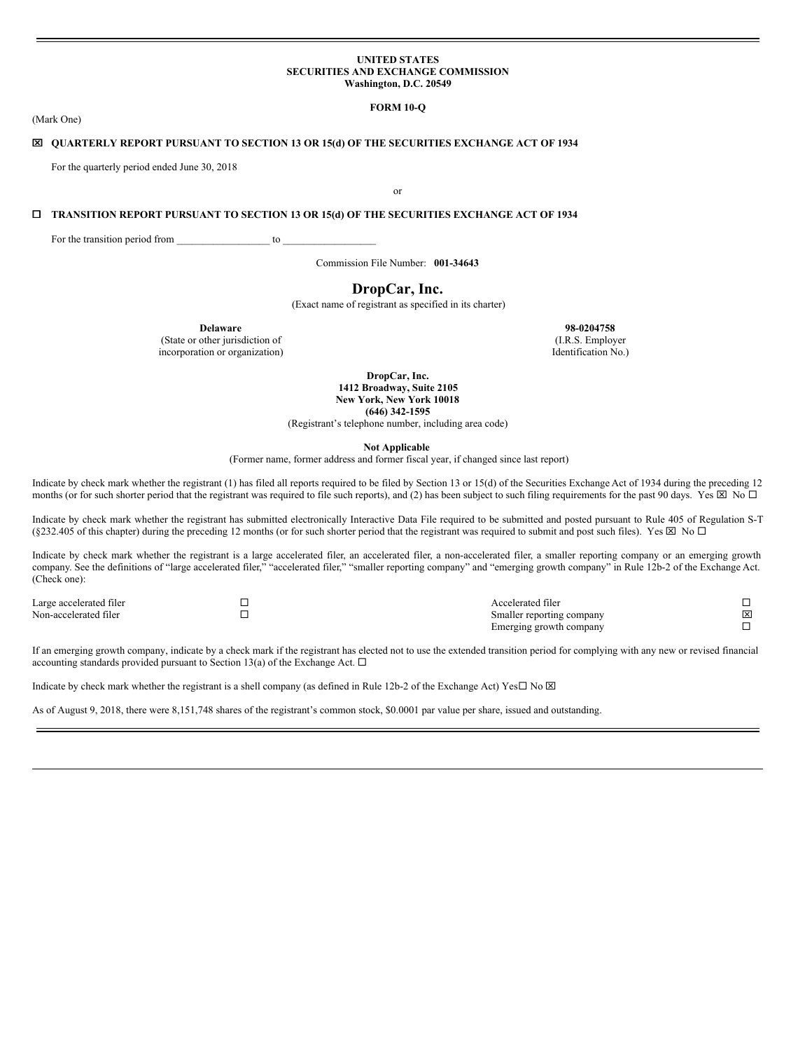**UNITED STATES**
**SECURITIES AND EXCHANGE COMMISSION**
**Washington, D.C. 20549**

**FORM 10-Q**

(Mark One)

☒ **QUARTERLY REPORT PURSUANT TO SECTION 13 OR 15(d) OF THE SECURITIES EXCHANGE ACT OF 1934**

For the quarterly period ended June 30, 2018

or

☐ **TRANSITION REPORT PURSUANT TO SECTION 13 OR 15(d) OF THE SECURITIES EXCHANGE ACT OF 1934**

For the transition period from \_\_\_\_\_\_\_\_\_\_\_\_\_\_\_\_\_\_ to \_\_\_\_\_\_\_\_\_\_\_\_\_\_\_\_\_\_

Commission File Number: **001-34643**

# DropCar, Inc.

(Exact name of registrant as specified in its charter)

| **Delaware** | **98-0204758** |
|---|---|
| (State or other jurisdiction of incorporation or organization) | (I.R.S. Employer Identification No.) |

**DropCar, Inc.**
**1412 Broadway, Suite 2105**
**New York, New York 10018**
**(646) 342-1595**
(Registrant's telephone number, including area code)

**Not Applicable**
(Former name, former address and former fiscal year, if changed since last report)

Indicate by check mark whether the registrant (1) has filed all reports required to be filed by Section 13 or 15(d) of the Securities Exchange Act of 1934 during the preceding 12 months (or for such shorter period that the registrant was required to file such reports), and (2) has been subject to such filing requirements for the past 90 days. Yes ☒ No ☐

Indicate by check mark whether the registrant has submitted electronically Interactive Data File required to be submitted and posted pursuant to Rule 405 of Regulation S-T (§232.405 of this chapter) during the preceding 12 months (or for such shorter period that the registrant was required to submit and post such files). Yes ☒ No ☐

Indicate by check mark whether the registrant is a large accelerated filer, an accelerated filer, a non-accelerated filer, a smaller reporting company or an emerging growth company. See the definitions of "large accelerated filer," "accelerated filer," "smaller reporting company" and "emerging growth company" in Rule 12b-2 of the Exchange Act. (Check one):

| | | | |
|---|---|---|---|
| Large accelerated filer | ☐ | Accelerated filer | ☐ |
| Non-accelerated filer | ☐ | Smaller reporting company | ☒ |
| | | Emerging growth company | ☐ |

If an emerging growth company, indicate by a check mark if the registrant has elected not to use the extended transition period for complying with any new or revised financial accounting standards provided pursuant to Section 13(a) of the Exchange Act. ☐

Indicate by check mark whether the registrant is a shell company (as defined in Rule 12b-2 of the Exchange Act) Yes☐ No ☒

As of August 9, 2018, there were 8,151,748 shares of the registrant's common stock, $0.0001 par value per share, issued and outstanding.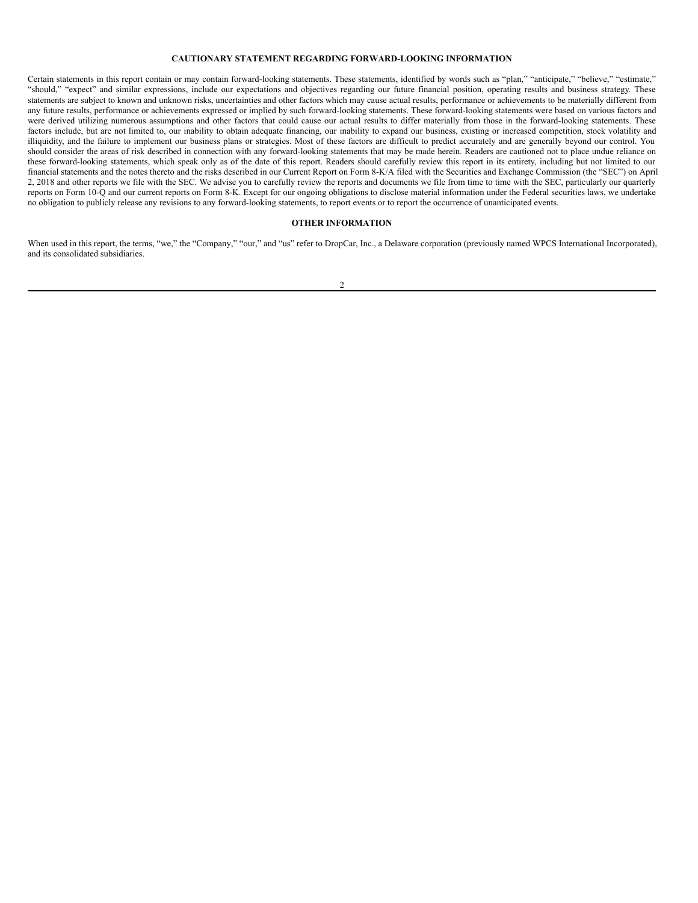## CAUTIONARY STATEMENT REGARDING FORWARD-LOOKING INFORMATION

Certain statements in this report contain or may contain forward-looking statements. These statements, identified by words such as "plan," "anticipate," "believe," "estimate," "should," "expect" and similar expressions, include our expectations and objectives regarding our future financial position, operating results and business strategy. These statements are subject to known and unknown risks, uncertainties and other factors which may cause actual results, performance or achievements to be materially different from any future results, performance or achievements expressed or implied by such forward-looking statements. These forward-looking statements were based on various factors and were derived utilizing numerous assumptions and other factors that could cause our actual results to differ materially from those in the forward-looking statements. These factors include, but are not limited to, our inability to obtain adequate financing, our inability to expand our business, existing or increased competition, stock volatility and illiquidity, and the failure to implement our business plans or strategies. Most of these factors are difficult to predict accurately and are generally beyond our control. You should consider the areas of risk described in connection with any forward-looking statements that may be made herein. Readers are cautioned not to place undue reliance on these forward-looking statements, which speak only as of the date of this report. Readers should carefully review this report in its entirety, including but not limited to our financial statements and the notes thereto and the risks described in our Current Report on Form 8-K/A filed with the Securities and Exchange Commission (the "SEC") on April 2, 2018 and other reports we file with the SEC. We advise you to carefully review the reports and documents we file from time to time with the SEC, particularly our quarterly reports on Form 10-Q and our current reports on Form 8-K. Except for our ongoing obligations to disclose material information under the Federal securities laws, we undertake no obligation to publicly release any revisions to any forward-looking statements, to report events or to report the occurrence of unanticipated events.

## OTHER INFORMATION

When used in this report, the terms, "we," the "Company," "our," and "us" refer to DropCar, Inc., a Delaware corporation (previously named WPCS International Incorporated), and its consolidated subsidiaries.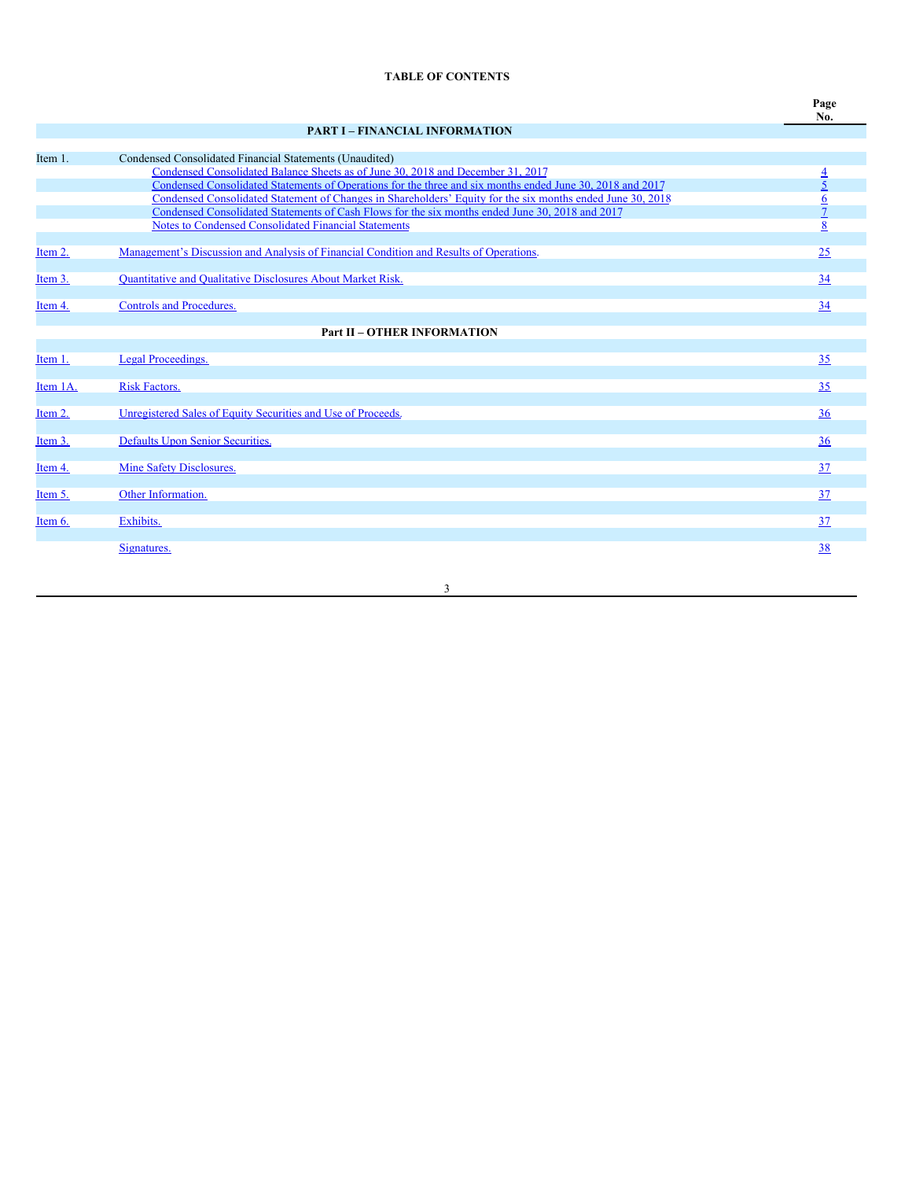# TABLE OF CONTENTS

| | | Page No. |
|---|---|---|
| | **PART I – FINANCIAL INFORMATION** | |
| Item 1. | Condensed Consolidated Financial Statements (Unaudited) | |
| | Condensed Consolidated Balance Sheets as of June 30, 2018 and December 31, 2017 | 4 |
| | Condensed Consolidated Statements of Operations for the three and six months ended June 30, 2018 and 2017 | 5 |
| | Condensed Consolidated Statement of Changes in Shareholders' Equity for the six months ended June 30, 2018 | 6 |
| | Condensed Consolidated Statements of Cash Flows for the six months ended June 30, 2018 and 2017 | 7 |
| | Notes to Condensed Consolidated Financial Statements | 8 |
| Item 2. | Management's Discussion and Analysis of Financial Condition and Results of Operations. | 25 |
| Item 3. | Quantitative and Qualitative Disclosures About Market Risk. | 34 |
| Item 4. | Controls and Procedures. | 34 |
| | **Part II – OTHER INFORMATION** | |
| Item 1. | Legal Proceedings. | 35 |
| Item 1A. | Risk Factors. | 35 |
| Item 2. | Unregistered Sales of Equity Securities and Use of Proceeds. | 36 |
| Item 3. | Defaults Upon Senior Securities. | 36 |
| Item 4. | Mine Safety Disclosures. | 37 |
| Item 5. | Other Information. | 37 |
| Item 6. | Exhibits. | 37 |
| | Signatures. | 38 |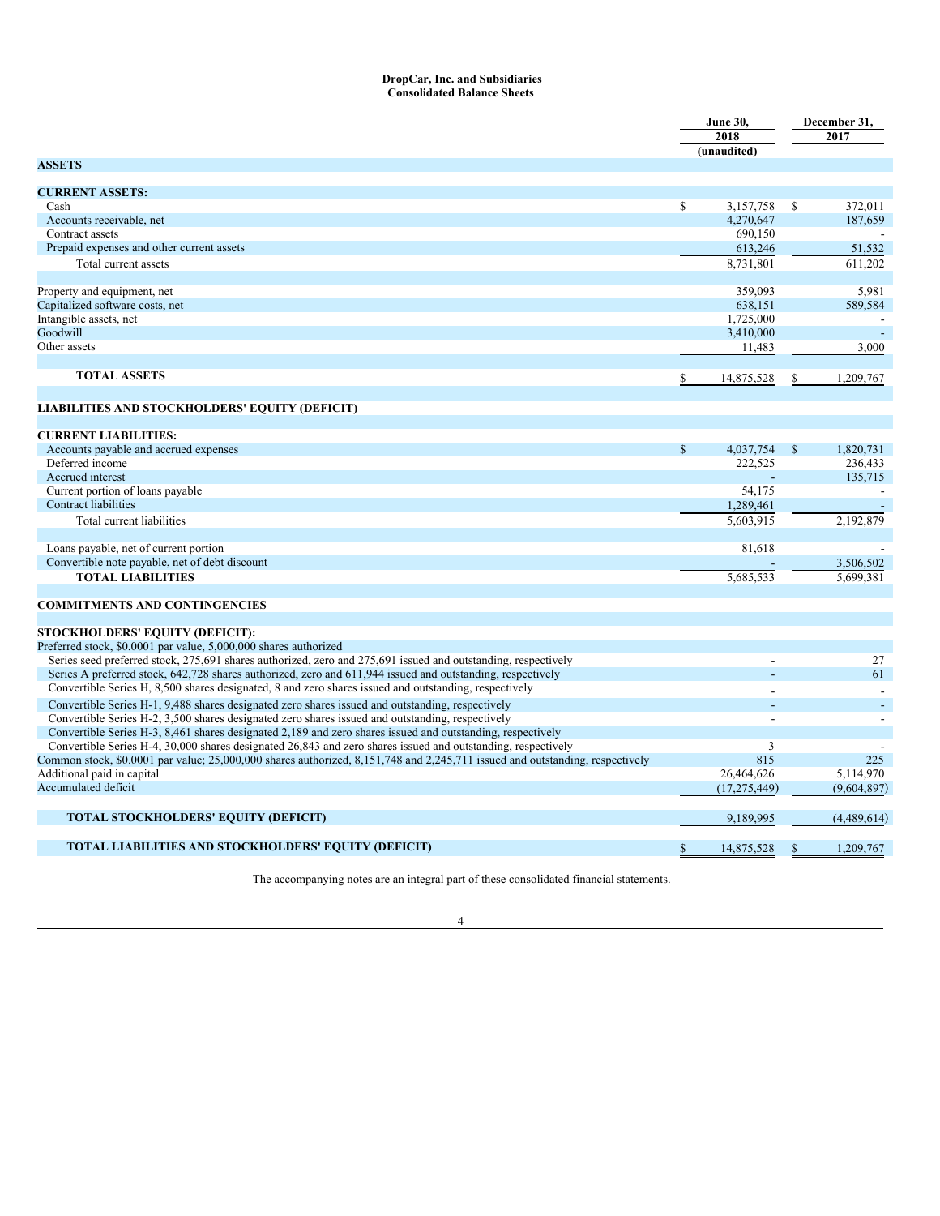**DropCar, Inc. and Subsidiaries**
**Consolidated Balance Sheets**

| | June 30, 2018 (unaudited) | December 31, 2017 |
|---|---|---|
| **ASSETS** | | |
| **CURRENT ASSETS:** | | |
| Cash | $ 3,157,758 | $ 372,011 |
| Accounts receivable, net | 4,270,647 | 187,659 |
| Contract assets | 690,150 | - |
| Prepaid expenses and other current assets | 613,246 | 51,532 |
| Total current assets | 8,731,801 | 611,202 |
| Property and equipment, net | 359,093 | 5,981 |
| Capitalized software costs, net | 638,151 | 589,584 |
| Intangible assets, net | 1,725,000 | - |
| Goodwill | 3,410,000 | - |
| Other assets | 11,483 | 3,000 |
| **TOTAL ASSETS** | $ 14,875,528 | $ 1,209,767 |
| **LIABILITIES AND STOCKHOLDERS' EQUITY (DEFICIT)** | | |
| **CURRENT LIABILITIES:** | | |
| Accounts payable and accrued expenses | $ 4,037,754 | $ 1,820,731 |
| Deferred income | 222,525 | 236,433 |
| Accrued interest | - | 135,715 |
| Current portion of loans payable | 54,175 | - |
| Contract liabilities | 1,289,461 | - |
| Total current liabilities | 5,603,915 | 2,192,879 |
| Loans payable, net of current portion | 81,618 | - |
| Convertible note payable, net of debt discount | - | 3,506,502 |
| **TOTAL LIABILITIES** | 5,685,533 | 5,699,381 |
| **COMMITMENTS AND CONTINGENCIES** | | |
| **STOCKHOLDERS' EQUITY (DEFICIT):** | | |
| Preferred stock, $0.0001 par value, 5,000,000 shares authorized | | |
| Series seed preferred stock, 275,691 shares authorized, zero and 275,691 issued and outstanding, respectively | - | 27 |
| Series A preferred stock, 642,728 shares authorized, zero and 611,944 issued and outstanding, respectively | - | 61 |
| Convertible Series H, 8,500 shares designated, 8 and zero shares issued and outstanding, respectively | - | - |
| Convertible Series H-1, 9,488 shares designated zero shares issued and outstanding, respectively | - | - |
| Convertible Series H-2, 3,500 shares designated zero shares issued and outstanding, respectively | - | - |
| Convertible Series H-3, 8,461 shares designated 2,189 and zero shares issued and outstanding, respectively | | |
| Convertible Series H-4, 30,000 shares designated 26,843 and zero shares issued and outstanding, respectively | 3 | - |
| Common stock, $0.0001 par value; 25,000,000 shares authorized, 8,151,748 and 2,245,711 issued and outstanding, respectively | 815 | 225 |
| Additional paid in capital | 26,464,626 | 5,114,970 |
| Accumulated deficit | (17,275,449) | (9,604,897) |
| **TOTAL STOCKHOLDERS' EQUITY (DEFICIT)** | 9,189,995 | (4,489,614) |
| **TOTAL LIABILITIES AND STOCKHOLDERS' EQUITY (DEFICIT)** | $ 14,875,528 | $ 1,209,767 |

The accompanying notes are an integral part of these consolidated financial statements.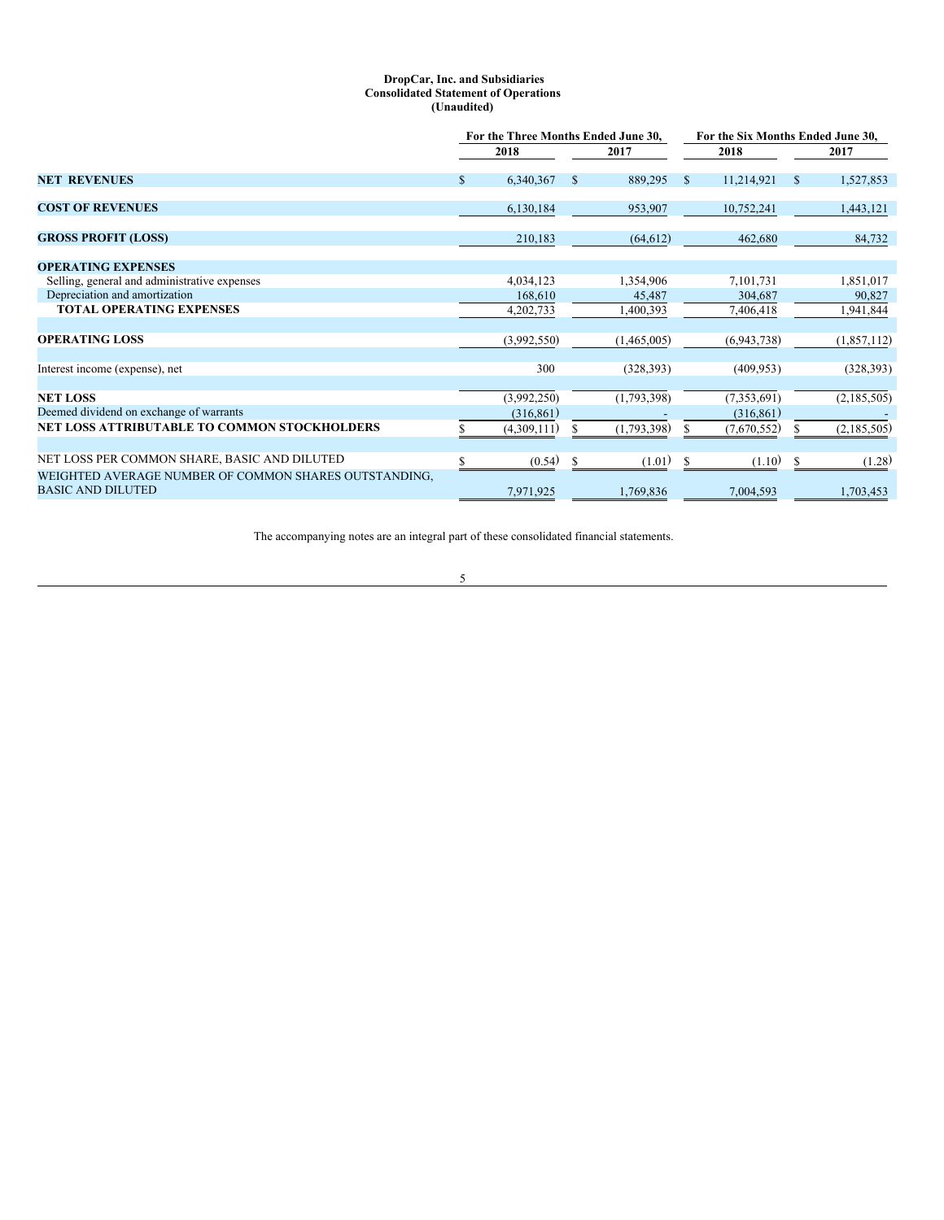**DropCar, Inc. and Subsidiaries**
**Consolidated Statement of Operations**
**(Unaudited)**

| | For the Three Months Ended June 30, | | For the Six Months Ended June 30, | |
|---|---|---|---|---|
| | 2018 | 2017 | 2018 | 2017 |
| **NET REVENUES** | $ 6,340,367 | $ 889,295 | $ 11,214,921 | $ 1,527,853 |
| **COST OF REVENUES** | 6,130,184 | 953,907 | 10,752,241 | 1,443,121 |
| **GROSS PROFIT (LOSS)** | 210,183 | (64,612) | 462,680 | 84,732 |
| **OPERATING EXPENSES** | | | | |
| Selling, general and administrative expenses | 4,034,123 | 1,354,906 | 7,101,731 | 1,851,017 |
| Depreciation and amortization | 168,610 | 45,487 | 304,687 | 90,827 |
| **TOTAL OPERATING EXPENSES** | 4,202,733 | 1,400,393 | 7,406,418 | 1,941,844 |
| **OPERATING LOSS** | (3,992,550) | (1,465,005) | (6,943,738) | (1,857,112) |
| Interest income (expense), net | 300 | (328,393) | (409,953) | (328,393) |
| **NET LOSS** | (3,992,250) | (1,793,398) | (7,353,691) | (2,185,505) |
| Deemed dividend on exchange of warrants | (316,861) | - | (316,861) | - |
| **NET LOSS ATTRIBUTABLE TO COMMON STOCKHOLDERS** | $ (4,309,111) | $ (1,793,398) | $ (7,670,552) | $ (2,185,505) |
| NET LOSS PER COMMON SHARE, BASIC AND DILUTED | $ (0.54) | $ (1.01) | $ (1.10) | $ (1.28) |
| WEIGHTED AVERAGE NUMBER OF COMMON SHARES OUTSTANDING, BASIC AND DILUTED | 7,971,925 | 1,769,836 | 7,004,593 | 1,703,453 |

The accompanying notes are an integral part of these consolidated financial statements.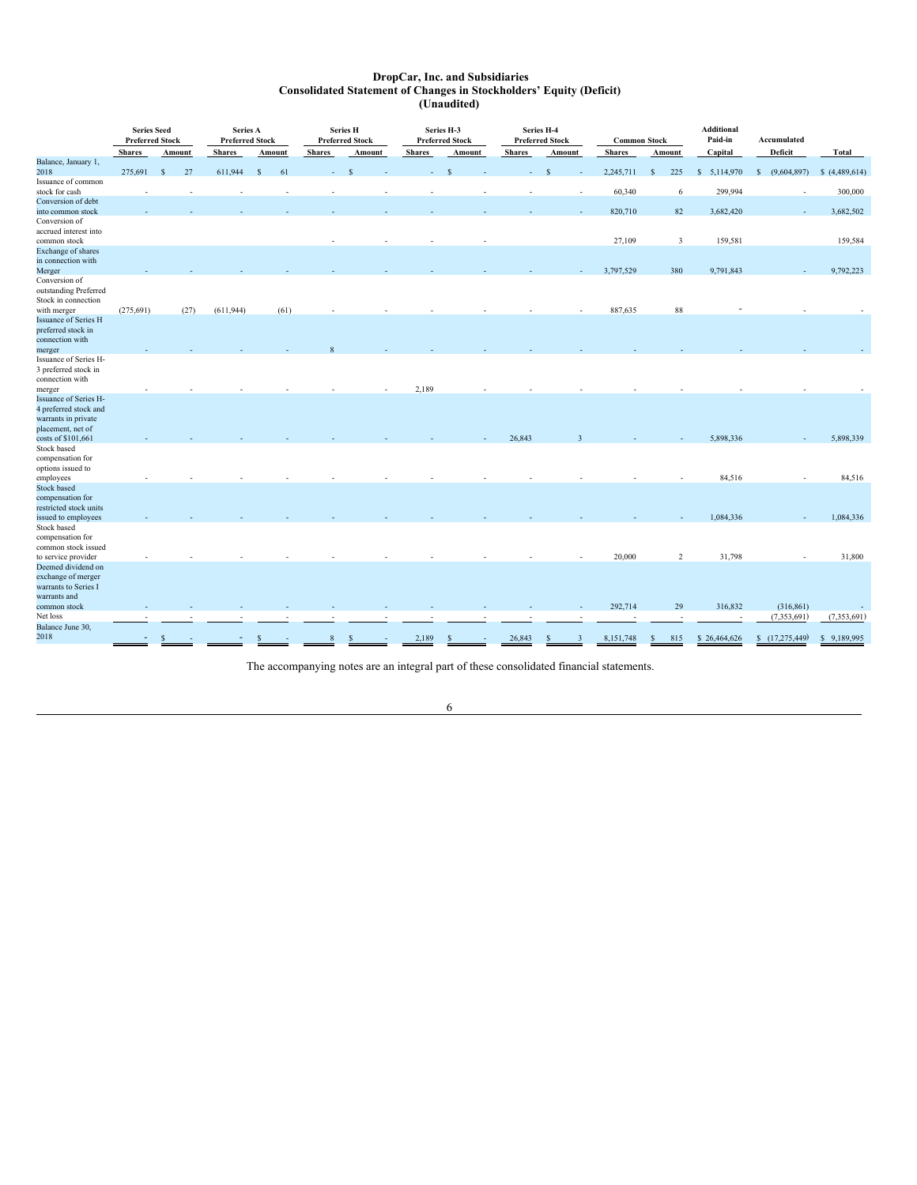# DropCar, Inc. and Subsidiaries
## Consolidated Statement of Changes in Stockholders' Equity (Deficit)
## (Unaudited)

| | Series Seed Preferred Stock | | Series A Preferred Stock | | Series H Preferred Stock | | Series H-3 Preferred Stock | | Series H-4 Preferred Stock | | Common Stock | | Additional Paid-in | Accumulated | |
|---|---|---|---|---|---|---|---|---|---|---|---|---|---|---|---|
| | Shares | Amount | Shares | Amount | Shares | Amount | Shares | Amount | Shares | Amount | Shares | Amount | Capital | Deficit | Total |
| Balance, January 1, 2018 | 275,691 | $ 27 | 611,944 | $ 61 | - | $ - | - | $ - | - | $ - | 2,245,711 | $ 225 | $ 5,114,970 | $ (9,604,897) | $ (4,489,614) |
| Issuance of common stock for cash | - | - | - | - | - | - | - | - | - | - | 60,340 | 6 | 299,994 | - | 300,000 |
| Conversion of debt into common stock | - | - | - | - | - | - | - | - | - | - | 820,710 | 82 | 3,682,420 | - | 3,682,502 |
| Conversion of accrued interest into common stock | | | | | - | - | - | - | | | 27,109 | 3 | 159,581 | | 159,584 |
| Exchange of shares in connection with Merger | - | - | - | - | - | - | - | - | - | - | 3,797,529 | 380 | 9,791,843 | - | 9,792,223 |
| Conversion of outstanding Preferred Stock in connection with merger | (275,691) | (27) | (611,944) | (61) | - | - | - | - | - | - | 887,635 | 88 | - | - | - |
| Issuance of Series H preferred stock in connection with merger | - | - | - | - | 8 | - | - | - | - | - | - | - | - | - | - |
| Issuance of Series H-3 preferred stock in connection with merger | - | - | - | - | - | - | 2,189 | - | - | - | - | - | - | - | - |
| Issuance of Series H-4 preferred stock and warrants in private placement, net of costs of $101,661 | - | - | - | - | - | - | - | - | 26,843 | 3 | - | - | 5,898,336 | - | 5,898,339 |
| Stock based compensation for options issued to employees | - | - | - | - | - | - | - | - | - | - | - | - | 84,516 | - | 84,516 |
| Stock based compensation for restricted stock units issued to employees | - | - | - | - | - | - | - | - | - | - | - | - | 1,084,336 | - | 1,084,336 |
| Stock based compensation for common stock issued to service provider | - | - | - | - | - | - | - | - | - | - | 20,000 | 2 | 31,798 | - | 31,800 |
| Deemed dividend on exchange of merger warrants to Series I warrants and common stock | - | - | - | - | - | - | - | - | - | - | 292,714 | 29 | 316,832 | (316,861) | - |
| Net loss | - | - | - | - | - | - | - | - | - | - | - | - | - | (7,353,691) | (7,353,691) |
| Balance June 30, 2018 | - | $ - | - | $ - | 8 | $ - | 2,189 | $ - | 26,843 | $ 3 | 8,151,748 | $ 815 | $ 26,464,626 | $ (17,275,449) | $ 9,189,995 |

The accompanying notes are an integral part of these consolidated financial statements.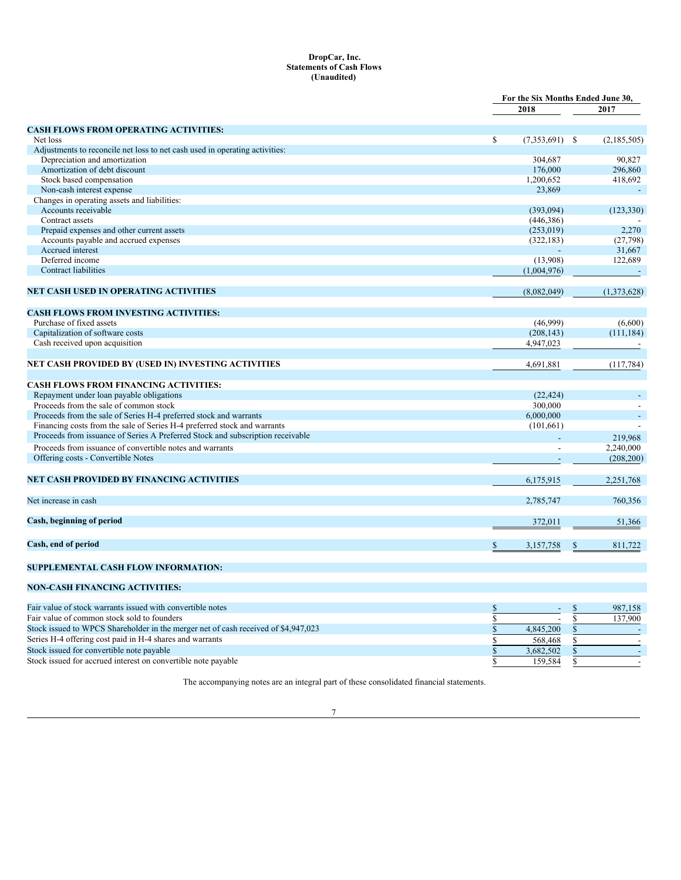**DropCar, Inc.**
**Statements of Cash Flows**
**(Unaudited)**

| | For the Six Months Ended June 30, | |
|---|---|---|
| | 2018 | 2017 |
| **CASH FLOWS FROM OPERATING ACTIVITIES:** | | |
| Net loss | $ (7,353,691) | $ (2,185,505) |
| Adjustments to reconcile net loss to net cash used in operating activities: | | |
| Depreciation and amortization | 304,687 | 90,827 |
| Amortization of debt discount | 176,000 | 296,860 |
| Stock based compensation | 1,200,652 | 418,692 |
| Non-cash interest expense | 23,869 | - |
| Changes in operating assets and liabilities: | | |
| Accounts receivable | (393,094) | (123,330) |
| Contract assets | (446,386) | - |
| Prepaid expenses and other current assets | (253,019) | 2,270 |
| Accounts payable and accrued expenses | (322,183) | (27,798) |
| Accrued interest | - | 31,667 |
| Deferred income | (13,908) | 122,689 |
| Contract liabilities | (1,004,976) | - |
| **NET CASH USED IN OPERATING ACTIVITIES** | (8,082,049) | (1,373,628) |
| **CASH FLOWS FROM INVESTING ACTIVITIES:** | | |
| Purchase of fixed assets | (46,999) | (6,600) |
| Capitalization of software costs | (208,143) | (111,184) |
| Cash received upon acquisition | 4,947,023 | - |
| **NET CASH PROVIDED BY (USED IN) INVESTING ACTIVITIES** | 4,691,881 | (117,784) |
| **CASH FLOWS FROM FINANCING ACTIVITIES:** | | |
| Repayment under loan payable obligations | (22,424) | - |
| Proceeds from the sale of common stock | 300,000 | - |
| Proceeds from the sale of Series H-4 preferred stock and warrants | 6,000,000 | - |
| Financing costs from the sale of Series H-4 preferred stock and warrants | (101,661) | - |
| Proceeds from issuance of Series A Preferred Stock and subscription receivable | - | 219,968 |
| Proceeds from issuance of convertible notes and warrants | - | 2,240,000 |
| Offering costs - Convertible Notes | - | (208,200) |
| **NET CASH PROVIDED BY FINANCING ACTIVITIES** | 6,175,915 | 2,251,768 |
| Net increase in cash | 2,785,747 | 760,356 |
| **Cash, beginning of period** | 372,011 | 51,366 |
| **Cash, end of period** | $ 3,157,758 | $ 811,722 |
| **SUPPLEMENTAL CASH FLOW INFORMATION:** | | |
| **NON-CASH FINANCING ACTIVITIES:** | | |
| Fair value of stock warrants issued with convertible notes | $ - | $ 987,158 |
| Fair value of common stock sold to founders | $ - | $ 137,900 |
| Stock issued to WPCS Shareholder in the merger net of cash received of $4,947,023 | $ 4,845,200 | $ - |
| Series H-4 offering cost paid in H-4 shares and warrants | $ 568,468 | $ - |
| Stock issued for convertible note payable | $ 3,682,502 | $ - |
| Stock issued for accrued interest on convertible note payable | $ 159,584 | $ - |

The accompanying notes are an integral part of these consolidated financial statements.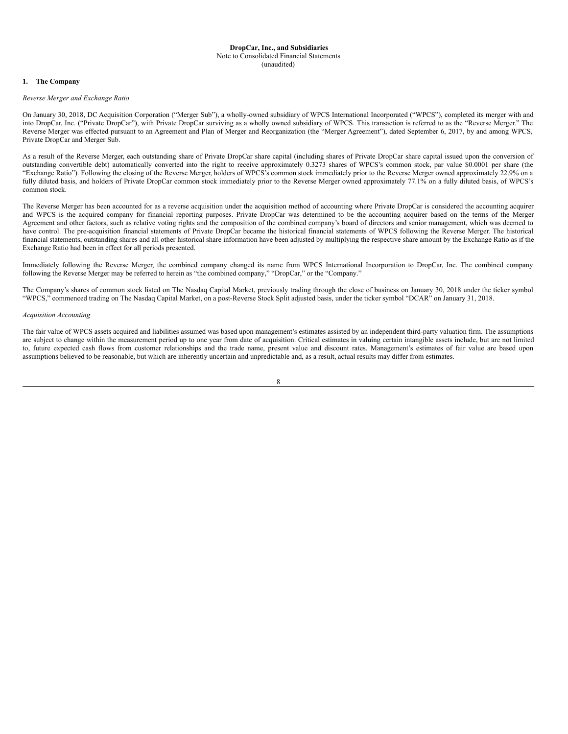**DropCar, Inc., and Subsidiaries**
Note to Consolidated Financial Statements
(unaudited)

## 1. The Company

*Reverse Merger and Exchange Ratio*

On January 30, 2018, DC Acquisition Corporation ("Merger Sub"), a wholly-owned subsidiary of WPCS International Incorporated ("WPCS"), completed its merger with and into DropCar, Inc. ("Private DropCar"), with Private DropCar surviving as a wholly owned subsidiary of WPCS. This transaction is referred to as the "Reverse Merger." The Reverse Merger was effected pursuant to an Agreement and Plan of Merger and Reorganization (the "Merger Agreement"), dated September 6, 2017, by and among WPCS, Private DropCar and Merger Sub.

As a result of the Reverse Merger, each outstanding share of Private DropCar share capital (including shares of Private DropCar share capital issued upon the conversion of outstanding convertible debt) automatically converted into the right to receive approximately 0.3273 shares of WPCS's common stock, par value $0.0001 per share (the "Exchange Ratio"). Following the closing of the Reverse Merger, holders of WPCS's common stock immediately prior to the Reverse Merger owned approximately 22.9% on a fully diluted basis, and holders of Private DropCar common stock immediately prior to the Reverse Merger owned approximately 77.1% on a fully diluted basis, of WPCS's common stock.

The Reverse Merger has been accounted for as a reverse acquisition under the acquisition method of accounting where Private DropCar is considered the accounting acquirer and WPCS is the acquired company for financial reporting purposes. Private DropCar was determined to be the accounting acquirer based on the terms of the Merger Agreement and other factors, such as relative voting rights and the composition of the combined company's board of directors and senior management, which was deemed to have control. The pre-acquisition financial statements of Private DropCar became the historical financial statements of WPCS following the Reverse Merger. The historical financial statements, outstanding shares and all other historical share information have been adjusted by multiplying the respective share amount by the Exchange Ratio as if the Exchange Ratio had been in effect for all periods presented.

Immediately following the Reverse Merger, the combined company changed its name from WPCS International Incorporation to DropCar, Inc. The combined company following the Reverse Merger may be referred to herein as "the combined company," "DropCar," or the "Company."

The Company's shares of common stock listed on The Nasdaq Capital Market, previously trading through the close of business on January 30, 2018 under the ticker symbol "WPCS," commenced trading on The Nasdaq Capital Market, on a post-Reverse Stock Split adjusted basis, under the ticker symbol "DCAR" on January 31, 2018.

*Acquisition Accounting*

The fair value of WPCS assets acquired and liabilities assumed was based upon management's estimates assisted by an independent third-party valuation firm. The assumptions are subject to change within the measurement period up to one year from date of acquisition. Critical estimates in valuing certain intangible assets include, but are not limited to, future expected cash flows from customer relationships and the trade name, present value and discount rates. Management's estimates of fair value are based upon assumptions believed to be reasonable, but which are inherently uncertain and unpredictable and, as a result, actual results may differ from estimates.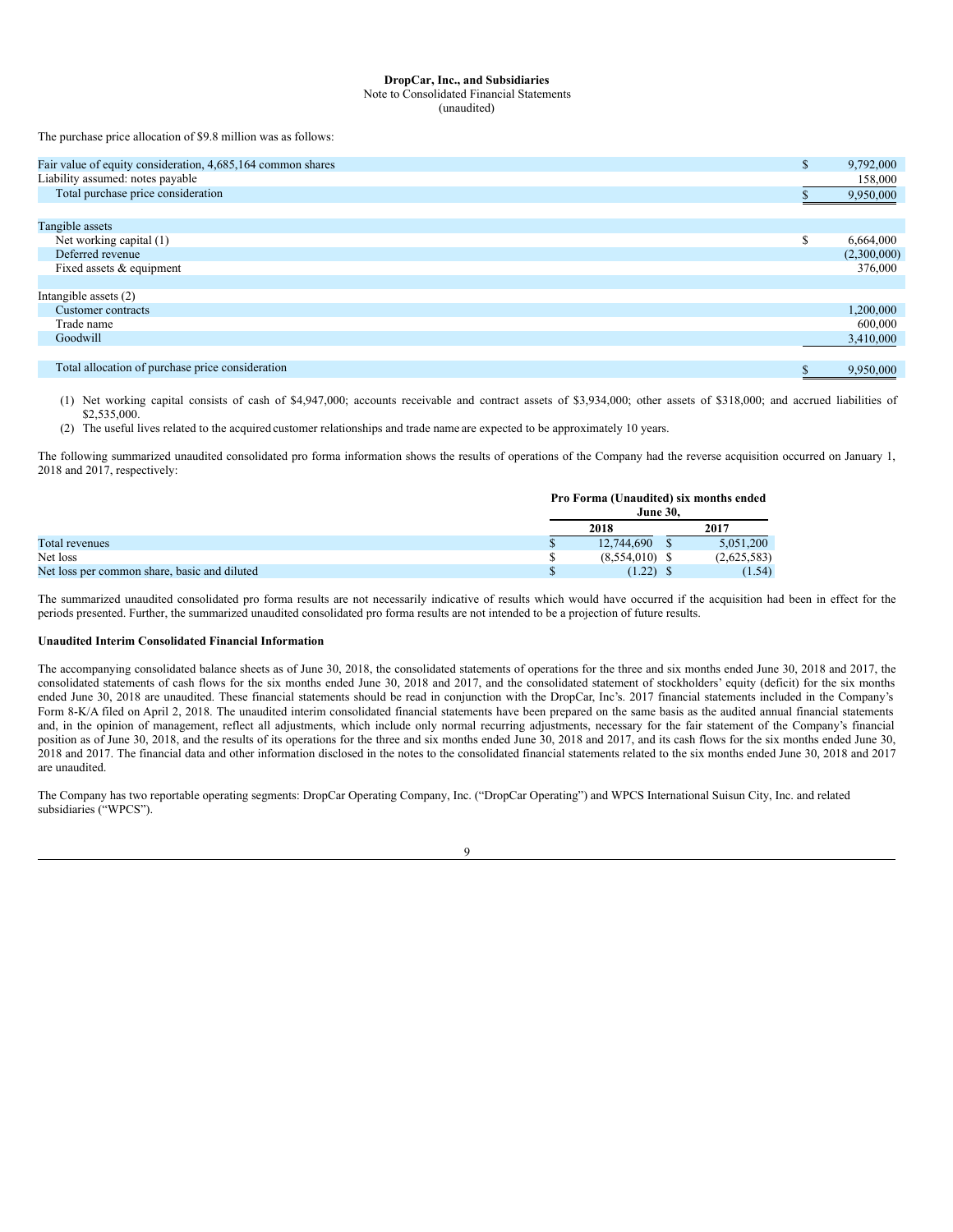**DropCar, Inc., and Subsidiaries**
Note to Consolidated Financial Statements
(unaudited)

The purchase price allocation of $9.8 million was as follows:

| | |
|---|---|
| Fair value of equity consideration, 4,685,164 common shares | $ 9,792,000 |
| Liability assumed: notes payable | 158,000 |
| Total purchase price consideration | $ 9,950,000 |
| | |
| Tangible assets | |
| Net working capital (1) | $ 6,664,000 |
| Deferred revenue | (2,300,000) |
| Fixed assets & equipment | 376,000 |
| | |
| Intangible assets (2) | |
| Customer contracts | 1,200,000 |
| Trade name | 600,000 |
| Goodwill | 3,410,000 |
| | |
| Total allocation of purchase price consideration | $ 9,950,000 |

(1) Net working capital consists of cash of $4,947,000; accounts receivable and contract assets of $3,934,000; other assets of $318,000; and accrued liabilities of $2,535,000.

(2) The useful lives related to the acquired customer relationships and trade name are expected to be approximately 10 years.

The following summarized unaudited consolidated pro forma information shows the results of operations of the Company had the reverse acquisition occurred on January 1, 2018 and 2017, respectively:

| | Pro Forma (Unaudited) six months ended June 30, | |
|---|---|---|
| | 2018 | 2017 |
| Total revenues | $ 12,744,690 | $ 5,051,200 |
| Net loss | $ (8,554,010) | $ (2,625,583) |
| Net loss per common share, basic and diluted | $ (1.22) | $ (1.54) |

The summarized unaudited consolidated pro forma results are not necessarily indicative of results which would have occurred if the acquisition had been in effect for the periods presented. Further, the summarized unaudited consolidated pro forma results are not intended to be a projection of future results.

**Unaudited Interim Consolidated Financial Information**

The accompanying consolidated balance sheets as of June 30, 2018, the consolidated statements of operations for the three and six months ended June 30, 2018 and 2017, the consolidated statements of cash flows for the six months ended June 30, 2018 and 2017, and the consolidated statement of stockholders' equity (deficit) for the six months ended June 30, 2018 are unaudited. These financial statements should be read in conjunction with the DropCar, Inc's. 2017 financial statements included in the Company's Form 8-K/A filed on April 2, 2018. The unaudited interim consolidated financial statements have been prepared on the same basis as the audited annual financial statements and, in the opinion of management, reflect all adjustments, which include only normal recurring adjustments, necessary for the fair statement of the Company's financial position as of June 30, 2018, and the results of its operations for the three and six months ended June 30, 2018 and 2017, and its cash flows for the six months ended June 30, 2018 and 2017. The financial data and other information disclosed in the notes to the consolidated financial statements related to the six months ended June 30, 2018 and 2017 are unaudited.

The Company has two reportable operating segments: DropCar Operating Company, Inc. ("DropCar Operating") and WPCS International Suisun City, Inc. and related subsidiaries ("WPCS").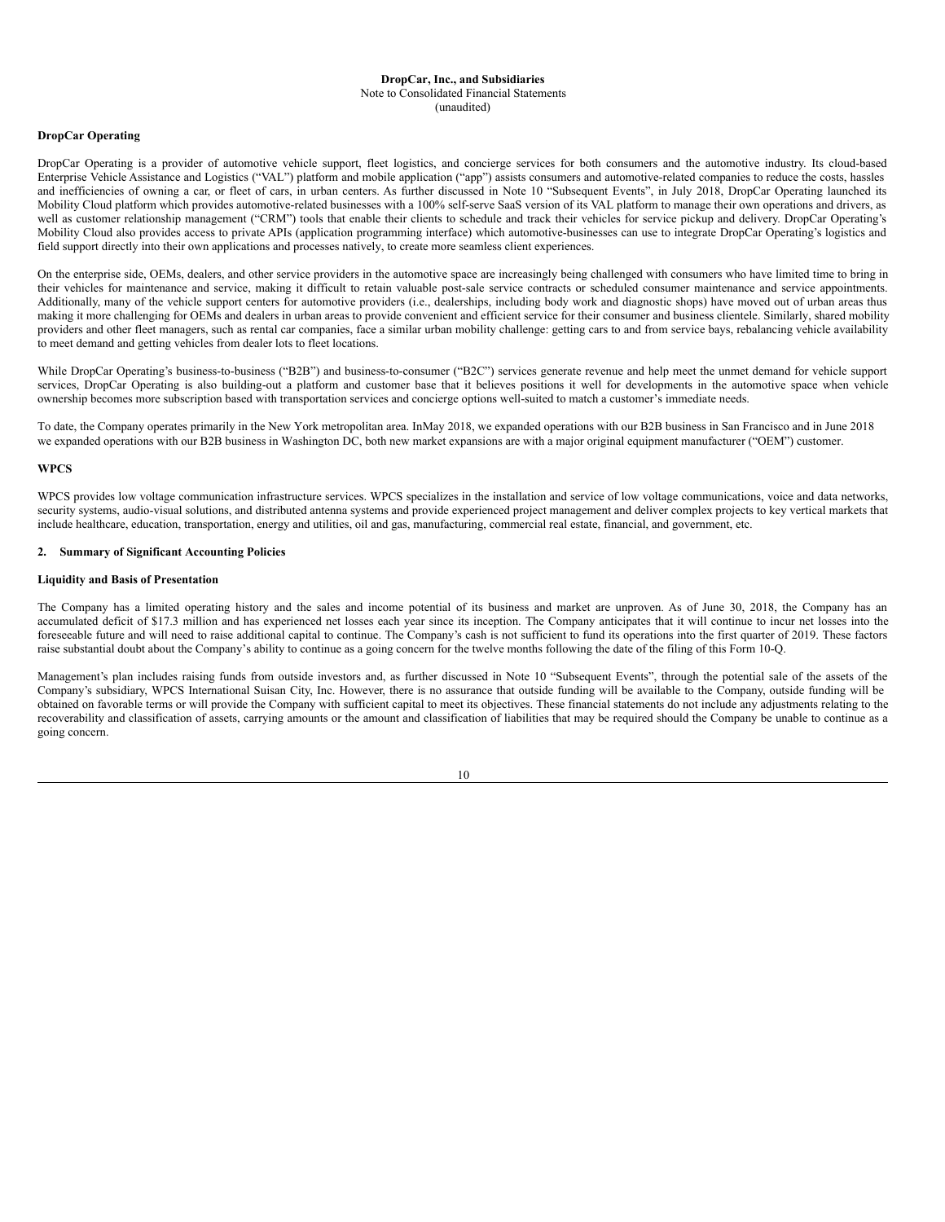**DropCar, Inc., and Subsidiaries**
Note to Consolidated Financial Statements
(unaudited)

**DropCar Operating**

DropCar Operating is a provider of automotive vehicle support, fleet logistics, and concierge services for both consumers and the automotive industry. Its cloud-based Enterprise Vehicle Assistance and Logistics ("VAL") platform and mobile application ("app") assists consumers and automotive-related companies to reduce the costs, hassles and inefficiencies of owning a car, or fleet of cars, in urban centers. As further discussed in Note 10 "Subsequent Events", in July 2018, DropCar Operating launched its Mobility Cloud platform which provides automotive-related businesses with a 100% self-serve SaaS version of its VAL platform to manage their own operations and drivers, as well as customer relationship management ("CRM") tools that enable their clients to schedule and track their vehicles for service pickup and delivery. DropCar Operating's Mobility Cloud also provides access to private APIs (application programming interface) which automotive-businesses can use to integrate DropCar Operating's logistics and field support directly into their own applications and processes natively, to create more seamless client experiences.

On the enterprise side, OEMs, dealers, and other service providers in the automotive space are increasingly being challenged with consumers who have limited time to bring in their vehicles for maintenance and service, making it difficult to retain valuable post-sale service contracts or scheduled consumer maintenance and service appointments. Additionally, many of the vehicle support centers for automotive providers (i.e., dealerships, including body work and diagnostic shops) have moved out of urban areas thus making it more challenging for OEMs and dealers in urban areas to provide convenient and efficient service for their consumer and business clientele. Similarly, shared mobility providers and other fleet managers, such as rental car companies, face a similar urban mobility challenge: getting cars to and from service bays, rebalancing vehicle availability to meet demand and getting vehicles from dealer lots to fleet locations.

While DropCar Operating's business-to-business ("B2B") and business-to-consumer ("B2C") services generate revenue and help meet the unmet demand for vehicle support services, DropCar Operating is also building-out a platform and customer base that it believes positions it well for developments in the automotive space when vehicle ownership becomes more subscription based with transportation services and concierge options well-suited to match a customer's immediate needs.

To date, the Company operates primarily in the New York metropolitan area. InMay 2018, we expanded operations with our B2B business in San Francisco and in June 2018 we expanded operations with our B2B business in Washington DC, both new market expansions are with a major original equipment manufacturer ("OEM") customer.

**WPCS**

WPCS provides low voltage communication infrastructure services. WPCS specializes in the installation and service of low voltage communications, voice and data networks, security systems, audio-visual solutions, and distributed antenna systems and provide experienced project management and deliver complex projects to key vertical markets that include healthcare, education, transportation, energy and utilities, oil and gas, manufacturing, commercial real estate, financial, and government, etc.

## 2. Summary of Significant Accounting Policies

**Liquidity and Basis of Presentation**

The Company has a limited operating history and the sales and income potential of its business and market are unproven. As of June 30, 2018, the Company has an accumulated deficit of $17.3 million and has experienced net losses each year since its inception. The Company anticipates that it will continue to incur net losses into the foreseeable future and will need to raise additional capital to continue. The Company's cash is not sufficient to fund its operations into the first quarter of 2019. These factors raise substantial doubt about the Company's ability to continue as a going concern for the twelve months following the date of the filing of this Form 10-Q.

Management's plan includes raising funds from outside investors and, as further discussed in Note 10 "Subsequent Events", through the potential sale of the assets of the Company's subsidiary, WPCS International Suisan City, Inc. However, there is no assurance that outside funding will be available to the Company, outside funding will be obtained on favorable terms or will provide the Company with sufficient capital to meet its objectives. These financial statements do not include any adjustments relating to the recoverability and classification of assets, carrying amounts or the amount and classification of liabilities that may be required should the Company be unable to continue as a going concern.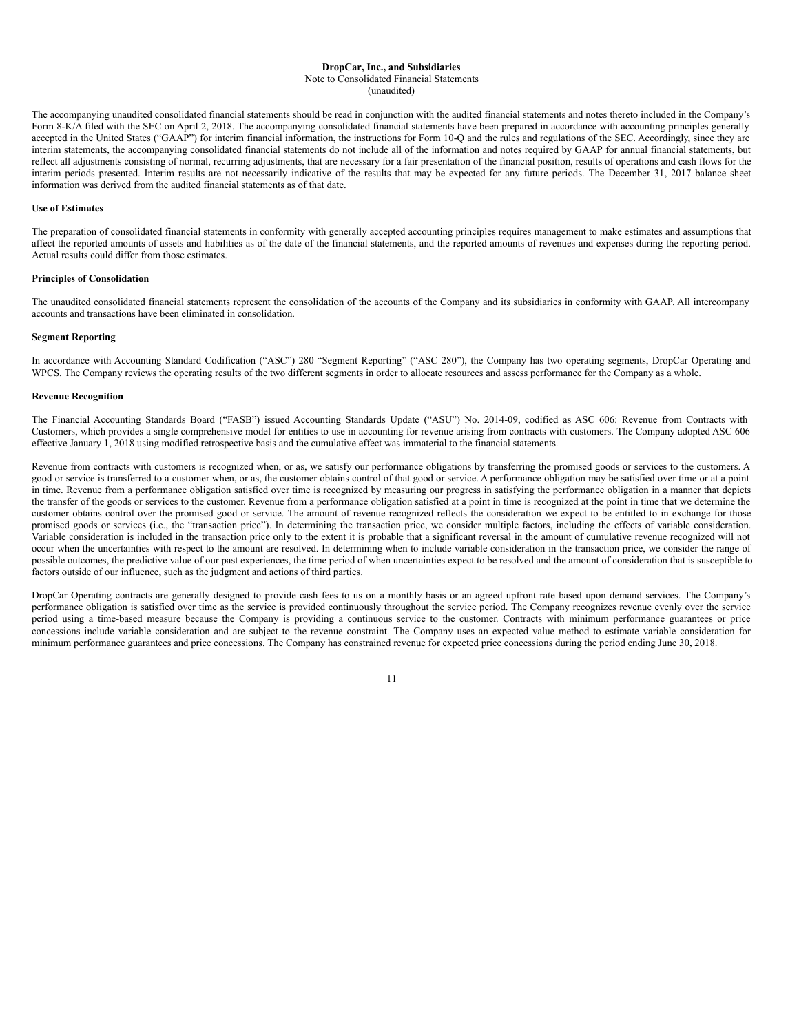**DropCar, Inc., and Subsidiaries**
Note to Consolidated Financial Statements
(unaudited)

The accompanying unaudited consolidated financial statements should be read in conjunction with the audited financial statements and notes thereto included in the Company's Form 8-K/A filed with the SEC on April 2, 2018. The accompanying consolidated financial statements have been prepared in accordance with accounting principles generally accepted in the United States ("GAAP") for interim financial information, the instructions for Form 10-Q and the rules and regulations of the SEC. Accordingly, since they are interim statements, the accompanying consolidated financial statements do not include all of the information and notes required by GAAP for annual financial statements, but reflect all adjustments consisting of normal, recurring adjustments, that are necessary for a fair presentation of the financial position, results of operations and cash flows for the interim periods presented. Interim results are not necessarily indicative of the results that may be expected for any future periods. The December 31, 2017 balance sheet information was derived from the audited financial statements as of that date.

**Use of Estimates**

The preparation of consolidated financial statements in conformity with generally accepted accounting principles requires management to make estimates and assumptions that affect the reported amounts of assets and liabilities as of the date of the financial statements, and the reported amounts of revenues and expenses during the reporting period. Actual results could differ from those estimates.

**Principles of Consolidation**

The unaudited consolidated financial statements represent the consolidation of the accounts of the Company and its subsidiaries in conformity with GAAP. All intercompany accounts and transactions have been eliminated in consolidation.

**Segment Reporting**

In accordance with Accounting Standard Codification ("ASC") 280 "Segment Reporting" ("ASC 280"), the Company has two operating segments, DropCar Operating and WPCS. The Company reviews the operating results of the two different segments in order to allocate resources and assess performance for the Company as a whole.

**Revenue Recognition**

The Financial Accounting Standards Board ("FASB") issued Accounting Standards Update ("ASU") No. 2014-09, codified as ASC 606: Revenue from Contracts with Customers, which provides a single comprehensive model for entities to use in accounting for revenue arising from contracts with customers. The Company adopted ASC 606 effective January 1, 2018 using modified retrospective basis and the cumulative effect was immaterial to the financial statements.

Revenue from contracts with customers is recognized when, or as, we satisfy our performance obligations by transferring the promised goods or services to the customers. A good or service is transferred to a customer when, or as, the customer obtains control of that good or service. A performance obligation may be satisfied over time or at a point in time. Revenue from a performance obligation satisfied over time is recognized by measuring our progress in satisfying the performance obligation in a manner that depicts the transfer of the goods or services to the customer. Revenue from a performance obligation satisfied at a point in time is recognized at the point in time that we determine the customer obtains control over the promised good or service. The amount of revenue recognized reflects the consideration we expect to be entitled to in exchange for those promised goods or services (i.e., the "transaction price"). In determining the transaction price, we consider multiple factors, including the effects of variable consideration. Variable consideration is included in the transaction price only to the extent it is probable that a significant reversal in the amount of cumulative revenue recognized will not occur when the uncertainties with respect to the amount are resolved. In determining when to include variable consideration in the transaction price, we consider the range of possible outcomes, the predictive value of our past experiences, the time period of when uncertainties expect to be resolved and the amount of consideration that is susceptible to factors outside of our influence, such as the judgment and actions of third parties.

DropCar Operating contracts are generally designed to provide cash fees to us on a monthly basis or an agreed upfront rate based upon demand services. The Company's performance obligation is satisfied over time as the service is provided continuously throughout the service period. The Company recognizes revenue evenly over the service period using a time-based measure because the Company is providing a continuous service to the customer. Contracts with minimum performance guarantees or price concessions include variable consideration and are subject to the revenue constraint. The Company uses an expected value method to estimate variable consideration for minimum performance guarantees and price concessions. The Company has constrained revenue for expected price concessions during the period ending June 30, 2018.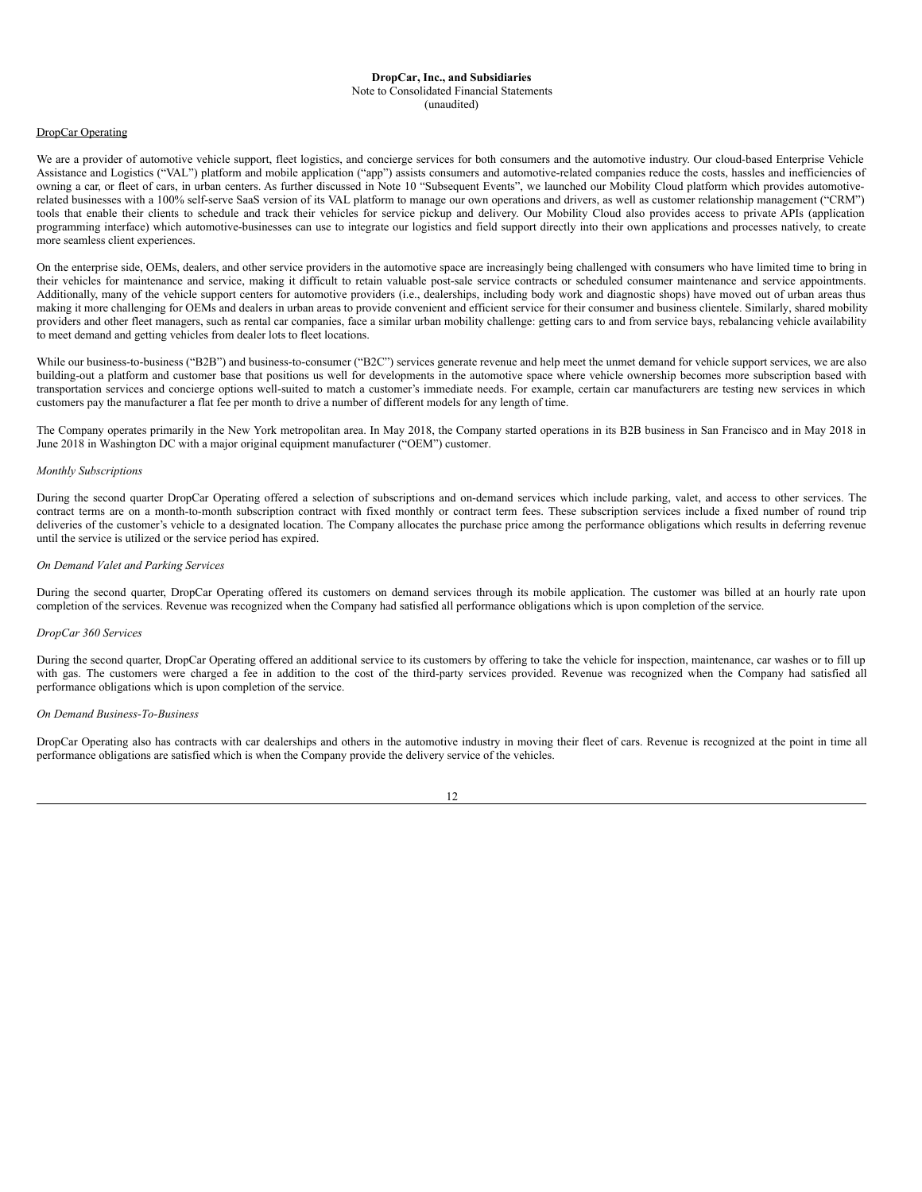**DropCar, Inc., and Subsidiaries**
Note to Consolidated Financial Statements
(unaudited)

DropCar Operating

We are a provider of automotive vehicle support, fleet logistics, and concierge services for both consumers and the automotive industry. Our cloud-based Enterprise Vehicle Assistance and Logistics ("VAL") platform and mobile application ("app") assists consumers and automotive-related companies reduce the costs, hassles and inefficiencies of owning a car, or fleet of cars, in urban centers. As further discussed in Note 10 "Subsequent Events", we launched our Mobility Cloud platform which provides automotive-related businesses with a 100% self-serve SaaS version of its VAL platform to manage our own operations and drivers, as well as customer relationship management ("CRM") tools that enable their clients to schedule and track their vehicles for service pickup and delivery. Our Mobility Cloud also provides access to private APIs (application programming interface) which automotive-businesses can use to integrate our logistics and field support directly into their own applications and processes natively, to create more seamless client experiences.

On the enterprise side, OEMs, dealers, and other service providers in the automotive space are increasingly being challenged with consumers who have limited time to bring in their vehicles for maintenance and service, making it difficult to retain valuable post-sale service contracts or scheduled consumer maintenance and service appointments. Additionally, many of the vehicle support centers for automotive providers (i.e., dealerships, including body work and diagnostic shops) have moved out of urban areas thus making it more challenging for OEMs and dealers in urban areas to provide convenient and efficient service for their consumer and business clientele. Similarly, shared mobility providers and other fleet managers, such as rental car companies, face a similar urban mobility challenge: getting cars to and from service bays, rebalancing vehicle availability to meet demand and getting vehicles from dealer lots to fleet locations.

While our business-to-business ("B2B") and business-to-consumer ("B2C") services generate revenue and help meet the unmet demand for vehicle support services, we are also building-out a platform and customer base that positions us well for developments in the automotive space where vehicle ownership becomes more subscription based with transportation services and concierge options well-suited to match a customer's immediate needs. For example, certain car manufacturers are testing new services in which customers pay the manufacturer a flat fee per month to drive a number of different models for any length of time.

The Company operates primarily in the New York metropolitan area. In May 2018, the Company started operations in its B2B business in San Francisco and in May 2018 in June 2018 in Washington DC with a major original equipment manufacturer ("OEM") customer.

*Monthly Subscriptions*

During the second quarter DropCar Operating offered a selection of subscriptions and on-demand services which include parking, valet, and access to other services. The contract terms are on a month-to-month subscription contract with fixed monthly or contract term fees. These subscription services include a fixed number of round trip deliveries of the customer's vehicle to a designated location. The Company allocates the purchase price among the performance obligations which results in deferring revenue until the service is utilized or the service period has expired.

*On Demand Valet and Parking Services*

During the second quarter, DropCar Operating offered its customers on demand services through its mobile application. The customer was billed at an hourly rate upon completion of the services. Revenue was recognized when the Company had satisfied all performance obligations which is upon completion of the service.

*DropCar 360 Services*

During the second quarter, DropCar Operating offered an additional service to its customers by offering to take the vehicle for inspection, maintenance, car washes or to fill up with gas. The customers were charged a fee in addition to the cost of the third-party services provided. Revenue was recognized when the Company had satisfied all performance obligations which is upon completion of the service.

*On Demand Business-To-Business*

DropCar Operating also has contracts with car dealerships and others in the automotive industry in moving their fleet of cars. Revenue is recognized at the point in time all performance obligations are satisfied which is when the Company provide the delivery service of the vehicles.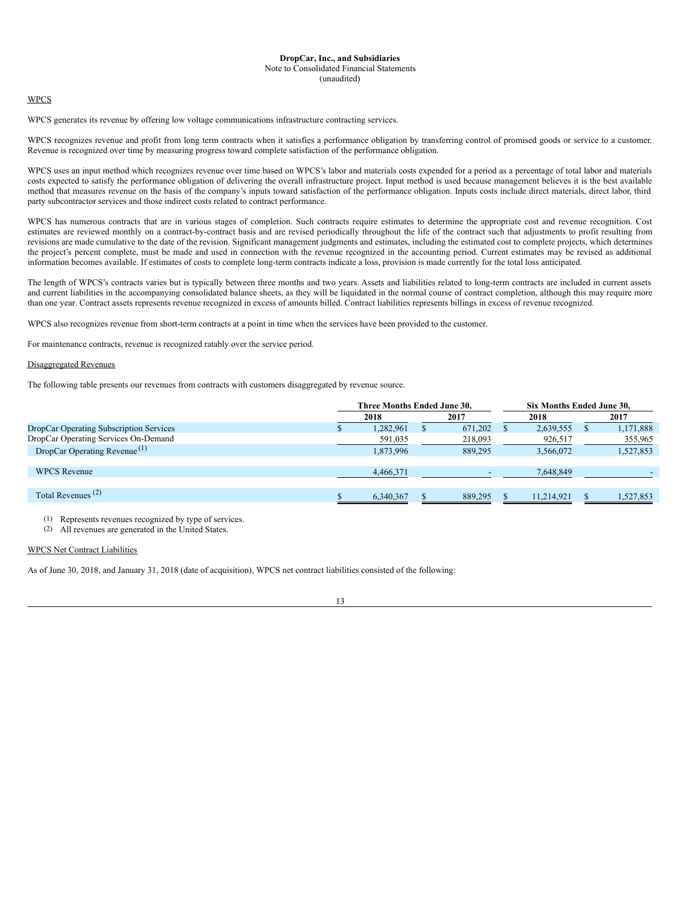**DropCar, Inc., and Subsidiaries**
Note to Consolidated Financial Statements
(unaudited)

WPCS

WPCS generates its revenue by offering low voltage communications infrastructure contracting services.

WPCS recognizes revenue and profit from long term contracts when it satisfies a performance obligation by transferring control of promised goods or service to a customer. Revenue is recognized over time by measuring progress toward complete satisfaction of the performance obligation.

WPCS uses an input method which recognizes revenue over time based on WPCS's labor and materials costs expended for a period as a percentage of total labor and materials costs expected to satisfy the performance obligation of delivering the overall infrastructure project. Input method is used because management believes it is the best available method that measures revenue on the basis of the company's inputs toward satisfaction of the performance obligation. Inputs costs include direct materials, direct labor, third party subcontractor services and those indirect costs related to contract performance.

WPCS has numerous contracts that are in various stages of completion. Such contracts require estimates to determine the appropriate cost and revenue recognition. Cost estimates are reviewed monthly on a contract-by-contract basis and are revised periodically throughout the life of the contract such that adjustments to profit resulting from revisions are made cumulative to the date of the revision. Significant management judgments and estimates, including the estimated cost to complete projects, which determines the project's percent complete, must be made and used in connection with the revenue recognized in the accounting period. Current estimates may be revised as additional information becomes available. If estimates of costs to complete long-term contracts indicate a loss, provision is made currently for the total loss anticipated.

The length of WPCS's contracts varies but is typically between three months and two years. Assets and liabilities related to long-term contracts are included in current assets and current liabilities in the accompanying consolidated balance sheets, as they will be liquidated in the normal course of contract completion, although this may require more than one year. Contract assets represents revenue recognized in excess of amounts billed. Contract liabilities represents billings in excess of revenue recognized.

WPCS also recognizes revenue from short-term contracts at a point in time when the services have been provided to the customer.

For maintenance contracts, revenue is recognized ratably over the service period.

Disaggregated Revenues

The following table presents our revenues from contracts with customers disaggregated by revenue source.

| | Three Months Ended June 30, | | Six Months Ended June 30, | |
|---|---|---|---|---|
| | 2018 | 2017 | 2018 | 2017 |
| DropCar Operating Subscription Services | $ 1,282,961 | $ 671,202 | $ 2,639,555 | $ 1,171,888 |
| DropCar Operating Services On-Demand | 591,035 | 218,093 | 926,517 | 355,965 |
| DropCar Operating Revenue (1) | 1,873,996 | 889,295 | 3,566,072 | 1,527,853 |
| WPCS Revenue | 4,466,371 | - | 7,648,849 | - |
| Total Revenues (2) | $ 6,340,367 | $ 889,295 | $ 11,214,921 | $ 1,527,853 |

(1) Represents revenues recognized by type of services.
(2) All revenues are generated in the United States.

WPCS Net Contract Liabilities

As of June 30, 2018, and January 31, 2018 (date of acquisition), WPCS net contract liabilities consisted of the following: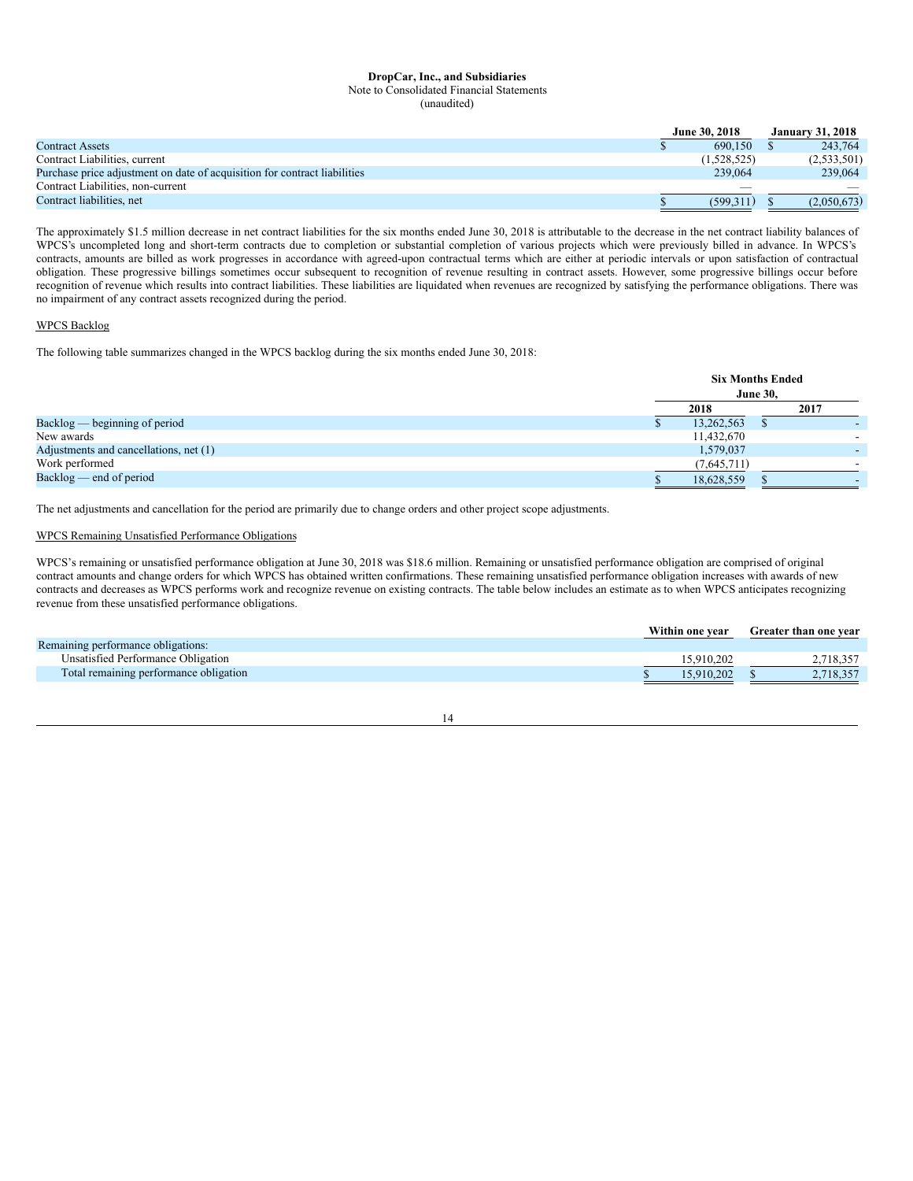**DropCar, Inc., and Subsidiaries**
Note to Consolidated Financial Statements
(unaudited)

| | June 30, 2018 | January 31, 2018 |
|---|---|---|
| Contract Assets | $ 690,150 | $ 243,764 |
| Contract Liabilities, current | (1,528,525) | (2,533,501) |
| Purchase price adjustment on date of acquisition for contract liabilities | 239,064 | 239,064 |
| Contract Liabilities, non-current | — | — |
| Contract liabilities, net | $ (599,311) | $ (2,050,673) |

The approximately $1.5 million decrease in net contract liabilities for the six months ended June 30, 2018 is attributable to the decrease in the net contract liability balances of WPCS's uncompleted long and short-term contracts due to completion or substantial completion of various projects which were previously billed in advance. In WPCS's contracts, amounts are billed as work progresses in accordance with agreed-upon contractual terms which are either at periodic intervals or upon satisfaction of contractual obligation. These progressive billings sometimes occur subsequent to recognition of revenue resulting in contract assets. However, some progressive billings occur before recognition of revenue which results into contract liabilities. These liabilities are liquidated when revenues are recognized by satisfying the performance obligations. There was no impairment of any contract assets recognized during the period.

WPCS Backlog

The following table summarizes changed in the WPCS backlog during the six months ended June 30, 2018:

| | Six Months Ended June 30, | |
|---|---|---|
| | 2018 | 2017 |
| Backlog — beginning of period | $ 13,262,563 | $ - |
| New awards | 11,432,670 | - |
| Adjustments and cancellations, net (1) | 1,579,037 | - |
| Work performed | (7,645,711) | - |
| Backlog — end of period | $ 18,628,559 | $ - |

The net adjustments and cancellation for the period are primarily due to change orders and other project scope adjustments.

WPCS Remaining Unsatisfied Performance Obligations

WPCS's remaining or unsatisfied performance obligation at June 30, 2018 was $18.6 million. Remaining or unsatisfied performance obligation are comprised of original contract amounts and change orders for which WPCS has obtained written confirmations. These remaining unsatisfied performance obligation increases with awards of new contracts and decreases as WPCS performs work and recognize revenue on existing contracts. The table below includes an estimate as to when WPCS anticipates recognizing revenue from these unsatisfied performance obligations.

| | Within one year | Greater than one year |
|---|---|---|
| Remaining performance obligations: | | |
| Unsatisfied Performance Obligation | 15,910,202 | 2,718,357 |
| Total remaining performance obligation | $ 15,910,202 | $ 2,718,357 |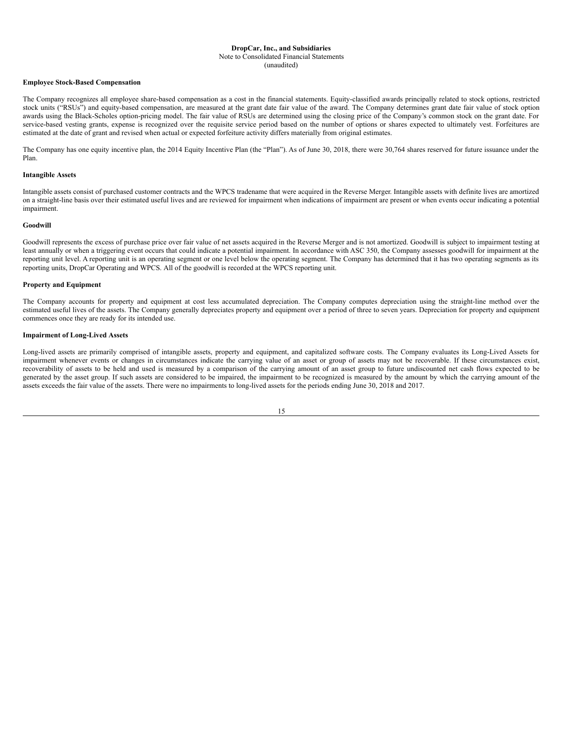**DropCar, Inc., and Subsidiaries**
Note to Consolidated Financial Statements
(unaudited)

**Employee Stock-Based Compensation**

The Company recognizes all employee share-based compensation as a cost in the financial statements. Equity-classified awards principally related to stock options, restricted stock units ("RSUs") and equity-based compensation, are measured at the grant date fair value of the award. The Company determines grant date fair value of stock option awards using the Black-Scholes option-pricing model. The fair value of RSUs are determined using the closing price of the Company's common stock on the grant date. For service-based vesting grants, expense is recognized over the requisite service period based on the number of options or shares expected to ultimately vest. Forfeitures are estimated at the date of grant and revised when actual or expected forfeiture activity differs materially from original estimates.

The Company has one equity incentive plan, the 2014 Equity Incentive Plan (the "Plan"). As of June 30, 2018, there were 30,764 shares reserved for future issuance under the Plan.

**Intangible Assets**

Intangible assets consist of purchased customer contracts and the WPCS tradename that were acquired in the Reverse Merger. Intangible assets with definite lives are amortized on a straight-line basis over their estimated useful lives and are reviewed for impairment when indications of impairment are present or when events occur indicating a potential impairment.

**Goodwill**

Goodwill represents the excess of purchase price over fair value of net assets acquired in the Reverse Merger and is not amortized. Goodwill is subject to impairment testing at least annually or when a triggering event occurs that could indicate a potential impairment. In accordance with ASC 350, the Company assesses goodwill for impairment at the reporting unit level. A reporting unit is an operating segment or one level below the operating segment. The Company has determined that it has two operating segments as its reporting units, DropCar Operating and WPCS. All of the goodwill is recorded at the WPCS reporting unit.

**Property and Equipment**

The Company accounts for property and equipment at cost less accumulated depreciation. The Company computes depreciation using the straight-line method over the estimated useful lives of the assets. The Company generally depreciates property and equipment over a period of three to seven years. Depreciation for property and equipment commences once they are ready for its intended use.

**Impairment of Long-Lived Assets**

Long-lived assets are primarily comprised of intangible assets, property and equipment, and capitalized software costs. The Company evaluates its Long-Lived Assets for impairment whenever events or changes in circumstances indicate the carrying value of an asset or group of assets may not be recoverable. If these circumstances exist, recoverability of assets to be held and used is measured by a comparison of the carrying amount of an asset group to future undiscounted net cash flows expected to be generated by the asset group. If such assets are considered to be impaired, the impairment to be recognized is measured by the amount by which the carrying amount of the assets exceeds the fair value of the assets. There were no impairments to long-lived assets for the periods ending June 30, 2018 and 2017.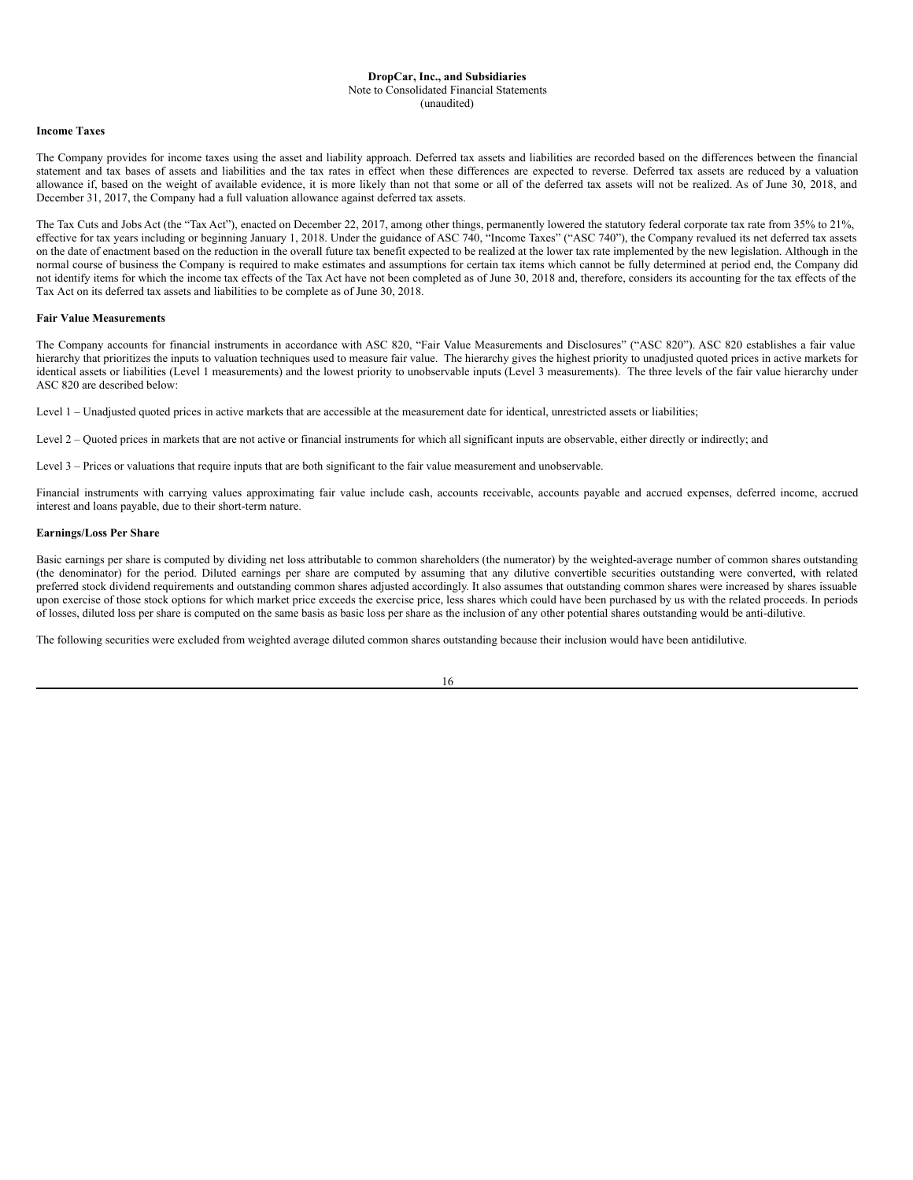**DropCar, Inc., and Subsidiaries**
Note to Consolidated Financial Statements
(unaudited)

**Income Taxes**

The Company provides for income taxes using the asset and liability approach. Deferred tax assets and liabilities are recorded based on the differences between the financial statement and tax bases of assets and liabilities and the tax rates in effect when these differences are expected to reverse. Deferred tax assets are reduced by a valuation allowance if, based on the weight of available evidence, it is more likely than not that some or all of the deferred tax assets will not be realized. As of June 30, 2018, and December 31, 2017, the Company had a full valuation allowance against deferred tax assets.

The Tax Cuts and Jobs Act (the "Tax Act"), enacted on December 22, 2017, among other things, permanently lowered the statutory federal corporate tax rate from 35% to 21%, effective for tax years including or beginning January 1, 2018. Under the guidance of ASC 740, "Income Taxes" ("ASC 740"), the Company revalued its net deferred tax assets on the date of enactment based on the reduction in the overall future tax benefit expected to be realized at the lower tax rate implemented by the new legislation. Although in the normal course of business the Company is required to make estimates and assumptions for certain tax items which cannot be fully determined at period end, the Company did not identify items for which the income tax effects of the Tax Act have not been completed as of June 30, 2018 and, therefore, considers its accounting for the tax effects of the Tax Act on its deferred tax assets and liabilities to be complete as of June 30, 2018.

**Fair Value Measurements**

The Company accounts for financial instruments in accordance with ASC 820, "Fair Value Measurements and Disclosures" ("ASC 820"). ASC 820 establishes a fair value hierarchy that prioritizes the inputs to valuation techniques used to measure fair value. The hierarchy gives the highest priority to unadjusted quoted prices in active markets for identical assets or liabilities (Level 1 measurements) and the lowest priority to unobservable inputs (Level 3 measurements). The three levels of the fair value hierarchy under ASC 820 are described below:

Level 1 – Unadjusted quoted prices in active markets that are accessible at the measurement date for identical, unrestricted assets or liabilities;

Level 2 – Quoted prices in markets that are not active or financial instruments for which all significant inputs are observable, either directly or indirectly; and

Level 3 – Prices or valuations that require inputs that are both significant to the fair value measurement and unobservable.

Financial instruments with carrying values approximating fair value include cash, accounts receivable, accounts payable and accrued expenses, deferred income, accrued interest and loans payable, due to their short-term nature.

**Earnings/Loss Per Share**

Basic earnings per share is computed by dividing net loss attributable to common shareholders (the numerator) by the weighted-average number of common shares outstanding (the denominator) for the period. Diluted earnings per share are computed by assuming that any dilutive convertible securities outstanding were converted, with related preferred stock dividend requirements and outstanding common shares adjusted accordingly. It also assumes that outstanding common shares were increased by shares issuable upon exercise of those stock options for which market price exceeds the exercise price, less shares which could have been purchased by us with the related proceeds. In periods of losses, diluted loss per share is computed on the same basis as basic loss per share as the inclusion of any other potential shares outstanding would be anti-dilutive.

The following securities were excluded from weighted average diluted common shares outstanding because their inclusion would have been antidilutive.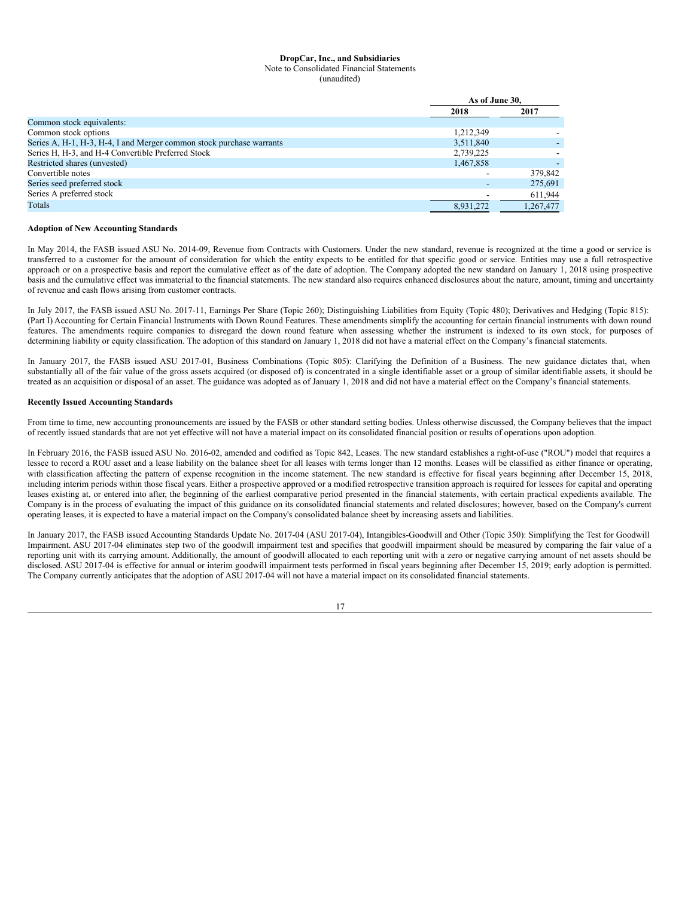**DropCar, Inc., and Subsidiaries**
Note to Consolidated Financial Statements
(unaudited)

| | As of June 30, | |
|---|---|---|
| | 2018 | 2017 |
| Common stock equivalents: | | |
| Common stock options | 1,212,349 | - |
| Series A, H-1, H-3, H-4, I and Merger common stock purchase warrants | 3,511,840 | - |
| Series H, H-3, and H-4 Convertible Preferred Stock | 2,739,225 | - |
| Restricted shares (unvested) | 1,467,858 | - |
| Convertible notes | - | 379,842 |
| Series seed preferred stock | - | 275,691 |
| Series A preferred stock | - | 611,944 |
| Totals | 8,931,272 | 1,267,477 |

**Adoption of New Accounting Standards**

In May 2014, the FASB issued ASU No. 2014-09, Revenue from Contracts with Customers. Under the new standard, revenue is recognized at the time a good or service is transferred to a customer for the amount of consideration for which the entity expects to be entitled for that specific good or service. Entities may use a full retrospective approach or on a prospective basis and report the cumulative effect as of the date of adoption. The Company adopted the new standard on January 1, 2018 using prospective basis and the cumulative effect was immaterial to the financial statements. The new standard also requires enhanced disclosures about the nature, amount, timing and uncertainty of revenue and cash flows arising from customer contracts.

In July 2017, the FASB issued ASU No. 2017-11, Earnings Per Share (Topic 260); Distinguishing Liabilities from Equity (Topic 480); Derivatives and Hedging (Topic 815): (Part I) Accounting for Certain Financial Instruments with Down Round Features. These amendments simplify the accounting for certain financial instruments with down round features. The amendments require companies to disregard the down round feature when assessing whether the instrument is indexed to its own stock, for purposes of determining liability or equity classification. The adoption of this standard on January 1, 2018 did not have a material effect on the Company's financial statements.

In January 2017, the FASB issued ASU 2017-01, Business Combinations (Topic 805): Clarifying the Definition of a Business. The new guidance dictates that, when substantially all of the fair value of the gross assets acquired (or disposed of) is concentrated in a single identifiable asset or a group of similar identifiable assets, it should be treated as an acquisition or disposal of an asset. The guidance was adopted as of January 1, 2018 and did not have a material effect on the Company's financial statements.

**Recently Issued Accounting Standards**

From time to time, new accounting pronouncements are issued by the FASB or other standard setting bodies. Unless otherwise discussed, the Company believes that the impact of recently issued standards that are not yet effective will not have a material impact on its consolidated financial position or results of operations upon adoption.

In February 2016, the FASB issued ASU No. 2016-02, amended and codified as Topic 842, Leases. The new standard establishes a right-of-use ("ROU") model that requires a lessee to record a ROU asset and a lease liability on the balance sheet for all leases with terms longer than 12 months. Leases will be classified as either finance or operating, with classification affecting the pattern of expense recognition in the income statement. The new standard is effective for fiscal years beginning after December 15, 2018, including interim periods within those fiscal years. Either a prospective approved or a modified retrospective transition approach is required for lessees for capital and operating leases existing at, or entered into after, the beginning of the earliest comparative period presented in the financial statements, with certain practical expedients available. The Company is in the process of evaluating the impact of this guidance on its consolidated financial statements and related disclosures; however, based on the Company's current operating leases, it is expected to have a material impact on the Company's consolidated balance sheet by increasing assets and liabilities.

In January 2017, the FASB issued Accounting Standards Update No. 2017-04 (ASU 2017-04), Intangibles-Goodwill and Other (Topic 350): Simplifying the Test for Goodwill Impairment. ASU 2017-04 eliminates step two of the goodwill impairment test and specifies that goodwill impairment should be measured by comparing the fair value of a reporting unit with its carrying amount. Additionally, the amount of goodwill allocated to each reporting unit with a zero or negative carrying amount of net assets should be disclosed. ASU 2017-04 is effective for annual or interim goodwill impairment tests performed in fiscal years beginning after December 15, 2019; early adoption is permitted. The Company currently anticipates that the adoption of ASU 2017-04 will not have a material impact on its consolidated financial statements.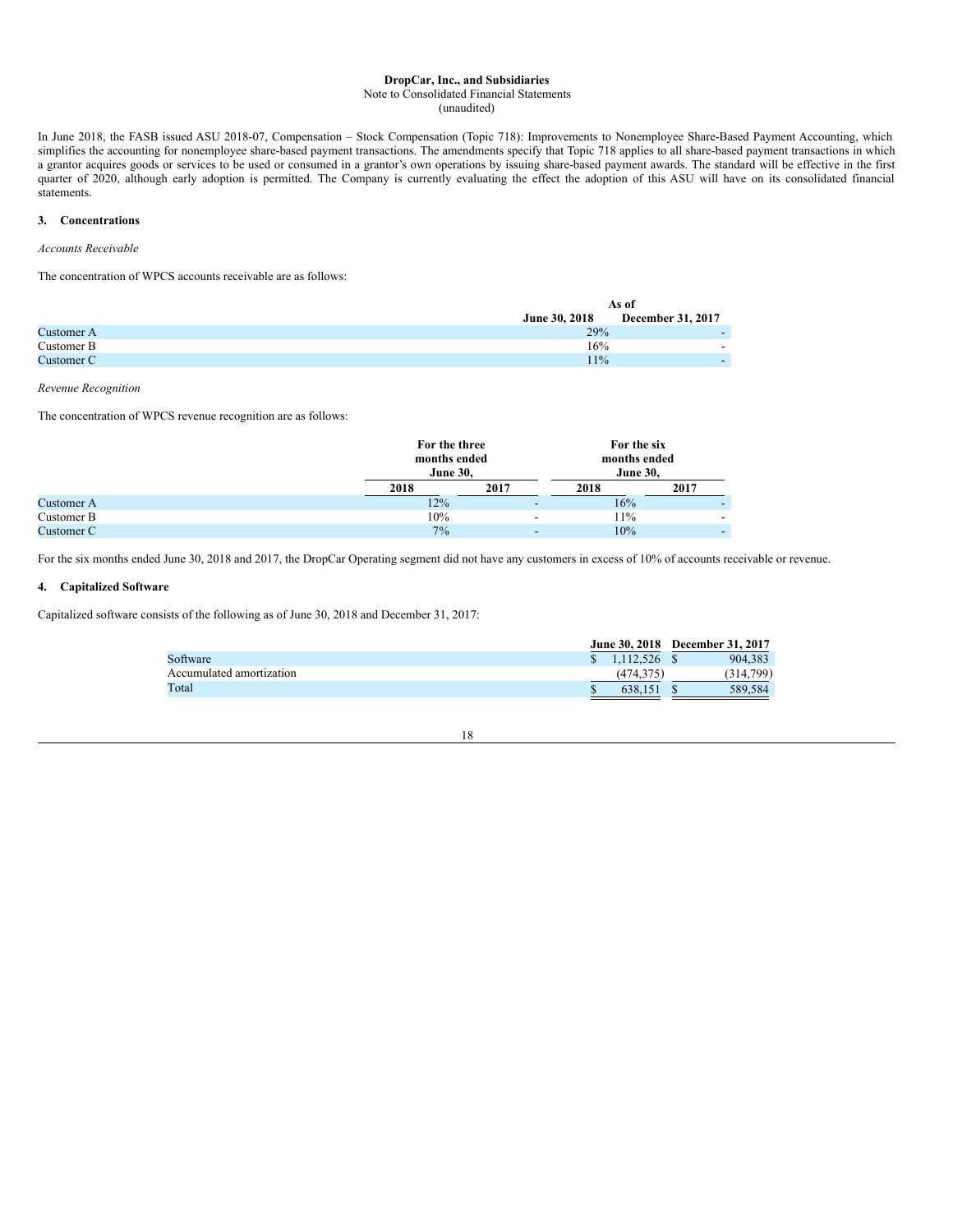**DropCar, Inc., and Subsidiaries**
Note to Consolidated Financial Statements
(unaudited)

In June 2018, the FASB issued ASU 2018-07, Compensation – Stock Compensation (Topic 718): Improvements to Nonemployee Share-Based Payment Accounting, which simplifies the accounting for nonemployee share-based payment transactions. The amendments specify that Topic 718 applies to all share-based payment transactions in which a grantor acquires goods or services to be used or consumed in a grantor's own operations by issuing share-based payment awards. The standard will be effective in the first quarter of 2020, although early adoption is permitted. The Company is currently evaluating the effect the adoption of this ASU will have on its consolidated financial statements.

## 3. Concentrations

*Accounts Receivable*

The concentration of WPCS accounts receivable are as follows:

| | As of | |
|---|---|---|
| | June 30, 2018 | December 31, 2017 |
| Customer A | 29% | - |
| Customer B | 16% | - |
| Customer C | 11% | - |

*Revenue Recognition*

The concentration of WPCS revenue recognition are as follows:

| | For the three months ended June 30, | | For the six months ended June 30, | |
|---|---|---|---|---|
| | 2018 | 2017 | 2018 | 2017 |
| Customer A | 12% | - | 16% | - |
| Customer B | 10% | - | 11% | - |
| Customer C | 7% | - | 10% | - |

For the six months ended June 30, 2018 and 2017, the DropCar Operating segment did not have any customers in excess of 10% of accounts receivable or revenue.

## 4. Capitalized Software

Capitalized software consists of the following as of June 30, 2018 and December 31, 2017:

| | June 30, 2018 | December 31, 2017 |
|---|---|---|
| Software | $ 1,112,526 | $ 904,383 |
| Accumulated amortization | (474,375) | (314,799) |
| Total | $ 638,151 | $ 589,584 |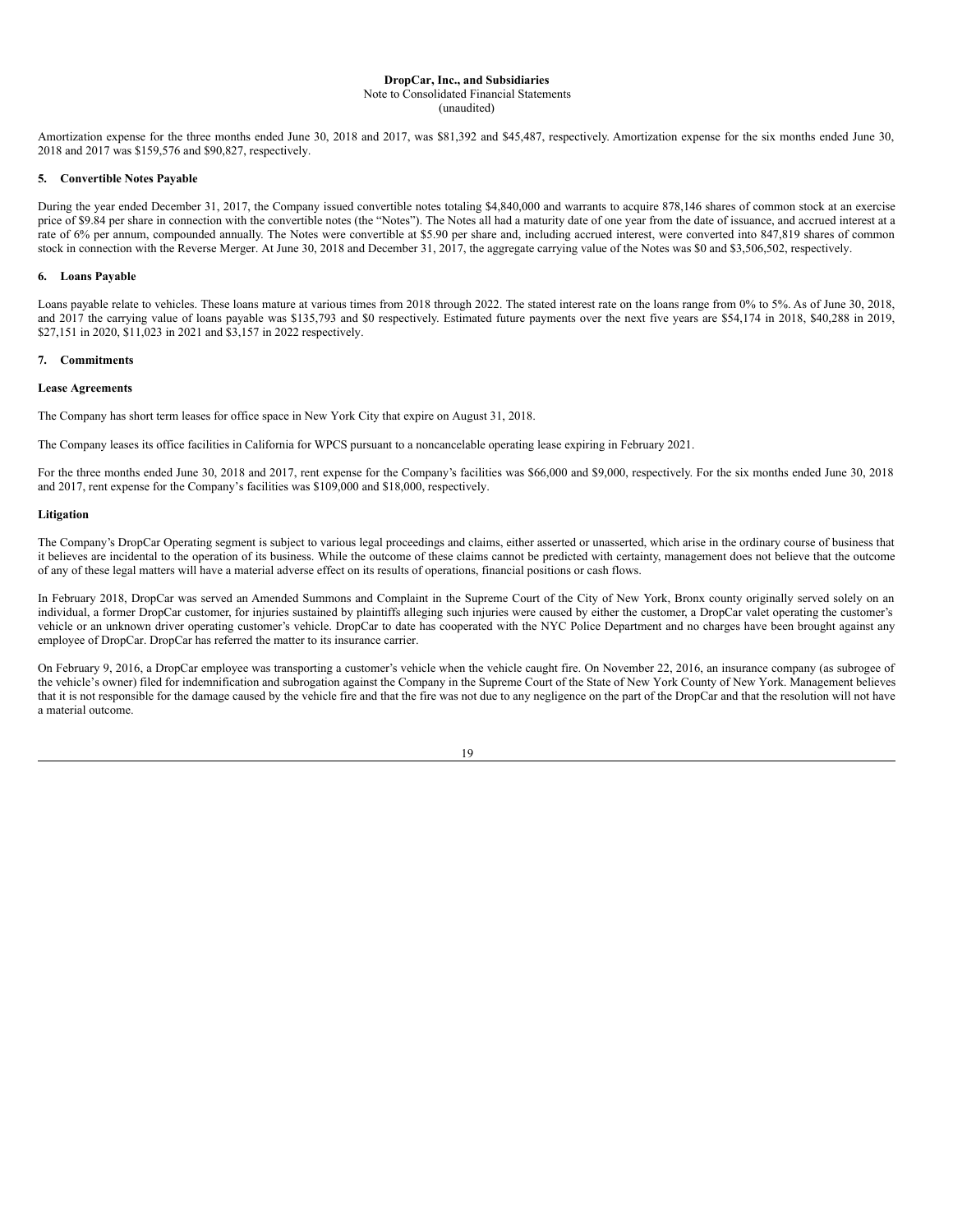Amortization expense for the three months ended June 30, 2018 and 2017, was $81,392 and $45,487, respectively. Amortization expense for the six months ended June 30, 2018 and 2017 was $159,576 and $90,827, respectively.

### 5. Convertible Notes Payable

During the year ended December 31, 2017, the Company issued convertible notes totaling $4,840,000 and warrants to acquire 878,146 shares of common stock at an exercise price of $9.84 per share in connection with the convertible notes (the "Notes"). The Notes all had a maturity date of one year from the date of issuance, and accrued interest at a rate of 6% per annum, compounded annually. The Notes were convertible at $5.90 per share and, including accrued interest, were converted into 847,819 shares of common stock in connection with the Reverse Merger. At June 30, 2018 and December 31, 2017, the aggregate carrying value of the Notes was $0 and $3,506,502, respectively.

### 6. Loans Payable

Loans payable relate to vehicles. These loans mature at various times from 2018 through 2022. The stated interest rate on the loans range from 0% to 5%. As of June 30, 2018, and 2017 the carrying value of loans payable was $135,793 and $0 respectively. Estimated future payments over the next five years are $54,174 in 2018, $40,288 in 2019, $27,151 in 2020, $11,023 in 2021 and $3,157 in 2022 respectively.

### 7. Commitments

**Lease Agreements**

The Company has short term leases for office space in New York City that expire on August 31, 2018.

The Company leases its office facilities in California for WPCS pursuant to a noncancelable operating lease expiring in February 2021.

For the three months ended June 30, 2018 and 2017, rent expense for the Company's facilities was $66,000 and $9,000, respectively. For the six months ended June 30, 2018 and 2017, rent expense for the Company's facilities was $109,000 and $18,000, respectively.

**Litigation**

The Company's DropCar Operating segment is subject to various legal proceedings and claims, either asserted or unasserted, which arise in the ordinary course of business that it believes are incidental to the operation of its business. While the outcome of these claims cannot be predicted with certainty, management does not believe that the outcome of any of these legal matters will have a material adverse effect on its results of operations, financial positions or cash flows.

In February 2018, DropCar was served an Amended Summons and Complaint in the Supreme Court of the City of New York, Bronx county originally served solely on an individual, a former DropCar customer, for injuries sustained by plaintiffs alleging such injuries were caused by either the customer, a DropCar valet operating the customer's vehicle or an unknown driver operating customer's vehicle. DropCar to date has cooperated with the NYC Police Department and no charges have been brought against any employee of DropCar. DropCar has referred the matter to its insurance carrier.

On February 9, 2016, a DropCar employee was transporting a customer's vehicle when the vehicle caught fire. On November 22, 2016, an insurance company (as subrogee of the vehicle's owner) filed for indemnification and subrogation against the Company in the Supreme Court of the State of New York County of New York. Management believes that it is not responsible for the damage caused by the vehicle fire and that the fire was not due to any negligence on the part of the DropCar and that the resolution will not have a material outcome.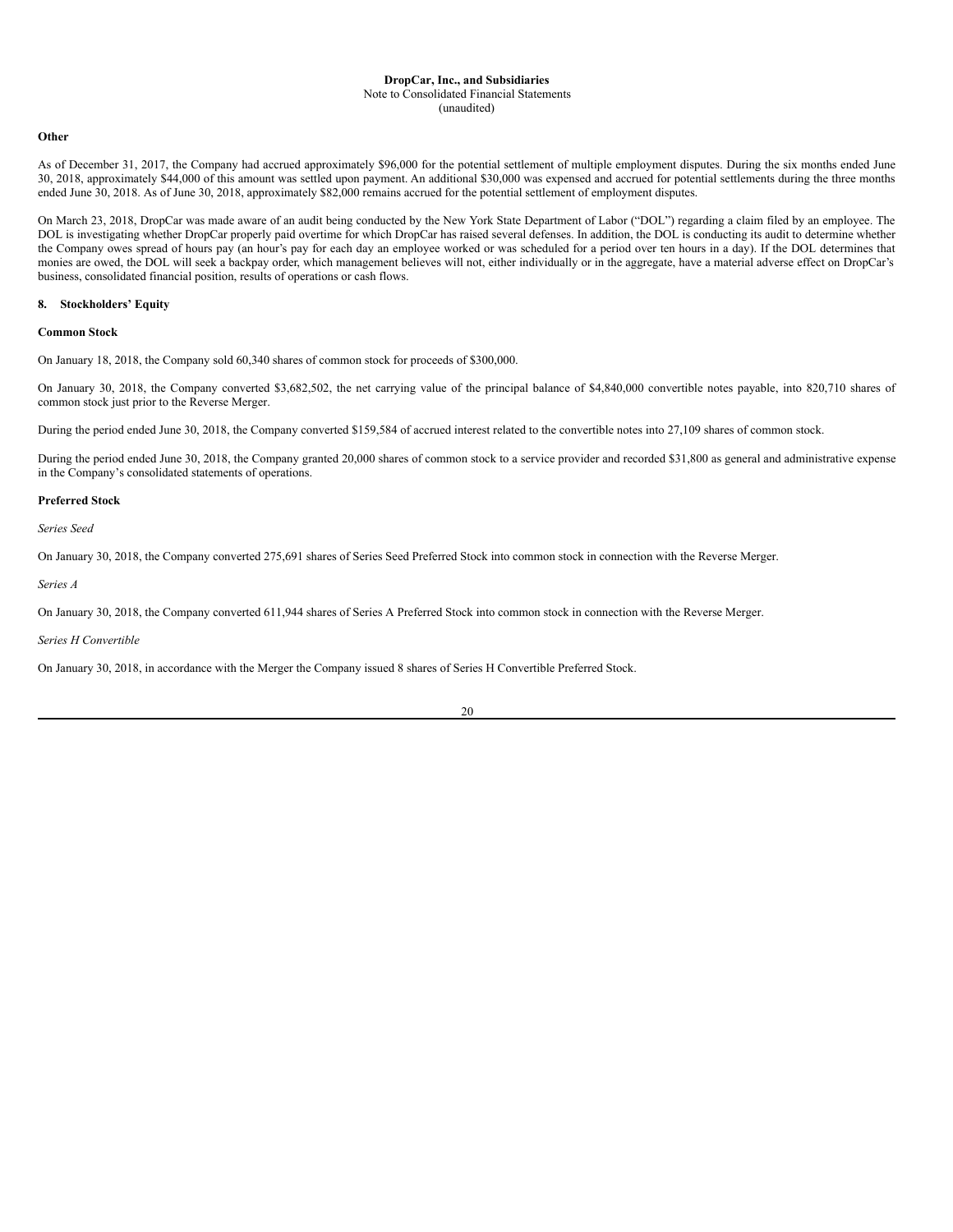**Other**

As of December 31, 2017, the Company had accrued approximately $96,000 for the potential settlement of multiple employment disputes. During the six months ended June 30, 2018, approximately $44,000 of this amount was settled upon payment. An additional $30,000 was expensed and accrued for potential settlements during the three months ended June 30, 2018. As of June 30, 2018, approximately $82,000 remains accrued for the potential settlement of employment disputes.

On March 23, 2018, DropCar was made aware of an audit being conducted by the New York State Department of Labor ("DOL") regarding a claim filed by an employee. The DOL is investigating whether DropCar properly paid overtime for which DropCar has raised several defenses. In addition, the DOL is conducting its audit to determine whether the Company owes spread of hours pay (an hour's pay for each day an employee worked or was scheduled for a period over ten hours in a day). If the DOL determines that monies are owed, the DOL will seek a backpay order, which management believes will not, either individually or in the aggregate, have a material adverse effect on DropCar's business, consolidated financial position, results of operations or cash flows.

## 8. Stockholders' Equity

**Common Stock**

On January 18, 2018, the Company sold 60,340 shares of common stock for proceeds of $300,000.

On January 30, 2018, the Company converted $3,682,502, the net carrying value of the principal balance of $4,840,000 convertible notes payable, into 820,710 shares of common stock just prior to the Reverse Merger.

During the period ended June 30, 2018, the Company converted $159,584 of accrued interest related to the convertible notes into 27,109 shares of common stock.

During the period ended June 30, 2018, the Company granted 20,000 shares of common stock to a service provider and recorded $31,800 as general and administrative expense in the Company's consolidated statements of operations.

**Preferred Stock**

*Series Seed*

On January 30, 2018, the Company converted 275,691 shares of Series Seed Preferred Stock into common stock in connection with the Reverse Merger.

*Series A*

On January 30, 2018, the Company converted 611,944 shares of Series A Preferred Stock into common stock in connection with the Reverse Merger.

*Series H Convertible*

On January 30, 2018, in accordance with the Merger the Company issued 8 shares of Series H Convertible Preferred Stock.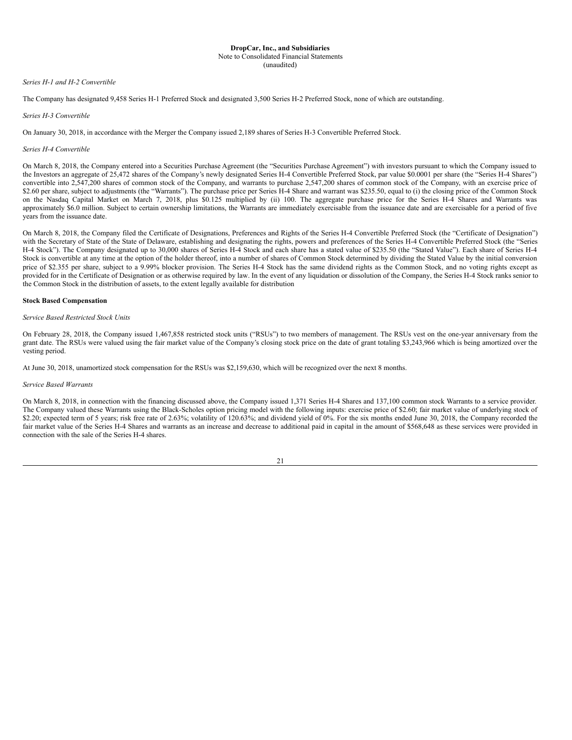*Series H-1 and H-2 Convertible*

The Company has designated 9,458 Series H-1 Preferred Stock and designated 3,500 Series H-2 Preferred Stock, none of which are outstanding.

*Series H-3 Convertible*

On January 30, 2018, in accordance with the Merger the Company issued 2,189 shares of Series H-3 Convertible Preferred Stock.

*Series H-4 Convertible*

On March 8, 2018, the Company entered into a Securities Purchase Agreement (the "Securities Purchase Agreement") with investors pursuant to which the Company issued to the Investors an aggregate of 25,472 shares of the Company's newly designated Series H-4 Convertible Preferred Stock, par value $0.0001 per share (the "Series H-4 Shares") convertible into 2,547,200 shares of common stock of the Company, and warrants to purchase 2,547,200 shares of common stock of the Company, with an exercise price of $2.60 per share, subject to adjustments (the "Warrants"). The purchase price per Series H-4 Share and warrant was $235.50, equal to (i) the closing price of the Common Stock on the Nasdaq Capital Market on March 7, 2018, plus $0.125 multiplied by (ii) 100. The aggregate purchase price for the Series H-4 Shares and Warrants was approximately $6.0 million. Subject to certain ownership limitations, the Warrants are immediately exercisable from the issuance date and are exercisable for a period of five years from the issuance date.

On March 8, 2018, the Company filed the Certificate of Designations, Preferences and Rights of the Series H-4 Convertible Preferred Stock (the "Certificate of Designation") with the Secretary of State of the State of Delaware, establishing and designating the rights, powers and preferences of the Series H-4 Convertible Preferred Stock (the "Series H-4 Stock"). The Company designated up to 30,000 shares of Series H-4 Stock and each share has a stated value of $235.50 (the "Stated Value"). Each share of Series H-4 Stock is convertible at any time at the option of the holder thereof, into a number of shares of Common Stock determined by dividing the Stated Value by the initial conversion price of $2.355 per share, subject to a 9.99% blocker provision. The Series H-4 Stock has the same dividend rights as the Common Stock, and no voting rights except as provided for in the Certificate of Designation or as otherwise required by law. In the event of any liquidation or dissolution of the Company, the Series H-4 Stock ranks senior to the Common Stock in the distribution of assets, to the extent legally available for distribution

**Stock Based Compensation**

*Service Based Restricted Stock Units*

On February 28, 2018, the Company issued 1,467,858 restricted stock units ("RSUs") to two members of management. The RSUs vest on the one-year anniversary from the grant date. The RSUs were valued using the fair market value of the Company's closing stock price on the date of grant totaling $3,243,966 which is being amortized over the vesting period.

At June 30, 2018, unamortized stock compensation for the RSUs was $2,159,630, which will be recognized over the next 8 months.

*Service Based Warrants*

On March 8, 2018, in connection with the financing discussed above, the Company issued 1,371 Series H-4 Shares and 137,100 common stock Warrants to a service provider. The Company valued these Warrants using the Black-Scholes option pricing model with the following inputs: exercise price of $2.60; fair market value of underlying stock of $2.20; expected term of 5 years; risk free rate of 2.63%; volatility of 120.63%; and dividend yield of 0%. For the six months ended June 30, 2018, the Company recorded the fair market value of the Series H-4 Shares and warrants as an increase and decrease to additional paid in capital in the amount of $568,648 as these services were provided in connection with the sale of the Series H-4 shares.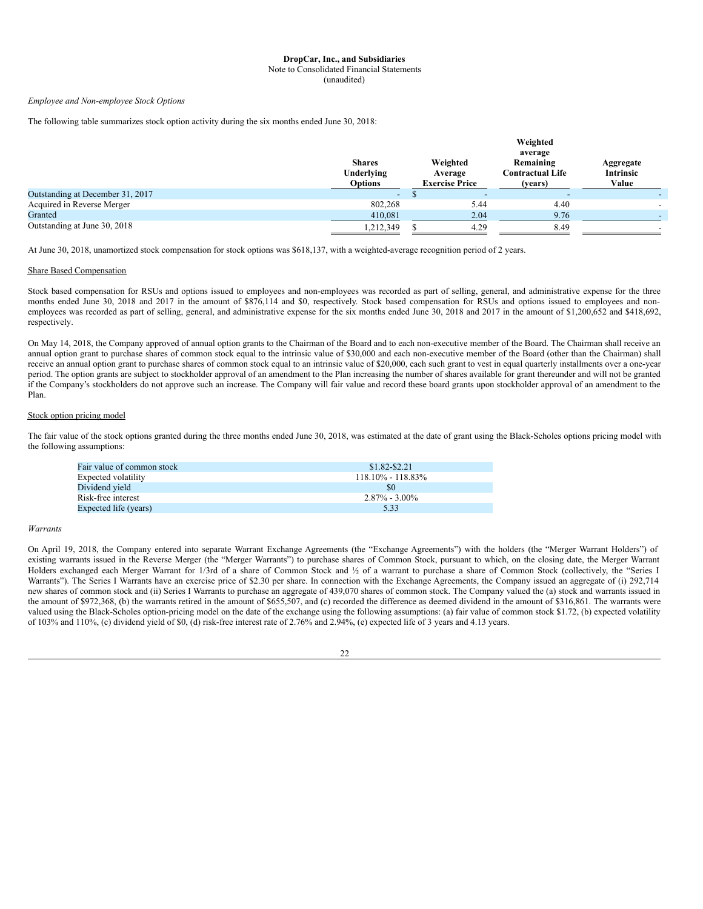**DropCar, Inc., and Subsidiaries**
Note to Consolidated Financial Statements
(unaudited)

*Employee and Non-employee Stock Options*

The following table summarizes stock option activity during the six months ended June 30, 2018:

| | Shares Underlying Options | Weighted Average Exercise Price | Weighted average Remaining Contractual Life (years) | Aggregate Intrinsic Value |
|---|---|---|---|---|
| Outstanding at December 31, 2017 | - | $ - | - | - |
| Acquired in Reverse Merger | 802,268 | 5.44 | 4.40 | - |
| Granted | 410,081 | 2.04 | 9.76 | - |
| Outstanding at June 30, 2018 | 1,212,349 | $ 4.29 | 8.49 | - |

At June 30, 2018, unamortized stock compensation for stock options was $618,137, with a weighted-average recognition period of 2 years.

Share Based Compensation

Stock based compensation for RSUs and options issued to employees and non-employees was recorded as part of selling, general, and administrative expense for the three months ended June 30, 2018 and 2017 in the amount of $876,114 and $0, respectively. Stock based compensation for RSUs and options issued to employees and non-employees was recorded as part of selling, general, and administrative expense for the six months ended June 30, 2018 and 2017 in the amount of $1,200,652 and $418,692, respectively.

On May 14, 2018, the Company approved of annual option grants to the Chairman of the Board and to each non-executive member of the Board. The Chairman shall receive an annual option grant to purchase shares of common stock equal to the intrinsic value of $30,000 and each non-executive member of the Board (other than the Chairman) shall receive an annual option grant to purchase shares of common stock equal to an intrinsic value of $20,000, each such grant to vest in equal quarterly installments over a one-year period. The option grants are subject to stockholder approval of an amendment to the Plan increasing the number of shares available for grant thereunder and will not be granted if the Company's stockholders do not approve such an increase. The Company will fair value and record these board grants upon stockholder approval of an amendment to the Plan.

Stock option pricing model

The fair value of the stock options granted during the three months ended June 30, 2018, was estimated at the date of grant using the Black-Scholes options pricing model with the following assumptions:

| | |
|---|---|
| Fair value of common stock | $1.82-$2.21 |
| Expected volatility | 118.10% - 118.83% |
| Dividend yield | $0 |
| Risk-free interest | 2.87% - 3.00% |
| Expected life (years) | 5.33 |

*Warrants*

On April 19, 2018, the Company entered into separate Warrant Exchange Agreements (the "Exchange Agreements") with the holders (the "Merger Warrant Holders") of existing warrants issued in the Reverse Merger (the "Merger Warrants") to purchase shares of Common Stock, pursuant to which, on the closing date, the Merger Warrant Holders exchanged each Merger Warrant for 1/3rd of a share of Common Stock and ½ of a warrant to purchase a share of Common Stock (collectively, the "Series I Warrants"). The Series I Warrants have an exercise price of $2.30 per share. In connection with the Exchange Agreements, the Company issued an aggregate of (i) 292,714 new shares of common stock and (ii) Series I Warrants to purchase an aggregate of 439,070 shares of common stock. The Company valued the (a) stock and warrants issued in the amount of $972,368, (b) the warrants retired in the amount of $655,507, and (c) recorded the difference as deemed dividend in the amount of $316,861. The warrants were valued using the Black-Scholes option-pricing model on the date of the exchange using the following assumptions: (a) fair value of common stock $1.72, (b) expected volatility of 103% and 110%, (c) dividend yield of $0, (d) risk-free interest rate of 2.76% and 2.94%, (e) expected life of 3 years and 4.13 years.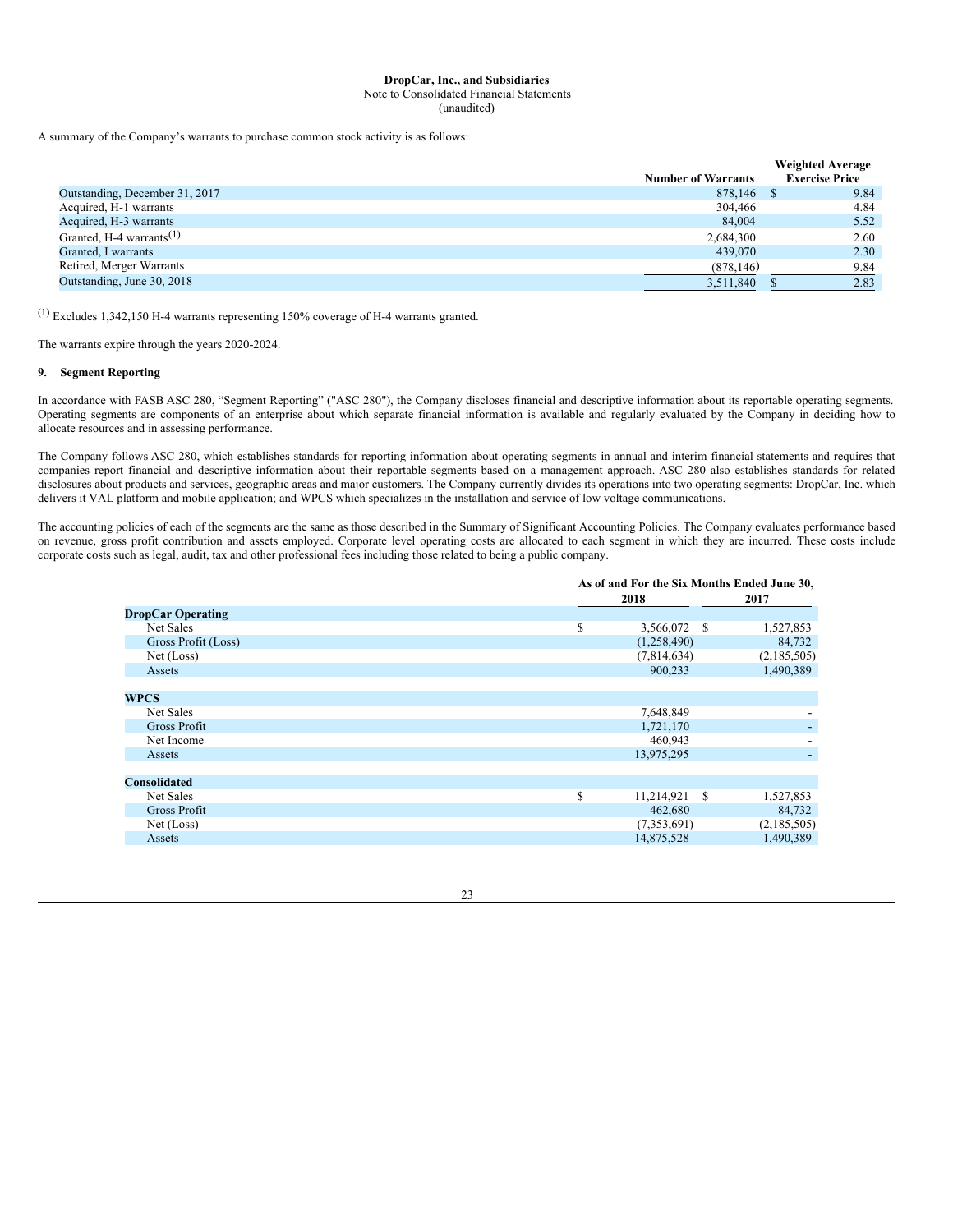DropCar, Inc., and Subsidiaries
Note to Consolidated Financial Statements
(unaudited)

A summary of the Company's warrants to purchase common stock activity is as follows:

| | Number of Warrants | Weighted Average Exercise Price |
|---|---|---|
| Outstanding, December 31, 2017 | 878,146 | $ 9.84 |
| Acquired, H-1 warrants | 304,466 | 4.84 |
| Acquired, H-3 warrants | 84,004 | 5.52 |
| Granted, H-4 warrants[1] | 2,684,300 | 2.60 |
| Granted, I warrants | 439,070 | 2.30 |
| Retired, Merger Warrants | (878,146) | 9.84 |
| Outstanding, June 30, 2018 | 3,511,840 | $ 2.83 |

[1] Excludes 1,342,150 H-4 warrants representing 150% coverage of H-4 warrants granted.

The warrants expire through the years 2020-2024.

## 9. Segment Reporting

In accordance with FASB ASC 280, "Segment Reporting" ("ASC 280"), the Company discloses financial and descriptive information about its reportable operating segments. Operating segments are components of an enterprise about which separate financial information is available and regularly evaluated by the Company in deciding how to allocate resources and in assessing performance.

The Company follows ASC 280, which establishes standards for reporting information about operating segments in annual and interim financial statements and requires that companies report financial and descriptive information about their reportable segments based on a management approach. ASC 280 also establishes standards for related disclosures about products and services, geographic areas and major customers. The Company currently divides its operations into two operating segments: DropCar, Inc. which delivers it VAL platform and mobile application; and WPCS which specializes in the installation and service of low voltage communications.

The accounting policies of each of the segments are the same as those described in the Summary of Significant Accounting Policies. The Company evaluates performance based on revenue, gross profit contribution and assets employed. Corporate level operating costs are allocated to each segment in which they are incurred. These costs include corporate costs such as legal, audit, tax and other professional fees including those related to being a public company.

| | As of and For the Six Months Ended June 30, | |
|---|---|---|
| | 2018 | 2017 |
| **DropCar Operating** | | |
| Net Sales | $ 3,566,072 | $ 1,527,853 |
| Gross Profit (Loss) | (1,258,490) | 84,732 |
| Net (Loss) | (7,814,634) | (2,185,505) |
| Assets | 900,233 | 1,490,389 |
| | | |
| **WPCS** | | |
| Net Sales | 7,648,849 | - |
| Gross Profit | 1,721,170 | - |
| Net Income | 460,943 | - |
| Assets | 13,975,295 | - |
| | | |
| **Consolidated** | | |
| Net Sales | $ 11,214,921 | $ 1,527,853 |
| Gross Profit | 462,680 | 84,732 |
| Net (Loss) | (7,353,691) | (2,185,505) |
| Assets | 14,875,528 | 1,490,389 |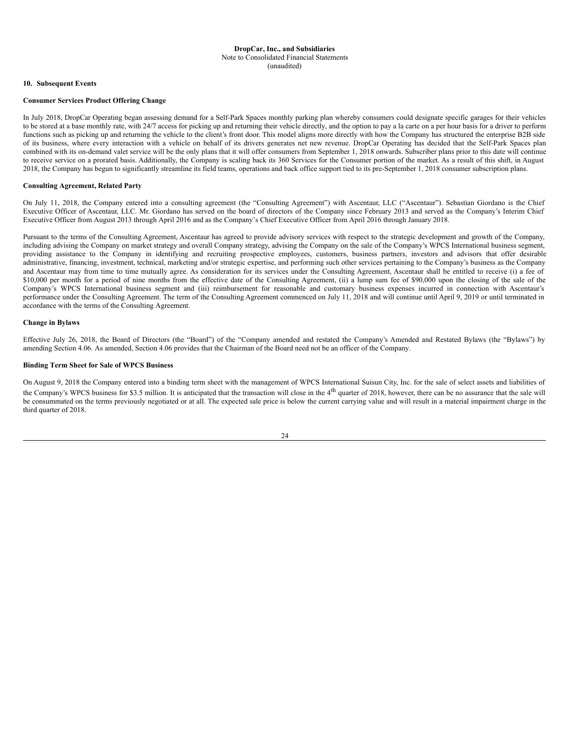**DropCar, Inc., and Subsidiaries**
Note to Consolidated Financial Statements
(unaudited)

## 10. Subsequent Events

### Consumer Services Product Offering Change

In July 2018, DropCar Operating began assessing demand for a Self-Park Spaces monthly parking plan whereby consumers could designate specific garages for their vehicles to be stored at a base monthly rate, with 24/7 access for picking up and returning their vehicle directly, and the option to pay a la carte on a per hour basis for a driver to perform functions such as picking up and returning the vehicle to the client's front door. This model aligns more directly with how the Company has structured the enterprise B2B side of its business, where every interaction with a vehicle on behalf of its drivers generates net new revenue. DropCar Operating has decided that the Self-Park Spaces plan combined with its on-demand valet service will be the only plans that it will offer consumers from September 1, 2018 onwards. Subscriber plans prior to this date will continue to receive service on a prorated basis. Additionally, the Company is scaling back its 360 Services for the Consumer portion of the market. As a result of this shift, in August 2018, the Company has begun to significantly streamline its field teams, operations and back office support tied to its pre-September 1, 2018 consumer subscription plans.

### Consulting Agreement, Related Party

On July 11, 2018, the Company entered into a consulting agreement (the "Consulting Agreement") with Ascentaur, LLC ("Ascentaur"). Sebastian Giordano is the Chief Executive Officer of Ascentaur, LLC. Mr. Giordano has served on the board of directors of the Company since February 2013 and served as the Company's Interim Chief Executive Officer from August 2013 through April 2016 and as the Company's Chief Executive Officer from April 2016 through January 2018.

Pursuant to the terms of the Consulting Agreement, Ascentaur has agreed to provide advisory services with respect to the strategic development and growth of the Company, including advising the Company on market strategy and overall Company strategy, advising the Company on the sale of the Company's WPCS International business segment, providing assistance to the Company in identifying and recruiting prospective employees, customers, business partners, investors and advisors that offer desirable administrative, financing, investment, technical, marketing and/or strategic expertise, and performing such other services pertaining to the Company's business as the Company and Ascentaur may from time to time mutually agree. As consideration for its services under the Consulting Agreement, Ascentaur shall be entitled to receive (i) a fee of $10,000 per month for a period of nine months from the effective date of the Consulting Agreement, (ii) a lump sum fee of $90,000 upon the closing of the sale of the Company's WPCS International business segment and (iii) reimbursement for reasonable and customary business expenses incurred in connection with Ascentaur's performance under the Consulting Agreement. The term of the Consulting Agreement commenced on July 11, 2018 and will continue until April 9, 2019 or until terminated in accordance with the terms of the Consulting Agreement.

### Change in Bylaws

Effective July 26, 2018, the Board of Directors (the "Board") of the "Company amended and restated the Company's Amended and Restated Bylaws (the "Bylaws") by amending Section 4.06. As amended, Section 4.06 provides that the Chairman of the Board need not be an officer of the Company.

### Binding Term Sheet for Sale of WPCS Business

On August 9, 2018 the Company entered into a binding term sheet with the management of WPCS International Suisun City, Inc. for the sale of select assets and liabilities of the Company's WPCS business for $3.5 million. It is anticipated that the transaction will close in the 4th quarter of 2018, however, there can be no assurance that the sale will be consummated on the terms previously negotiated or at all. The expected sale price is below the current carrying value and will result in a material impairment charge in the third quarter of 2018.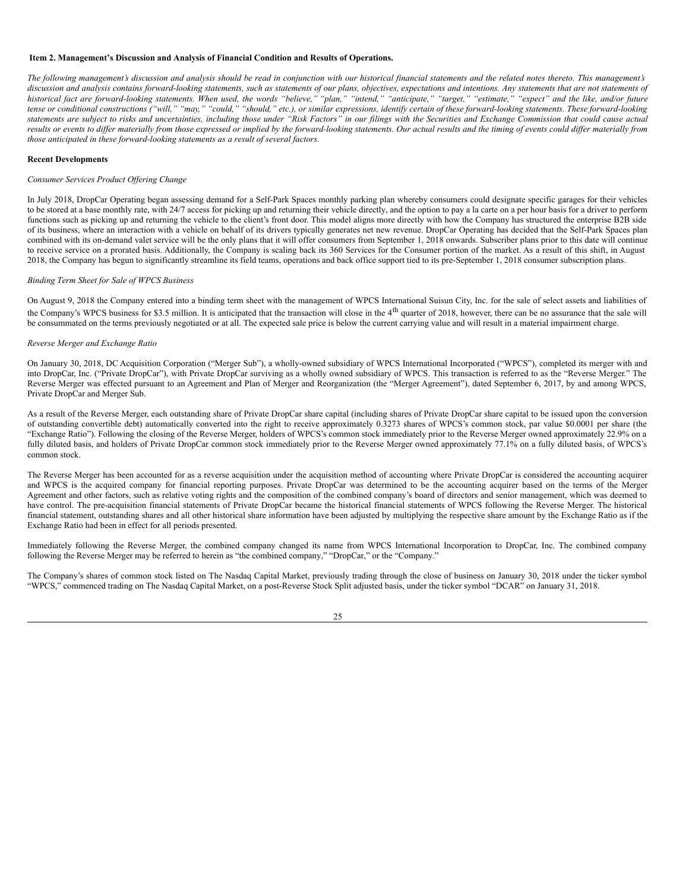## Item 2. Management's Discussion and Analysis of Financial Condition and Results of Operations.

*The following management's discussion and analysis should be read in conjunction with our historical financial statements and the related notes thereto. This management's discussion and analysis contains forward-looking statements, such as statements of our plans, objectives, expectations and intentions. Any statements that are not statements of historical fact are forward-looking statements. When used, the words "believe," "plan," "intend," "anticipate," "target," "estimate," "expect" and the like, and/or future tense or conditional constructions ("will," "may," "could," "should," etc.), or similar expressions, identify certain of these forward-looking statements. These forward-looking statements are subject to risks and uncertainties, including those under "Risk Factors" in our filings with the Securities and Exchange Commission that could cause actual results or events to differ materially from those expressed or implied by the forward-looking statements. Our actual results and the timing of events could differ materially from those anticipated in these forward-looking statements as a result of several factors.*

### Recent Developments

*Consumer Services Product Offering Change*

In July 2018, DropCar Operating began assessing demand for a Self-Park Spaces monthly parking plan whereby consumers could designate specific garages for their vehicles to be stored at a base monthly rate, with 24/7 access for picking up and returning their vehicle directly, and the option to pay a la carte on a per hour basis for a driver to perform functions such as picking up and returning the vehicle to the client's front door. This model aligns more directly with how the Company has structured the enterprise B2B side of its business, where an interaction with a vehicle on behalf of its drivers typically generates net new revenue. DropCar Operating has decided that the Self-Park Spaces plan combined with its on-demand valet service will be the only plans that it will offer consumers from September 1, 2018 onwards. Subscriber plans prior to this date will continue to receive service on a prorated basis. Additionally, the Company is scaling back its 360 Services for the Consumer portion of the market. As a result of this shift, in August 2018, the Company has begun to significantly streamline its field teams, operations and back office support tied to its pre-September 1, 2018 consumer subscription plans.

*Binding Term Sheet for Sale of WPCS Business*

On August 9, 2018 the Company entered into a binding term sheet with the management of WPCS International Suisun City, Inc. for the sale of select assets and liabilities of the Company's WPCS business for $3.5 million. It is anticipated that the transaction will close in the 4th quarter of 2018, however, there can be no assurance that the sale will be consummated on the terms previously negotiated or at all. The expected sale price is below the current carrying value and will result in a material impairment charge.

*Reverse Merger and Exchange Ratio*

On January 30, 2018, DC Acquisition Corporation ("Merger Sub"), a wholly-owned subsidiary of WPCS International Incorporated ("WPCS"), completed its merger with and into DropCar, Inc. ("Private DropCar"), with Private DropCar surviving as a wholly owned subsidiary of WPCS. This transaction is referred to as the "Reverse Merger." The Reverse Merger was effected pursuant to an Agreement and Plan of Merger and Reorganization (the "Merger Agreement"), dated September 6, 2017, by and among WPCS, Private DropCar and Merger Sub.

As a result of the Reverse Merger, each outstanding share of Private DropCar share capital (including shares of Private DropCar share capital to be issued upon the conversion of outstanding convertible debt) automatically converted into the right to receive approximately 0.3273 shares of WPCS's common stock, par value $0.0001 per share (the "Exchange Ratio"). Following the closing of the Reverse Merger, holders of WPCS's common stock immediately prior to the Reverse Merger owned approximately 22.9% on a fully diluted basis, and holders of Private DropCar common stock immediately prior to the Reverse Merger owned approximately 77.1% on a fully diluted basis, of WPCS's common stock.

The Reverse Merger has been accounted for as a reverse acquisition under the acquisition method of accounting where Private DropCar is considered the accounting acquirer and WPCS is the acquired company for financial reporting purposes. Private DropCar was determined to be the accounting acquirer based on the terms of the Merger Agreement and other factors, such as relative voting rights and the composition of the combined company's board of directors and senior management, which was deemed to have control. The pre-acquisition financial statements of Private DropCar became the historical financial statements of WPCS following the Reverse Merger. The historical financial statement, outstanding shares and all other historical share information have been adjusted by multiplying the respective share amount by the Exchange Ratio as if the Exchange Ratio had been in effect for all periods presented.

Immediately following the Reverse Merger, the combined company changed its name from WPCS International Incorporation to DropCar, Inc. The combined company following the Reverse Merger may be referred to herein as "the combined company," "DropCar," or the "Company."

The Company's shares of common stock listed on The Nasdaq Capital Market, previously trading through the close of business on January 30, 2018 under the ticker symbol "WPCS," commenced trading on The Nasdaq Capital Market, on a post-Reverse Stock Split adjusted basis, under the ticker symbol "DCAR" on January 31, 2018.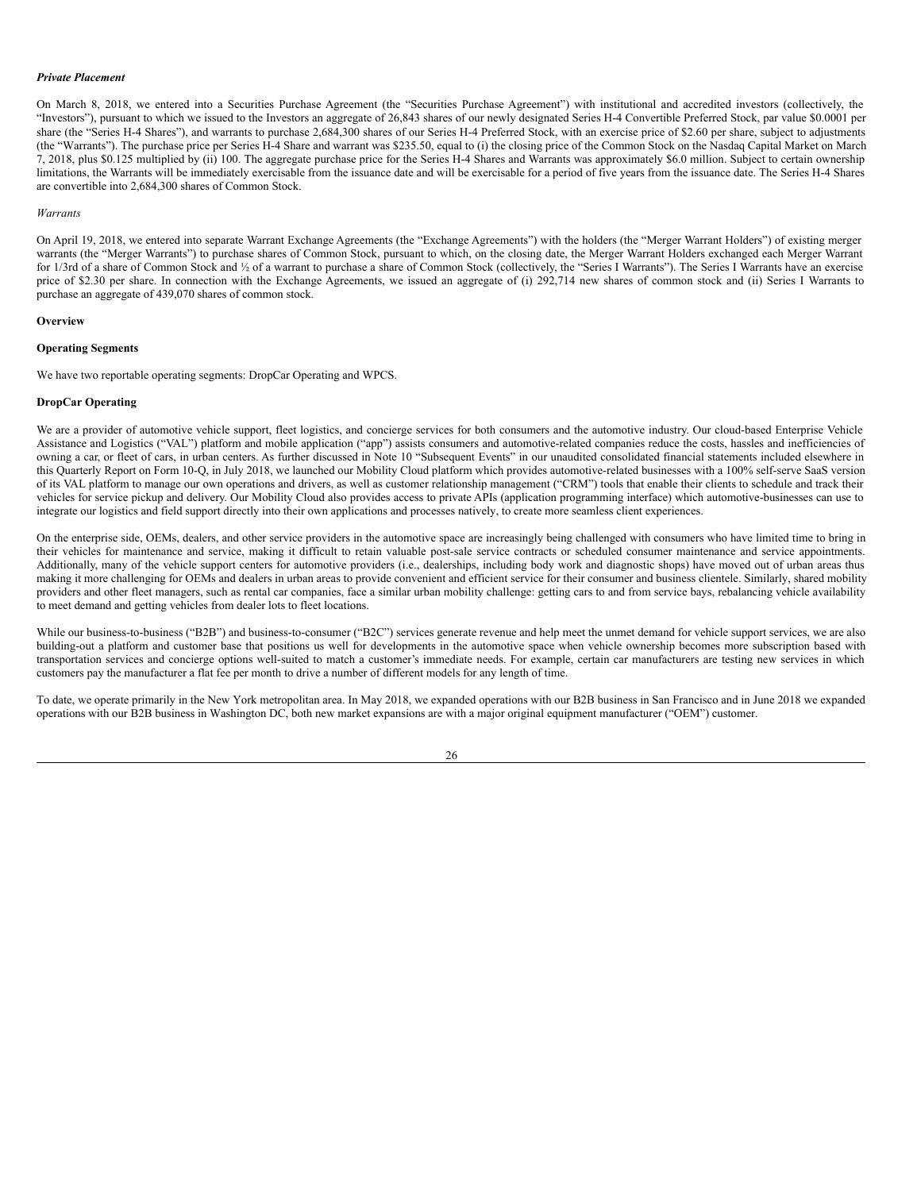***Private Placement***

On March 8, 2018, we entered into a Securities Purchase Agreement (the "Securities Purchase Agreement") with institutional and accredited investors (collectively, the "Investors"), pursuant to which we issued to the Investors an aggregate of 26,843 shares of our newly designated Series H-4 Convertible Preferred Stock, par value $0.0001 per share (the "Series H-4 Shares"), and warrants to purchase 2,684,300 shares of our Series H-4 Preferred Stock, with an exercise price of $2.60 per share, subject to adjustments (the "Warrants"). The purchase price per Series H-4 Share and warrant was $235.50, equal to (i) the closing price of the Common Stock on the Nasdaq Capital Market on March 7, 2018, plus $0.125 multiplied by (ii) 100. The aggregate purchase price for the Series H-4 Shares and Warrants was approximately $6.0 million. Subject to certain ownership limitations, the Warrants will be immediately exercisable from the issuance date and will be exercisable for a period of five years from the issuance date. The Series H-4 Shares are convertible into 2,684,300 shares of Common Stock.

*Warrants*

On April 19, 2018, we entered into separate Warrant Exchange Agreements (the "Exchange Agreements") with the holders (the "Merger Warrant Holders") of existing merger warrants (the "Merger Warrants") to purchase shares of Common Stock, pursuant to which, on the closing date, the Merger Warrant Holders exchanged each Merger Warrant for 1/3rd of a share of Common Stock and ½ of a warrant to purchase a share of Common Stock (collectively, the "Series I Warrants"). The Series I Warrants have an exercise price of $2.30 per share. In connection with the Exchange Agreements, we issued an aggregate of (i) 292,714 new shares of common stock and (ii) Series I Warrants to purchase an aggregate of 439,070 shares of common stock.

**Overview**

**Operating Segments**

We have two reportable operating segments: DropCar Operating and WPCS.

**DropCar Operating**

We are a provider of automotive vehicle support, fleet logistics, and concierge services for both consumers and the automotive industry. Our cloud-based Enterprise Vehicle Assistance and Logistics ("VAL") platform and mobile application ("app") assists consumers and automotive-related companies reduce the costs, hassles and inefficiencies of owning a car, or fleet of cars, in urban centers. As further discussed in Note 10 "Subsequent Events" in our unaudited consolidated financial statements included elsewhere in this Quarterly Report on Form 10-Q, in July 2018, we launched our Mobility Cloud platform which provides automotive-related businesses with a 100% self-serve SaaS version of its VAL platform to manage our own operations and drivers, as well as customer relationship management ("CRM") tools that enable their clients to schedule and track their vehicles for service pickup and delivery. Our Mobility Cloud also provides access to private APIs (application programming interface) which automotive-businesses can use to integrate our logistics and field support directly into their own applications and processes natively, to create more seamless client experiences.

On the enterprise side, OEMs, dealers, and other service providers in the automotive space are increasingly being challenged with consumers who have limited time to bring in their vehicles for maintenance and service, making it difficult to retain valuable post-sale service contracts or scheduled consumer maintenance and service appointments. Additionally, many of the vehicle support centers for automotive providers (i.e., dealerships, including body work and diagnostic shops) have moved out of urban areas thus making it more challenging for OEMs and dealers in urban areas to provide convenient and efficient service for their consumer and business clientele. Similarly, shared mobility providers and other fleet managers, such as rental car companies, face a similar urban mobility challenge: getting cars to and from service bays, rebalancing vehicle availability to meet demand and getting vehicles from dealer lots to fleet locations.

While our business-to-business ("B2B") and business-to-consumer ("B2C") services generate revenue and help meet the unmet demand for vehicle support services, we are also building-out a platform and customer base that positions us well for developments in the automotive space when vehicle ownership becomes more subscription based with transportation services and concierge options well-suited to match a customer's immediate needs. For example, certain car manufacturers are testing new services in which customers pay the manufacturer a flat fee per month to drive a number of different models for any length of time.

To date, we operate primarily in the New York metropolitan area. In May 2018, we expanded operations with our B2B business in San Francisco and in June 2018 we expanded operations with our B2B business in Washington DC, both new market expansions are with a major original equipment manufacturer ("OEM") customer.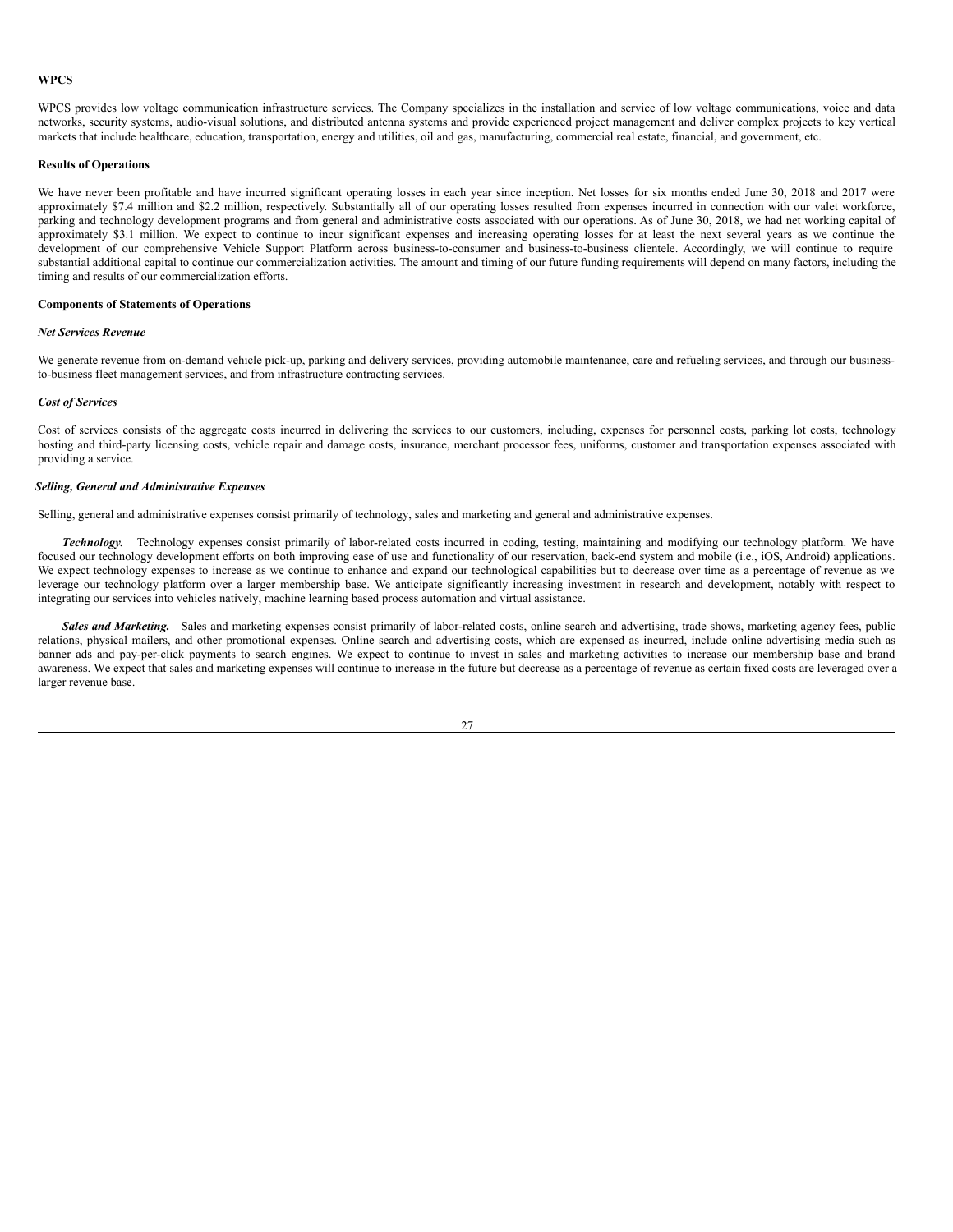**WPCS**

WPCS provides low voltage communication infrastructure services. The Company specializes in the installation and service of low voltage communications, voice and data networks, security systems, audio-visual solutions, and distributed antenna systems and provide experienced project management and deliver complex projects to key vertical markets that include healthcare, education, transportation, energy and utilities, oil and gas, manufacturing, commercial real estate, financial, and government, etc.

**Results of Operations**

We have never been profitable and have incurred significant operating losses in each year since inception. Net losses for six months ended June 30, 2018 and 2017 were approximately $7.4 million and $2.2 million, respectively. Substantially all of our operating losses resulted from expenses incurred in connection with our valet workforce, parking and technology development programs and from general and administrative costs associated with our operations. As of June 30, 2018, we had net working capital of approximately $3.1 million. We expect to continue to incur significant expenses and increasing operating losses for at least the next several years as we continue the development of our comprehensive Vehicle Support Platform across business-to-consumer and business-to-business clientele. Accordingly, we will continue to require substantial additional capital to continue our commercialization activities. The amount and timing of our future funding requirements will depend on many factors, including the timing and results of our commercialization efforts.

**Components of Statements of Operations**

***Net Services Revenue***

We generate revenue from on-demand vehicle pick-up, parking and delivery services, providing automobile maintenance, care and refueling services, and through our business-to-business fleet management services, and from infrastructure contracting services.

***Cost of Services***

Cost of services consists of the aggregate costs incurred in delivering the services to our customers, including, expenses for personnel costs, parking lot costs, technology hosting and third-party licensing costs, vehicle repair and damage costs, insurance, merchant processor fees, uniforms, customer and transportation expenses associated with providing a service.

***Selling, General and Administrative Expenses***

Selling, general and administrative expenses consist primarily of technology, sales and marketing and general and administrative expenses.

***Technology.*** Technology expenses consist primarily of labor-related costs incurred in coding, testing, maintaining and modifying our technology platform. We have focused our technology development efforts on both improving ease of use and functionality of our reservation, back-end system and mobile (i.e., iOS, Android) applications. We expect technology expenses to increase as we continue to enhance and expand our technological capabilities but to decrease over time as a percentage of revenue as we leverage our technology platform over a larger membership base. We anticipate significantly increasing investment in research and development, notably with respect to integrating our services into vehicles natively, machine learning based process automation and virtual assistance.

***Sales and Marketing.*** Sales and marketing expenses consist primarily of labor-related costs, online search and advertising, trade shows, marketing agency fees, public relations, physical mailers, and other promotional expenses. Online search and advertising costs, which are expensed as incurred, include online advertising media such as banner ads and pay-per-click payments to search engines. We expect to continue to invest in sales and marketing activities to increase our membership base and brand awareness. We expect that sales and marketing expenses will continue to increase in the future but decrease as a percentage of revenue as certain fixed costs are leveraged over a larger revenue base.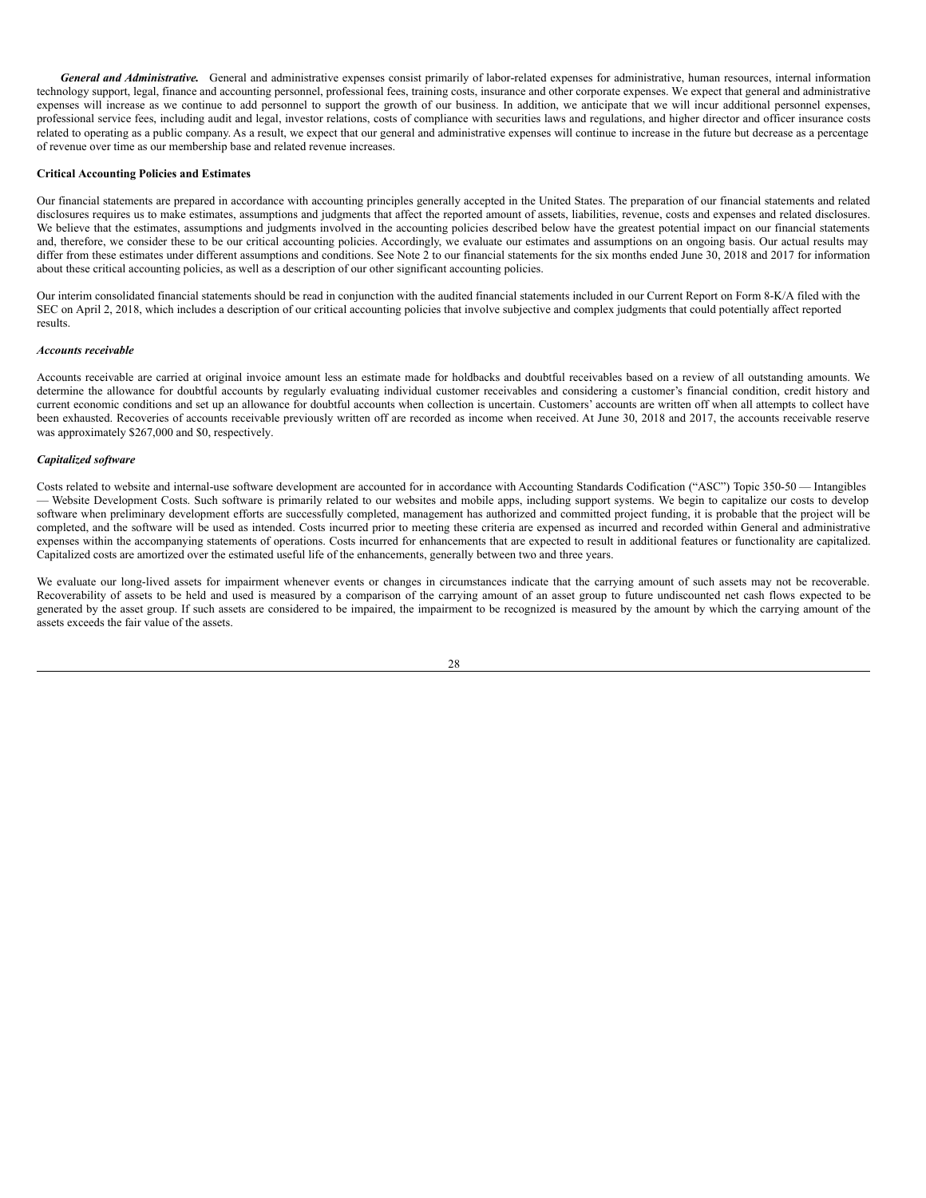***General and Administrative.*** General and administrative expenses consist primarily of labor-related expenses for administrative, human resources, internal information technology support, legal, finance and accounting personnel, professional fees, training costs, insurance and other corporate expenses. We expect that general and administrative expenses will increase as we continue to add personnel to support the growth of our business. In addition, we anticipate that we will incur additional personnel expenses, professional service fees, including audit and legal, investor relations, costs of compliance with securities laws and regulations, and higher director and officer insurance costs related to operating as a public company. As a result, we expect that our general and administrative expenses will continue to increase in the future but decrease as a percentage of revenue over time as our membership base and related revenue increases.

**Critical Accounting Policies and Estimates**

Our financial statements are prepared in accordance with accounting principles generally accepted in the United States. The preparation of our financial statements and related disclosures requires us to make estimates, assumptions and judgments that affect the reported amount of assets, liabilities, revenue, costs and expenses and related disclosures. We believe that the estimates, assumptions and judgments involved in the accounting policies described below have the greatest potential impact on our financial statements and, therefore, we consider these to be our critical accounting policies. Accordingly, we evaluate our estimates and assumptions on an ongoing basis. Our actual results may differ from these estimates under different assumptions and conditions. See Note 2 to our financial statements for the six months ended June 30, 2018 and 2017 for information about these critical accounting policies, as well as a description of our other significant accounting policies.

Our interim consolidated financial statements should be read in conjunction with the audited financial statements included in our Current Report on Form 8-K/A filed with the SEC on April 2, 2018, which includes a description of our critical accounting policies that involve subjective and complex judgments that could potentially affect reported results.

***Accounts receivable***

Accounts receivable are carried at original invoice amount less an estimate made for holdbacks and doubtful receivables based on a review of all outstanding amounts. We determine the allowance for doubtful accounts by regularly evaluating individual customer receivables and considering a customer's financial condition, credit history and current economic conditions and set up an allowance for doubtful accounts when collection is uncertain. Customers' accounts are written off when all attempts to collect have been exhausted. Recoveries of accounts receivable previously written off are recorded as income when received. At June 30, 2018 and 2017, the accounts receivable reserve was approximately $267,000 and $0, respectively.

***Capitalized software***

Costs related to website and internal-use software development are accounted for in accordance with Accounting Standards Codification ("ASC") Topic 350-50 — Intangibles — Website Development Costs. Such software is primarily related to our websites and mobile apps, including support systems. We begin to capitalize our costs to develop software when preliminary development efforts are successfully completed, management has authorized and committed project funding, it is probable that the project will be completed, and the software will be used as intended. Costs incurred prior to meeting these criteria are expensed as incurred and recorded within General and administrative expenses within the accompanying statements of operations. Costs incurred for enhancements that are expected to result in additional features or functionality are capitalized. Capitalized costs are amortized over the estimated useful life of the enhancements, generally between two and three years.

We evaluate our long-lived assets for impairment whenever events or changes in circumstances indicate that the carrying amount of such assets may not be recoverable. Recoverability of assets to be held and used is measured by a comparison of the carrying amount of an asset group to future undiscounted net cash flows expected to be generated by the asset group. If such assets are considered to be impaired, the impairment to be recognized is measured by the amount by which the carrying amount of the assets exceeds the fair value of the assets.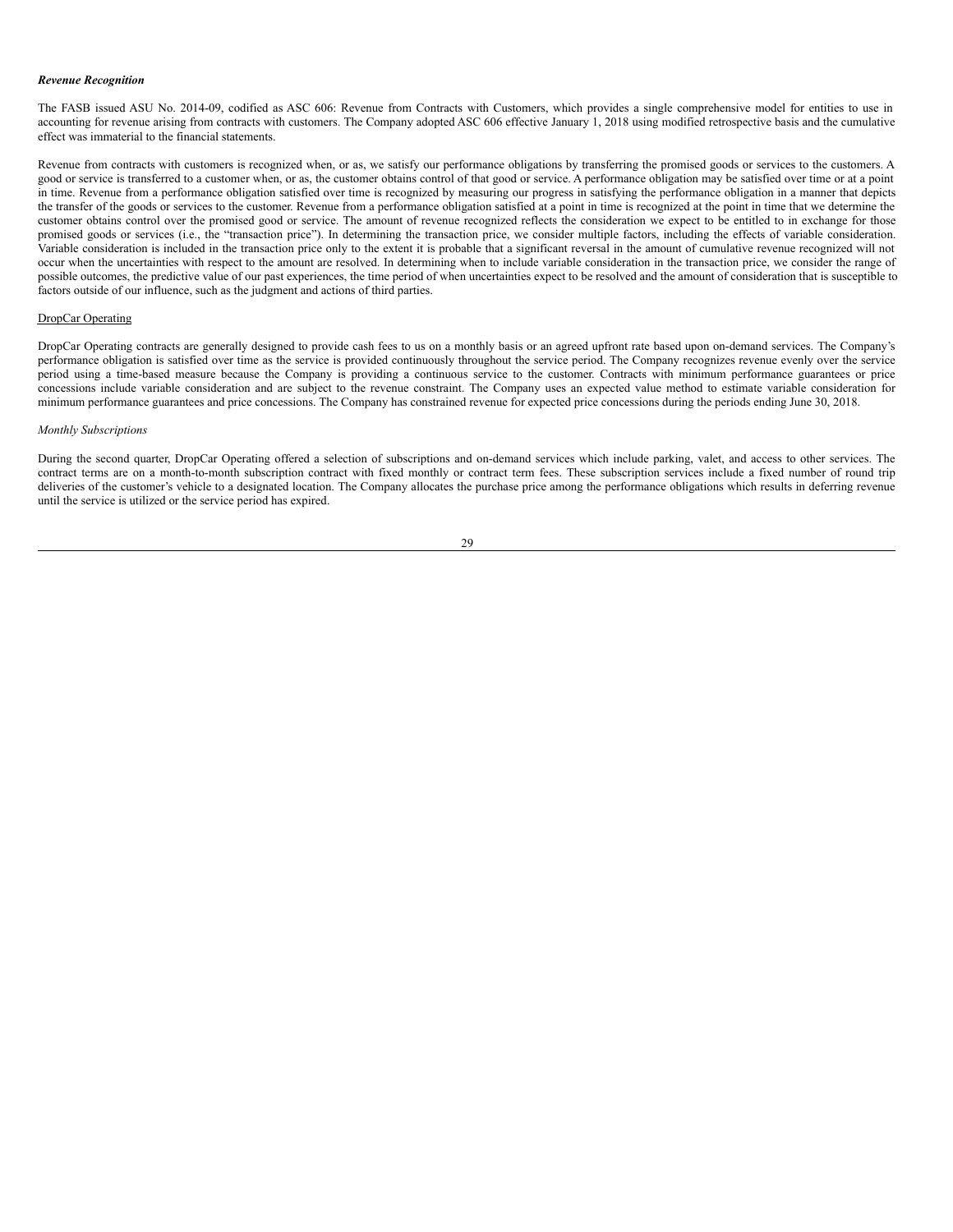***Revenue Recognition***

The FASB issued ASU No. 2014-09, codified as ASC 606: Revenue from Contracts with Customers, which provides a single comprehensive model for entities to use in accounting for revenue arising from contracts with customers. The Company adopted ASC 606 effective January 1, 2018 using modified retrospective basis and the cumulative effect was immaterial to the financial statements.

Revenue from contracts with customers is recognized when, or as, we satisfy our performance obligations by transferring the promised goods or services to the customers. A good or service is transferred to a customer when, or as, the customer obtains control of that good or service. A performance obligation may be satisfied over time or at a point in time. Revenue from a performance obligation satisfied over time is recognized by measuring our progress in satisfying the performance obligation in a manner that depicts the transfer of the goods or services to the customer. Revenue from a performance obligation satisfied at a point in time is recognized at the point in time that we determine the customer obtains control over the promised good or service. The amount of revenue recognized reflects the consideration we expect to be entitled to in exchange for those promised goods or services (i.e., the "transaction price"). In determining the transaction price, we consider multiple factors, including the effects of variable consideration. Variable consideration is included in the transaction price only to the extent it is probable that a significant reversal in the amount of cumulative revenue recognized will not occur when the uncertainties with respect to the amount are resolved. In determining when to include variable consideration in the transaction price, we consider the range of possible outcomes, the predictive value of our past experiences, the time period of when uncertainties expect to be resolved and the amount of consideration that is susceptible to factors outside of our influence, such as the judgment and actions of third parties.

DropCar Operating

DropCar Operating contracts are generally designed to provide cash fees to us on a monthly basis or an agreed upfront rate based upon on-demand services. The Company's performance obligation is satisfied over time as the service is provided continuously throughout the service period. The Company recognizes revenue evenly over the service period using a time-based measure because the Company is providing a continuous service to the customer. Contracts with minimum performance guarantees or price concessions include variable consideration and are subject to the revenue constraint. The Company uses an expected value method to estimate variable consideration for minimum performance guarantees and price concessions. The Company has constrained revenue for expected price concessions during the periods ending June 30, 2018.

*Monthly Subscriptions*

During the second quarter, DropCar Operating offered a selection of subscriptions and on-demand services which include parking, valet, and access to other services. The contract terms are on a month-to-month subscription contract with fixed monthly or contract term fees. These subscription services include a fixed number of round trip deliveries of the customer's vehicle to a designated location. The Company allocates the purchase price among the performance obligations which results in deferring revenue until the service is utilized or the service period has expired.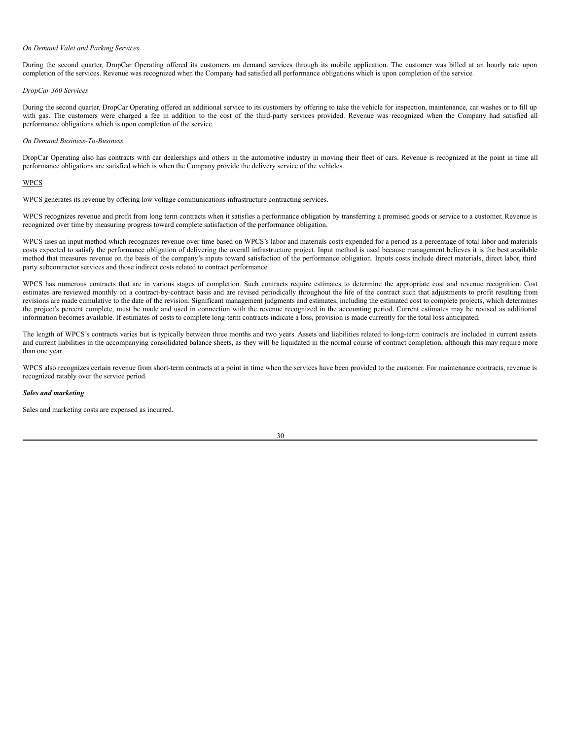*On Demand Valet and Parking Services*

During the second quarter, DropCar Operating offered its customers on demand services through its mobile application. The customer was billed at an hourly rate upon completion of the services. Revenue was recognized when the Company had satisfied all performance obligations which is upon completion of the service.

*DropCar 360 Services*

During the second quarter, DropCar Operating offered an additional service to its customers by offering to take the vehicle for inspection, maintenance, car washes or to fill up with gas. The customers were charged a fee in addition to the cost of the third-party services provided. Revenue was recognized when the Company had satisfied all performance obligations which is upon completion of the service.

*On Demand Business-To-Business*

DropCar Operating also has contracts with car dealerships and others in the automotive industry in moving their fleet of cars. Revenue is recognized at the point in time all performance obligations are satisfied which is when the Company provide the delivery service of the vehicles.

WPCS

WPCS generates its revenue by offering low voltage communications infrastructure contracting services.

WPCS recognizes revenue and profit from long term contracts when it satisfies a performance obligation by transferring a promised goods or service to a customer. Revenue is recognized over time by measuring progress toward complete satisfaction of the performance obligation.

WPCS uses an input method which recognizes revenue over time based on WPCS's labor and materials costs expended for a period as a percentage of total labor and materials costs expected to satisfy the performance obligation of delivering the overall infrastructure project. Input method is used because management believes it is the best available method that measures revenue on the basis of the company's inputs toward satisfaction of the performance obligation. Inputs costs include direct materials, direct labor, third party subcontractor services and those indirect costs related to contract performance.

WPCS has numerous contracts that are in various stages of completion. Such contracts require estimates to determine the appropriate cost and revenue recognition. Cost estimates are reviewed monthly on a contract-by-contract basis and are revised periodically throughout the life of the contract such that adjustments to profit resulting from revisions are made cumulative to the date of the revision. Significant management judgments and estimates, including the estimated cost to complete projects, which determines the project's percent complete, must be made and used in connection with the revenue recognized in the accounting period. Current estimates may be revised as additional information becomes available. If estimates of costs to complete long-term contracts indicate a loss, provision is made currently for the total loss anticipated.

The length of WPCS's contracts varies but is typically between three months and two years. Assets and liabilities related to long-term contracts are included in current assets and current liabilities in the accompanying consolidated balance sheets, as they will be liquidated in the normal course of contract completion, although this may require more than one year.

WPCS also recognizes certain revenue from short-term contracts at a point in time when the services have been provided to the customer. For maintenance contracts, revenue is recognized ratably over the service period.

***Sales and marketing***

Sales and marketing costs are expensed as incurred.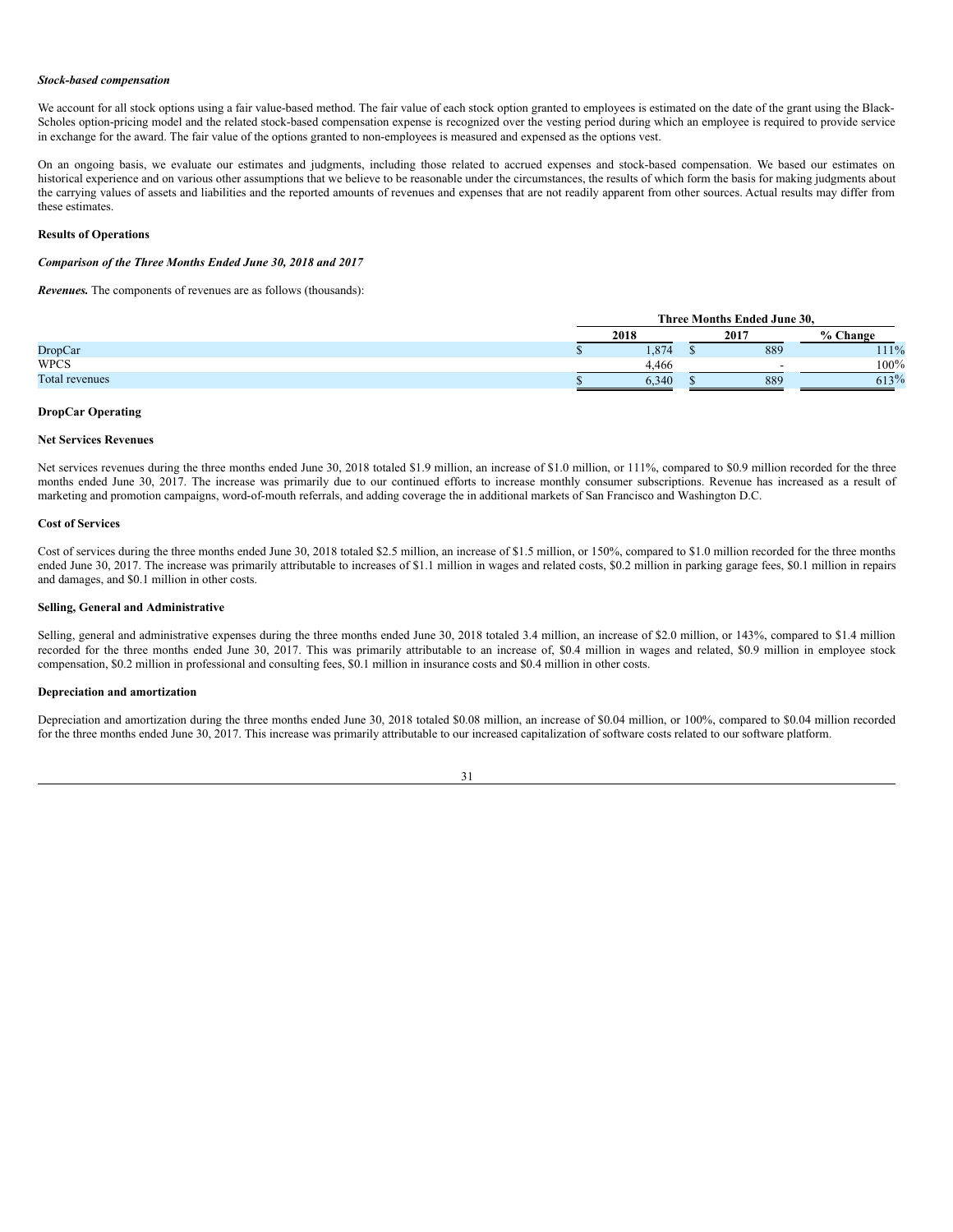***Stock-based compensation***

We account for all stock options using a fair value-based method. The fair value of each stock option granted to employees is estimated on the date of the grant using the Black-Scholes option-pricing model and the related stock-based compensation expense is recognized over the vesting period during which an employee is required to provide service in exchange for the award. The fair value of the options granted to non-employees is measured and expensed as the options vest.

On an ongoing basis, we evaluate our estimates and judgments, including those related to accrued expenses and stock-based compensation. We based our estimates on historical experience and on various other assumptions that we believe to be reasonable under the circumstances, the results of which form the basis for making judgments about the carrying values of assets and liabilities and the reported amounts of revenues and expenses that are not readily apparent from other sources. Actual results may differ from these estimates.

**Results of Operations**

***Comparison of the Three Months Ended June 30, 2018 and 2017***

***Revenues.*** The components of revenues are as follows (thousands):

| | Three Months Ended June 30, | | |
|---|---|---|---|
| | 2018 | 2017 | % Change |
| DropCar | $ 1,874 | $ 889 | 111% |
| WPCS | 4,466 | - | 100% |
| Total revenues | $ 6,340 | $ 889 | 613% |

**DropCar Operating**

**Net Services Revenues**

Net services revenues during the three months ended June 30, 2018 totaled $1.9 million, an increase of $1.0 million, or 111%, compared to $0.9 million recorded for the three months ended June 30, 2017. The increase was primarily due to our continued efforts to increase monthly consumer subscriptions. Revenue has increased as a result of marketing and promotion campaigns, word-of-mouth referrals, and adding coverage the in additional markets of San Francisco and Washington D.C.

**Cost of Services**

Cost of services during the three months ended June 30, 2018 totaled $2.5 million, an increase of $1.5 million, or 150%, compared to $1.0 million recorded for the three months ended June 30, 2017. The increase was primarily attributable to increases of $1.1 million in wages and related costs, $0.2 million in parking garage fees, $0.1 million in repairs and damages, and $0.1 million in other costs.

**Selling, General and Administrative**

Selling, general and administrative expenses during the three months ended June 30, 2018 totaled 3.4 million, an increase of $2.0 million, or 143%, compared to $1.4 million recorded for the three months ended June 30, 2017. This was primarily attributable to an increase of, $0.4 million in wages and related, $0.9 million in employee stock compensation, $0.2 million in professional and consulting fees, $0.1 million in insurance costs and $0.4 million in other costs.

**Depreciation and amortization**

Depreciation and amortization during the three months ended June 30, 2018 totaled $0.08 million, an increase of $0.04 million, or 100%, compared to $0.04 million recorded for the three months ended June 30, 2017. This increase was primarily attributable to our increased capitalization of software costs related to our software platform.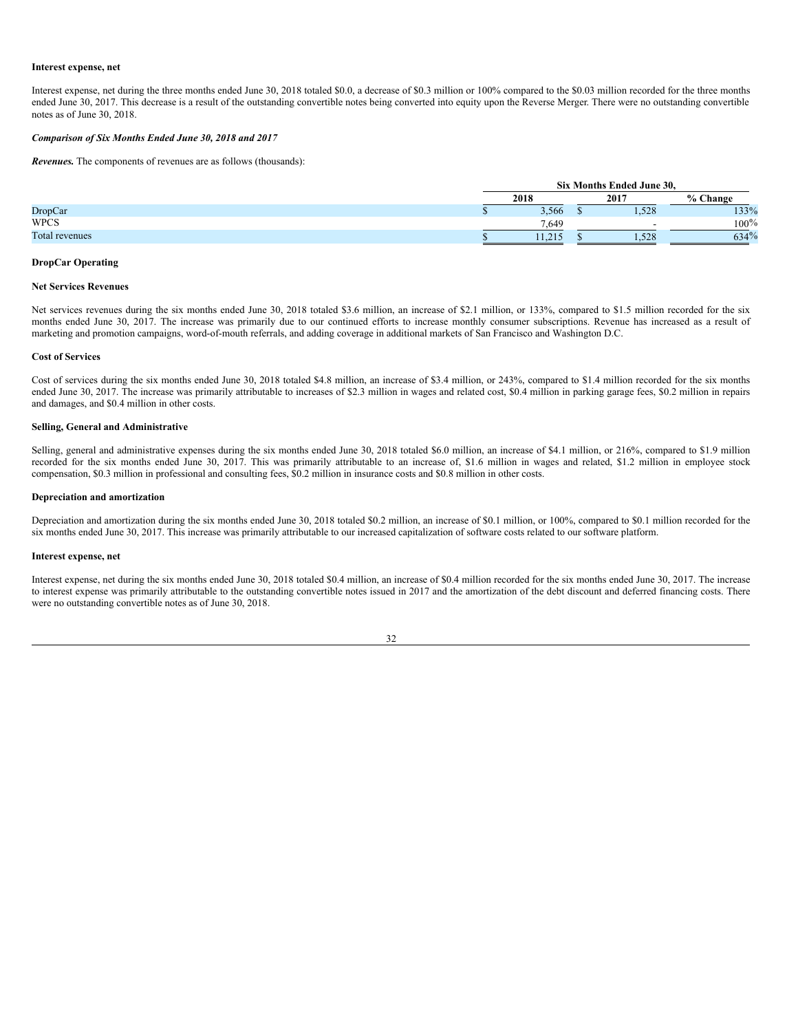**Interest expense, net**

Interest expense, net during the three months ended June 30, 2018 totaled $0.0, a decrease of $0.3 million or 100% compared to the $0.03 million recorded for the three months ended June 30, 2017. This decrease is a result of the outstanding convertible notes being converted into equity upon the Reverse Merger. There were no outstanding convertible notes as of June 30, 2018.

***Comparison of Six Months Ended June 30, 2018 and 2017***

***Revenues.*** The components of revenues are as follows (thousands):

| | Six Months Ended June 30, | | |
|---|---|---|---|
| | 2018 | 2017 | % Change |
| DropCar | $ 3,566 | $ 1,528 | 133% |
| WPCS | 7,649 | - | 100% |
| Total revenues | $ 11,215 | $ 1,528 | 634% |

**DropCar Operating**

**Net Services Revenues**

Net services revenues during the six months ended June 30, 2018 totaled $3.6 million, an increase of $2.1 million, or 133%, compared to $1.5 million recorded for the six months ended June 30, 2017. The increase was primarily due to our continued efforts to increase monthly consumer subscriptions. Revenue has increased as a result of marketing and promotion campaigns, word-of-mouth referrals, and adding coverage in additional markets of San Francisco and Washington D.C.

**Cost of Services**

Cost of services during the six months ended June 30, 2018 totaled $4.8 million, an increase of $3.4 million, or 243%, compared to $1.4 million recorded for the six months ended June 30, 2017. The increase was primarily attributable to increases of $2.3 million in wages and related cost, $0.4 million in parking garage fees, $0.2 million in repairs and damages, and $0.4 million in other costs.

**Selling, General and Administrative**

Selling, general and administrative expenses during the six months ended June 30, 2018 totaled $6.0 million, an increase of $4.1 million, or 216%, compared to $1.9 million recorded for the six months ended June 30, 2017. This was primarily attributable to an increase of, $1.6 million in wages and related, $1.2 million in employee stock compensation, $0.3 million in professional and consulting fees, $0.2 million in insurance costs and $0.8 million in other costs.

**Depreciation and amortization**

Depreciation and amortization during the six months ended June 30, 2018 totaled $0.2 million, an increase of $0.1 million, or 100%, compared to $0.1 million recorded for the six months ended June 30, 2017. This increase was primarily attributable to our increased capitalization of software costs related to our software platform.

**Interest expense, net**

Interest expense, net during the six months ended June 30, 2018 totaled $0.4 million, an increase of $0.4 million recorded for the six months ended June 30, 2017. The increase to interest expense was primarily attributable to the outstanding convertible notes issued in 2017 and the amortization of the debt discount and deferred financing costs. There were no outstanding convertible notes as of June 30, 2018.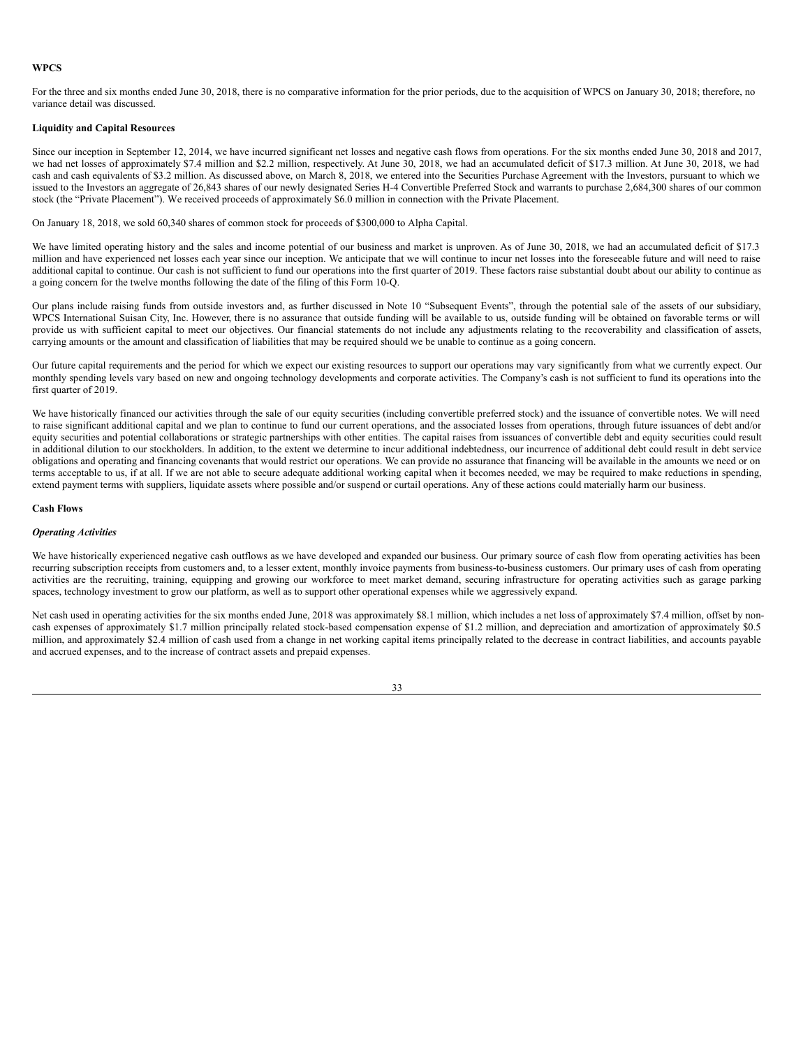**WPCS**

For the three and six months ended June 30, 2018, there is no comparative information for the prior periods, due to the acquisition of WPCS on January 30, 2018; therefore, no variance detail was discussed.

**Liquidity and Capital Resources**

Since our inception in September 12, 2014, we have incurred significant net losses and negative cash flows from operations. For the six months ended June 30, 2018 and 2017, we had net losses of approximately $7.4 million and $2.2 million, respectively. At June 30, 2018, we had an accumulated deficit of $17.3 million. At June 30, 2018, we had cash and cash equivalents of $3.2 million. As discussed above, on March 8, 2018, we entered into the Securities Purchase Agreement with the Investors, pursuant to which we issued to the Investors an aggregate of 26,843 shares of our newly designated Series H-4 Convertible Preferred Stock and warrants to purchase 2,684,300 shares of our common stock (the "Private Placement"). We received proceeds of approximately $6.0 million in connection with the Private Placement.

On January 18, 2018, we sold 60,340 shares of common stock for proceeds of $300,000 to Alpha Capital.

We have limited operating history and the sales and income potential of our business and market is unproven. As of June 30, 2018, we had an accumulated deficit of $17.3 million and have experienced net losses each year since our inception. We anticipate that we will continue to incur net losses into the foreseeable future and will need to raise additional capital to continue. Our cash is not sufficient to fund our operations into the first quarter of 2019. These factors raise substantial doubt about our ability to continue as a going concern for the twelve months following the date of the filing of this Form 10-Q.

Our plans include raising funds from outside investors and, as further discussed in Note 10 "Subsequent Events", through the potential sale of the assets of our subsidiary, WPCS International Suisan City, Inc. However, there is no assurance that outside funding will be available to us, outside funding will be obtained on favorable terms or will provide us with sufficient capital to meet our objectives. Our financial statements do not include any adjustments relating to the recoverability and classification of assets, carrying amounts or the amount and classification of liabilities that may be required should we be unable to continue as a going concern.

Our future capital requirements and the period for which we expect our existing resources to support our operations may vary significantly from what we currently expect. Our monthly spending levels vary based on new and ongoing technology developments and corporate activities. The Company's cash is not sufficient to fund its operations into the first quarter of 2019.

We have historically financed our activities through the sale of our equity securities (including convertible preferred stock) and the issuance of convertible notes. We will need to raise significant additional capital and we plan to continue to fund our current operations, and the associated losses from operations, through future issuances of debt and/or equity securities and potential collaborations or strategic partnerships with other entities. The capital raises from issuances of convertible debt and equity securities could result in additional dilution to our stockholders. In addition, to the extent we determine to incur additional indebtedness, our incurrence of additional debt could result in debt service obligations and operating and financing covenants that would restrict our operations. We can provide no assurance that financing will be available in the amounts we need or on terms acceptable to us, if at all. If we are not able to secure adequate additional working capital when it becomes needed, we may be required to make reductions in spending, extend payment terms with suppliers, liquidate assets where possible and/or suspend or curtail operations. Any of these actions could materially harm our business.

**Cash Flows**

***Operating Activities***

We have historically experienced negative cash outflows as we have developed and expanded our business. Our primary source of cash flow from operating activities has been recurring subscription receipts from customers and, to a lesser extent, monthly invoice payments from business-to-business customers. Our primary uses of cash from operating activities are the recruiting, training, equipping and growing our workforce to meet market demand, securing infrastructure for operating activities such as garage parking spaces, technology investment to grow our platform, as well as to support other operational expenses while we aggressively expand.

Net cash used in operating activities for the six months ended June, 2018 was approximately $8.1 million, which includes a net loss of approximately $7.4 million, offset by non-cash expenses of approximately $1.7 million principally related stock-based compensation expense of $1.2 million, and depreciation and amortization of approximately $0.5 million, and approximately $2.4 million of cash used from a change in net working capital items principally related to the decrease in contract liabilities, and accounts payable and accrued expenses, and to the increase of contract assets and prepaid expenses.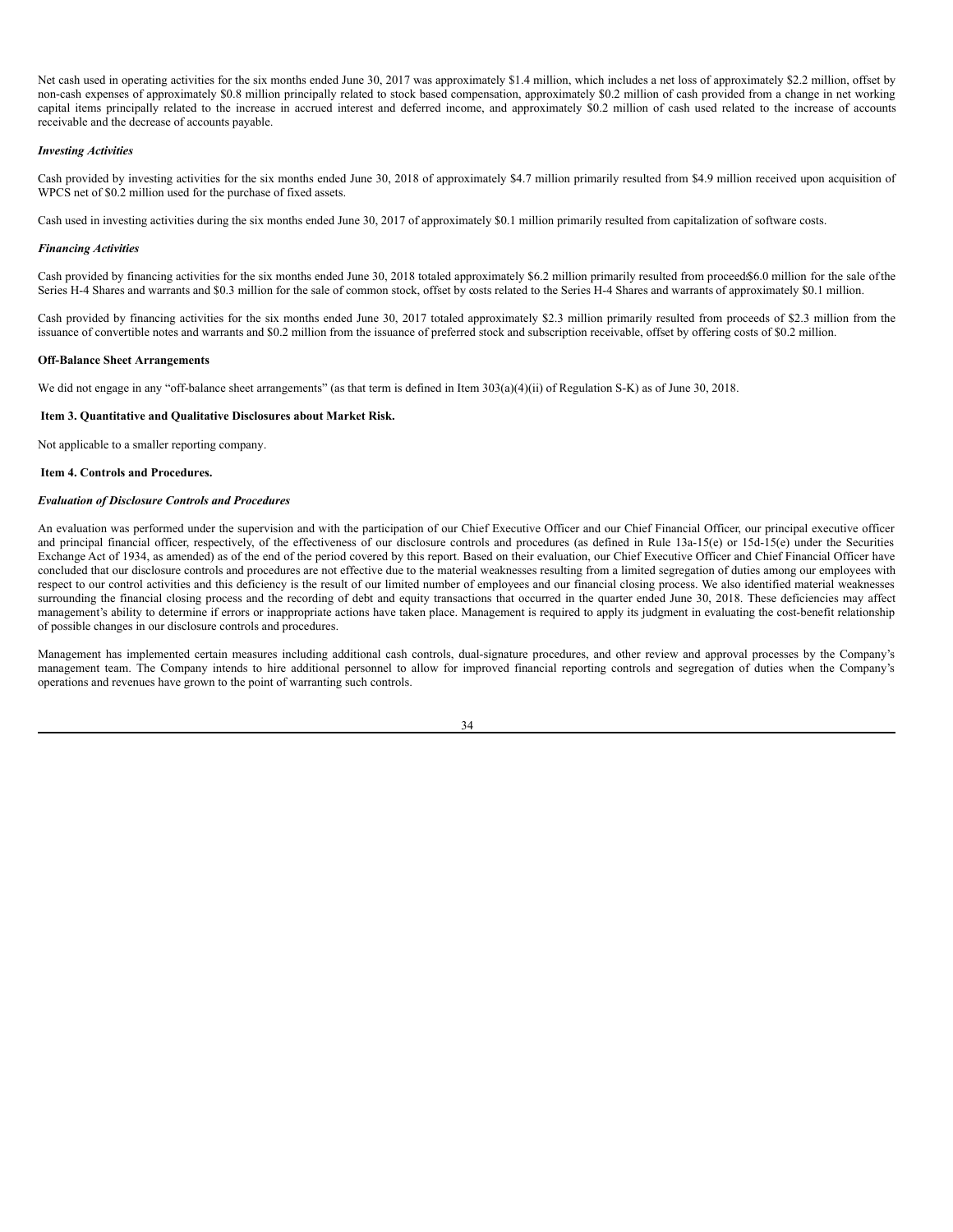Net cash used in operating activities for the six months ended June 30, 2017 was approximately $1.4 million, which includes a net loss of approximately $2.2 million, offset by non-cash expenses of approximately $0.8 million principally related to stock based compensation, approximately $0.2 million of cash provided from a change in net working capital items principally related to the increase in accrued interest and deferred income, and approximately $0.2 million of cash used related to the increase of accounts receivable and the decrease of accounts payable.

***Investing Activities***

Cash provided by investing activities for the six months ended June 30, 2018 of approximately $4.7 million primarily resulted from $4.9 million received upon acquisition of WPCS net of $0.2 million used for the purchase of fixed assets.

Cash used in investing activities during the six months ended June 30, 2017 of approximately $0.1 million primarily resulted from capitalization of software costs.

***Financing Activities***

Cash provided by financing activities for the six months ended June 30, 2018 totaled approximately $6.2 million primarily resulted from proceeds $6.0 million for the sale of the Series H-4 Shares and warrants and $0.3 million for the sale of common stock, offset by costs related to the Series H-4 Shares and warrants of approximately $0.1 million.

Cash provided by financing activities for the six months ended June 30, 2017 totaled approximately $2.3 million primarily resulted from proceeds of $2.3 million from the issuance of convertible notes and warrants and $0.2 million from the issuance of preferred stock and subscription receivable, offset by offering costs of $0.2 million.

**Off-Balance Sheet Arrangements**

We did not engage in any "off-balance sheet arrangements" (as that term is defined in Item 303(a)(4)(ii) of Regulation S-K) as of June 30, 2018.

**Item 3. Quantitative and Qualitative Disclosures about Market Risk.**

Not applicable to a smaller reporting company.

**Item 4. Controls and Procedures.**

***Evaluation of Disclosure Controls and Procedures***

An evaluation was performed under the supervision and with the participation of our Chief Executive Officer and our Chief Financial Officer, our principal executive officer and principal financial officer, respectively, of the effectiveness of our disclosure controls and procedures (as defined in Rule 13a-15(e) or 15d-15(e) under the Securities Exchange Act of 1934, as amended) as of the end of the period covered by this report. Based on their evaluation, our Chief Executive Officer and Chief Financial Officer have concluded that our disclosure controls and procedures are not effective due to the material weaknesses resulting from a limited segregation of duties among our employees with respect to our control activities and this deficiency is the result of our limited number of employees and our financial closing process. We also identified material weaknesses surrounding the financial closing process and the recording of debt and equity transactions that occurred in the quarter ended June 30, 2018. These deficiencies may affect management's ability to determine if errors or inappropriate actions have taken place. Management is required to apply its judgment in evaluating the cost-benefit relationship of possible changes in our disclosure controls and procedures.

Management has implemented certain measures including additional cash controls, dual-signature procedures, and other review and approval processes by the Company's management team. The Company intends to hire additional personnel to allow for improved financial reporting controls and segregation of duties when the Company's operations and revenues have grown to the point of warranting such controls.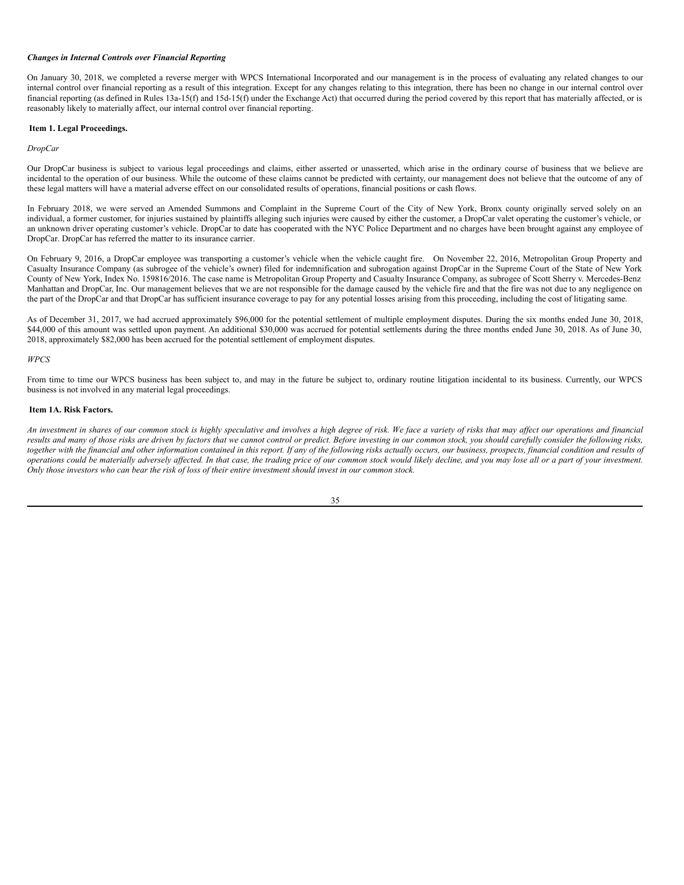***Changes in Internal Controls over Financial Reporting***

On January 30, 2018, we completed a reverse merger with WPCS International Incorporated and our management is in the process of evaluating any related changes to our internal control over financial reporting as a result of this integration. Except for any changes relating to this integration, there has been no change in our internal control over financial reporting (as defined in Rules 13a-15(f) and 15d-15(f) under the Exchange Act) that occurred during the period covered by this report that has materially affected, or is reasonably likely to materially affect, our internal control over financial reporting.

**Item 1. Legal Proceedings.**

*DropCar*

Our DropCar business is subject to various legal proceedings and claims, either asserted or unasserted, which arise in the ordinary course of business that we believe are incidental to the operation of our business. While the outcome of these claims cannot be predicted with certainty, our management does not believe that the outcome of any of these legal matters will have a material adverse effect on our consolidated results of operations, financial positions or cash flows.

In February 2018, we were served an Amended Summons and Complaint in the Supreme Court of the City of New York, Bronx county originally served solely on an individual, a former customer, for injuries sustained by plaintiffs alleging such injuries were caused by either the customer, a DropCar valet operating the customer's vehicle, or an unknown driver operating customer's vehicle. DropCar to date has cooperated with the NYC Police Department and no charges have been brought against any employee of DropCar. DropCar has referred the matter to its insurance carrier.

On February 9, 2016, a DropCar employee was transporting a customer's vehicle when the vehicle caught fire. On November 22, 2016, Metropolitan Group Property and Casualty Insurance Company (as subrogee of the vehicle's owner) filed for indemnification and subrogation against DropCar in the Supreme Court of the State of New York County of New York, Index No. 159816/2016. The case name is Metropolitan Group Property and Casualty Insurance Company, as subrogee of Scott Sherry v. Mercedes-Benz Manhattan and DropCar, Inc. Our management believes that we are not responsible for the damage caused by the vehicle fire and that the fire was not due to any negligence on the part of the DropCar and that DropCar has sufficient insurance coverage to pay for any potential losses arising from this proceeding, including the cost of litigating same.

As of December 31, 2017, we had accrued approximately $96,000 for the potential settlement of multiple employment disputes. During the six months ended June 30, 2018, $44,000 of this amount was settled upon payment. An additional $30,000 was accrued for potential settlements during the three months ended June 30, 2018. As of June 30, 2018, approximately $82,000 has been accrued for the potential settlement of employment disputes.

*WPCS*

From time to time our WPCS business has been subject to, and may in the future be subject to, ordinary routine litigation incidental to its business. Currently, our WPCS business is not involved in any material legal proceedings.

**Item 1A. Risk Factors.**

*An investment in shares of our common stock is highly speculative and involves a high degree of risk. We face a variety of risks that may affect our operations and financial results and many of those risks are driven by factors that we cannot control or predict. Before investing in our common stock, you should carefully consider the following risks, together with the financial and other information contained in this report. If any of the following risks actually occurs, our business, prospects, financial condition and results of operations could be materially adversely affected. In that case, the trading price of our common stock would likely decline, and you may lose all or a part of your investment. Only those investors who can bear the risk of loss of their entire investment should invest in our common stock.*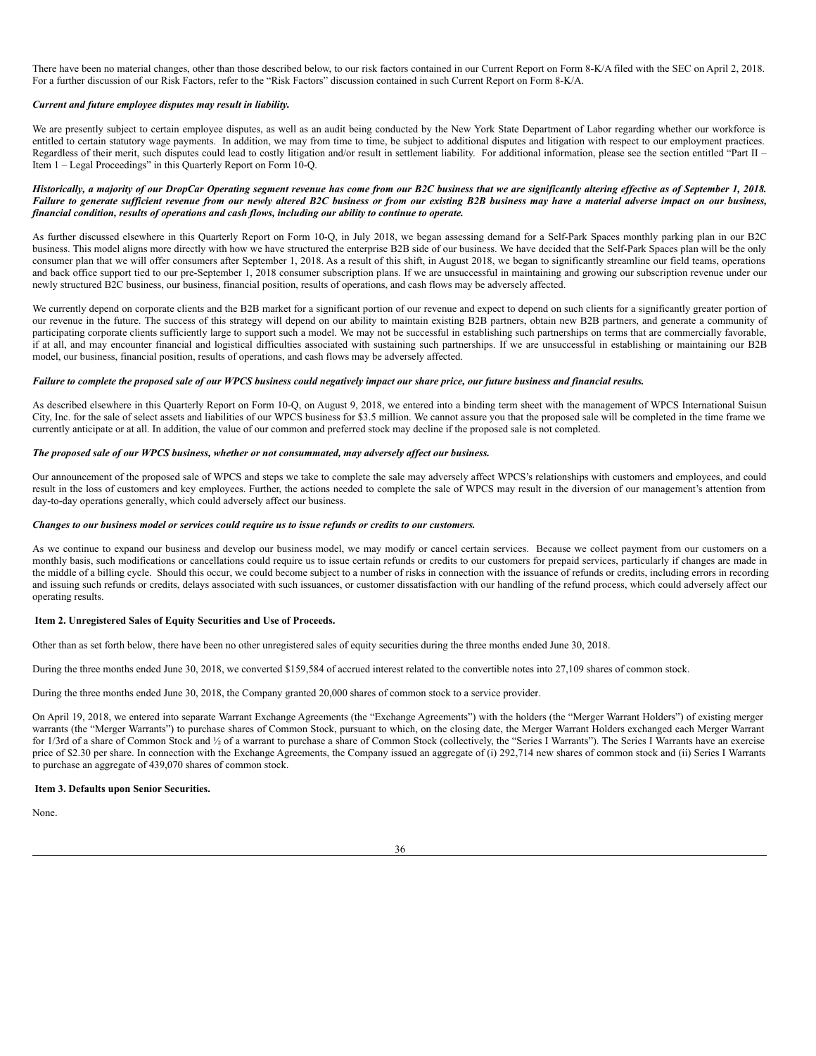There have been no material changes, other than those described below, to our risk factors contained in our Current Report on Form 8-K/A filed with the SEC on April 2, 2018. For a further discussion of our Risk Factors, refer to the "Risk Factors" discussion contained in such Current Report on Form 8-K/A.

***Current and future employee disputes may result in liability.***

We are presently subject to certain employee disputes, as well as an audit being conducted by the New York State Department of Labor regarding whether our workforce is entitled to certain statutory wage payments. In addition, we may from time to time, be subject to additional disputes and litigation with respect to our employment practices. Regardless of their merit, such disputes could lead to costly litigation and/or result in settlement liability. For additional information, please see the section entitled "Part II – Item 1 – Legal Proceedings" in this Quarterly Report on Form 10-Q.

***Historically, a majority of our DropCar Operating segment revenue has come from our B2C business that we are significantly altering effective as of September 1, 2018. Failure to generate sufficient revenue from our newly altered B2C business or from our existing B2B business may have a material adverse impact on our business, financial condition, results of operations and cash flows, including our ability to continue to operate.***

As further discussed elsewhere in this Quarterly Report on Form 10-Q, in July 2018, we began assessing demand for a Self-Park Spaces monthly parking plan in our B2C business. This model aligns more directly with how we have structured the enterprise B2B side of our business. We have decided that the Self-Park Spaces plan will be the only consumer plan that we will offer consumers after September 1, 2018. As a result of this shift, in August 2018, we began to significantly streamline our field teams, operations and back office support tied to our pre-September 1, 2018 consumer subscription plans. If we are unsuccessful in maintaining and growing our subscription revenue under our newly structured B2C business, our business, financial position, results of operations, and cash flows may be adversely affected.

We currently depend on corporate clients and the B2B market for a significant portion of our revenue and expect to depend on such clients for a significantly greater portion of our revenue in the future. The success of this strategy will depend on our ability to maintain existing B2B partners, obtain new B2B partners, and generate a community of participating corporate clients sufficiently large to support such a model. We may not be successful in establishing such partnerships on terms that are commercially favorable, if at all, and may encounter financial and logistical difficulties associated with sustaining such partnerships. If we are unsuccessful in establishing or maintaining our B2B model, our business, financial position, results of operations, and cash flows may be adversely affected.

***Failure to complete the proposed sale of our WPCS business could negatively impact our share price, our future business and financial results.***

As described elsewhere in this Quarterly Report on Form 10-Q, on August 9, 2018, we entered into a binding term sheet with the management of WPCS International Suisun City, Inc. for the sale of select assets and liabilities of our WPCS business for $3.5 million. We cannot assure you that the proposed sale will be completed in the time frame we currently anticipate or at all. In addition, the value of our common and preferred stock may decline if the proposed sale is not completed.

***The proposed sale of our WPCS business, whether or not consummated, may adversely affect our business.***

Our announcement of the proposed sale of WPCS and steps we take to complete the sale may adversely affect WPCS's relationships with customers and employees, and could result in the loss of customers and key employees. Further, the actions needed to complete the sale of WPCS may result in the diversion of our management's attention from day-to-day operations generally, which could adversely affect our business.

***Changes to our business model or services could require us to issue refunds or credits to our customers.***

As we continue to expand our business and develop our business model, we may modify or cancel certain services. Because we collect payment from our customers on a monthly basis, such modifications or cancellations could require us to issue certain refunds or credits to our customers for prepaid services, particularly if changes are made in the middle of a billing cycle. Should this occur, we could become subject to a number of risks in connection with the issuance of refunds or credits, including errors in recording and issuing such refunds or credits, delays associated with such issuances, or customer dissatisfaction with our handling of the refund process, which could adversely affect our operating results.

**Item 2. Unregistered Sales of Equity Securities and Use of Proceeds.**

Other than as set forth below, there have been no other unregistered sales of equity securities during the three months ended June 30, 2018.

During the three months ended June 30, 2018, we converted $159,584 of accrued interest related to the convertible notes into 27,109 shares of common stock.

During the three months ended June 30, 2018, the Company granted 20,000 shares of common stock to a service provider.

On April 19, 2018, we entered into separate Warrant Exchange Agreements (the "Exchange Agreements") with the holders (the "Merger Warrant Holders") of existing merger warrants (the "Merger Warrants") to purchase shares of Common Stock, pursuant to which, on the closing date, the Merger Warrant Holders exchanged each Merger Warrant for 1/3rd of a share of Common Stock and ½ of a warrant to purchase a share of Common Stock (collectively, the "Series I Warrants"). The Series I Warrants have an exercise price of $2.30 per share. In connection with the Exchange Agreements, the Company issued an aggregate of (i) 292,714 new shares of common stock and (ii) Series I Warrants to purchase an aggregate of 439,070 shares of common stock.

**Item 3. Defaults upon Senior Securities.**

None.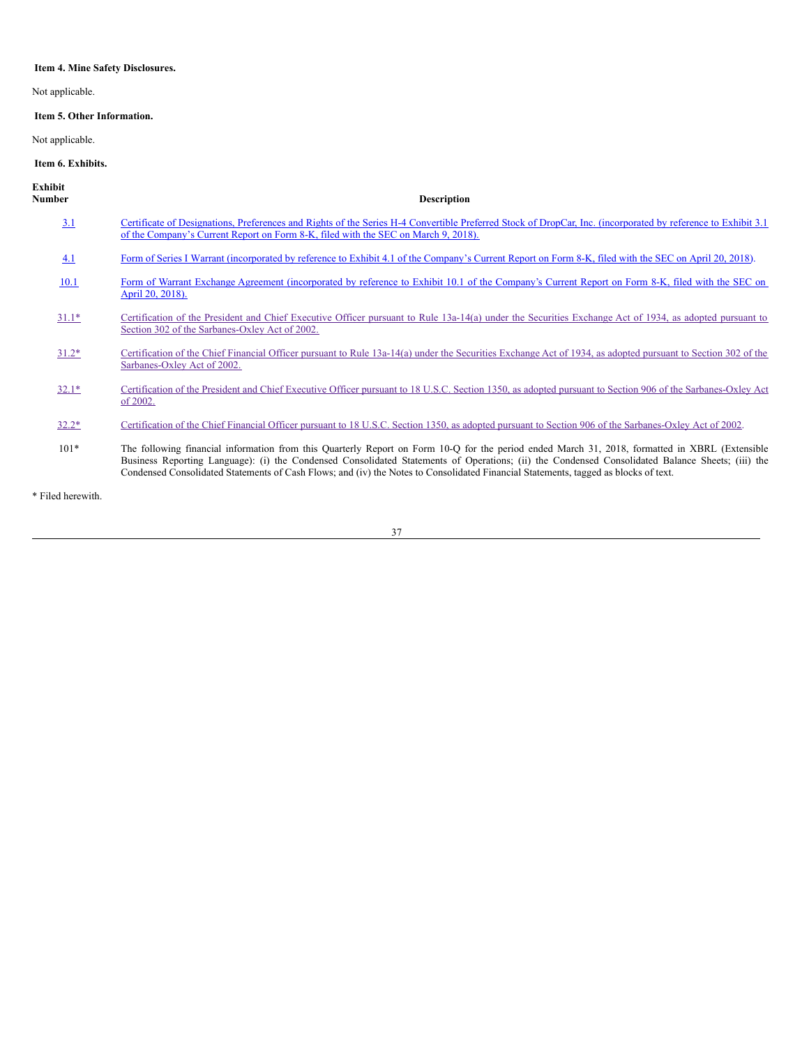**Item 4. Mine Safety Disclosures.**

Not applicable.

**Item 5. Other Information.**

Not applicable.

**Item 6. Exhibits.**

| Exhibit Number | Description |
| --- | --- |
| 3.1 | Certificate of Designations, Preferences and Rights of the Series H-4 Convertible Preferred Stock of DropCar, Inc. (incorporated by reference to Exhibit 3.1 of the Company's Current Report on Form 8-K, filed with the SEC on March 9, 2018). |
| 4.1 | Form of Series I Warrant (incorporated by reference to Exhibit 4.1 of the Company's Current Report on Form 8-K, filed with the SEC on April 20, 2018). |
| 10.1 | Form of Warrant Exchange Agreement (incorporated by reference to Exhibit 10.1 of the Company's Current Report on Form 8-K, filed with the SEC on April 20, 2018). |
| 31.1* | Certification of the President and Chief Executive Officer pursuant to Rule 13a-14(a) under the Securities Exchange Act of 1934, as adopted pursuant to Section 302 of the Sarbanes-Oxley Act of 2002. |
| 31.2* | Certification of the Chief Financial Officer pursuant to Rule 13a-14(a) under the Securities Exchange Act of 1934, as adopted pursuant to Section 302 of the Sarbanes-Oxley Act of 2002. |
| 32.1* | Certification of the President and Chief Executive Officer pursuant to 18 U.S.C. Section 1350, as adopted pursuant to Section 906 of the Sarbanes-Oxley Act of 2002. |
| 32.2* | Certification of the Chief Financial Officer pursuant to 18 U.S.C. Section 1350, as adopted pursuant to Section 906 of the Sarbanes-Oxley Act of 2002. |
| 101* | The following financial information from this Quarterly Report on Form 10-Q for the period ended March 31, 2018, formatted in XBRL (Extensible Business Reporting Language): (i) the Condensed Consolidated Statements of Operations; (ii) the Condensed Consolidated Balance Sheets; (iii) the Condensed Consolidated Statements of Cash Flows; and (iv) the Notes to Consolidated Financial Statements, tagged as blocks of text. |

* Filed herewith.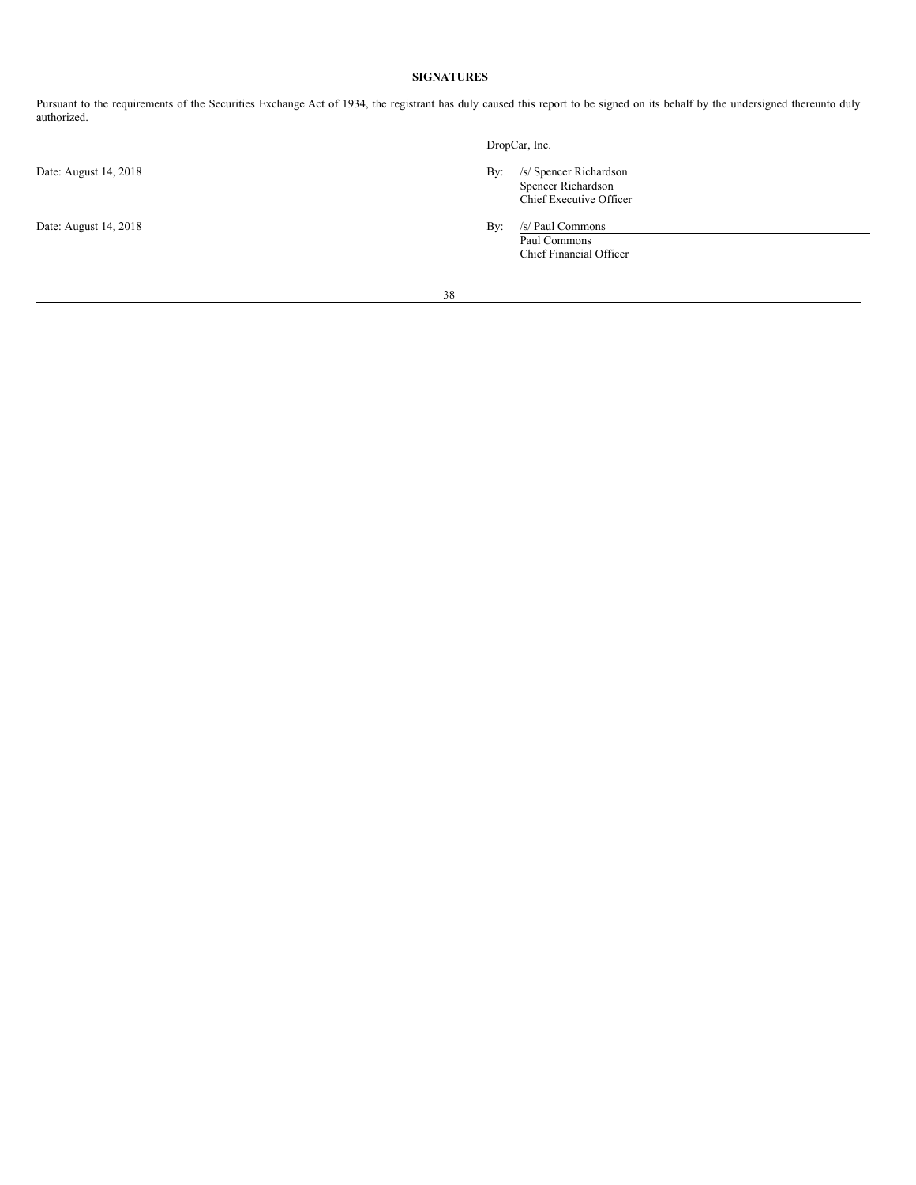## SIGNATURES

Pursuant to the requirements of the Securities Exchange Act of 1934, the registrant has duly caused this report to be signed on its behalf by the undersigned thereunto duly authorized.

DropCar, Inc.

Date: August 14, 2018

By: /s/ Spencer Richardson
Spencer Richardson
Chief Executive Officer

Date: August 14, 2018

By: /s/ Paul Commons
Paul Commons
Chief Financial Officer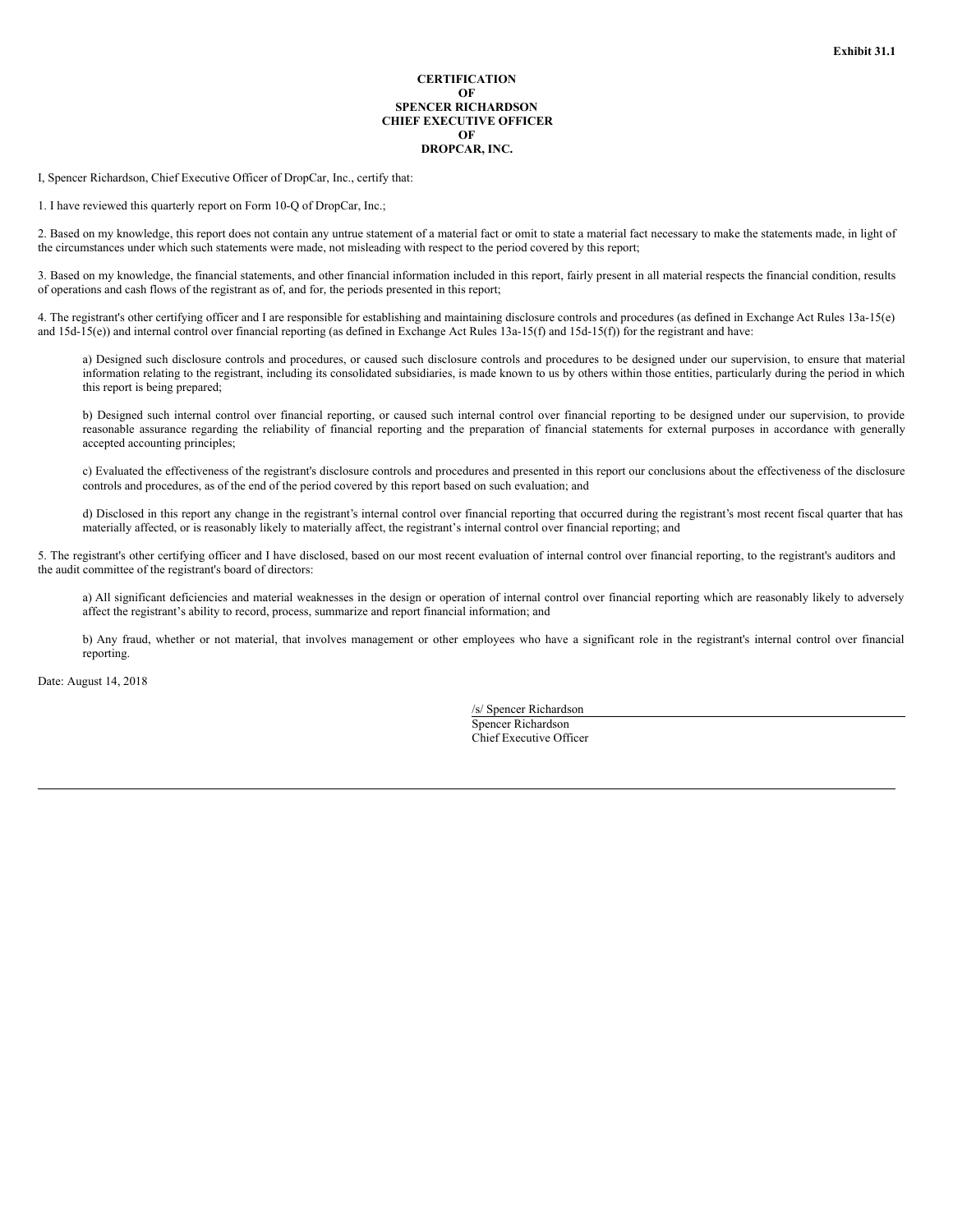**Exhibit 31.1**

# CERTIFICATION OF SPENCER RICHARDSON CHIEF EXECUTIVE OFFICER OF DROPCAR, INC.

I, Spencer Richardson, Chief Executive Officer of DropCar, Inc., certify that:

1. I have reviewed this quarterly report on Form 10-Q of DropCar, Inc.;

2. Based on my knowledge, this report does not contain any untrue statement of a material fact or omit to state a material fact necessary to make the statements made, in light of the circumstances under which such statements were made, not misleading with respect to the period covered by this report;

3. Based on my knowledge, the financial statements, and other financial information included in this report, fairly present in all material respects the financial condition, results of operations and cash flows of the registrant as of, and for, the periods presented in this report;

4. The registrant's other certifying officer and I are responsible for establishing and maintaining disclosure controls and procedures (as defined in Exchange Act Rules 13a-15(e) and 15d-15(e)) and internal control over financial reporting (as defined in Exchange Act Rules 13a-15(f) and 15d-15(f)) for the registrant and have:

   a) Designed such disclosure controls and procedures, or caused such disclosure controls and procedures to be designed under our supervision, to ensure that material information relating to the registrant, including its consolidated subsidiaries, is made known to us by others within those entities, particularly during the period in which this report is being prepared;

   b) Designed such internal control over financial reporting, or caused such internal control over financial reporting to be designed under our supervision, to provide reasonable assurance regarding the reliability of financial reporting and the preparation of financial statements for external purposes in accordance with generally accepted accounting principles;

   c) Evaluated the effectiveness of the registrant's disclosure controls and procedures and presented in this report our conclusions about the effectiveness of the disclosure controls and procedures, as of the end of the period covered by this report based on such evaluation; and

   d) Disclosed in this report any change in the registrant's internal control over financial reporting that occurred during the registrant's most recent fiscal quarter that has materially affected, or is reasonably likely to materially affect, the registrant's internal control over financial reporting; and

5. The registrant's other certifying officer and I have disclosed, based on our most recent evaluation of internal control over financial reporting, to the registrant's auditors and the audit committee of the registrant's board of directors:

   a) All significant deficiencies and material weaknesses in the design or operation of internal control over financial reporting which are reasonably likely to adversely affect the registrant's ability to record, process, summarize and report financial information; and

   b) Any fraud, whether or not material, that involves management or other employees who have a significant role in the registrant's internal control over financial reporting.

Date: August 14, 2018

/s/ Spencer Richardson
Spencer Richardson
Chief Executive Officer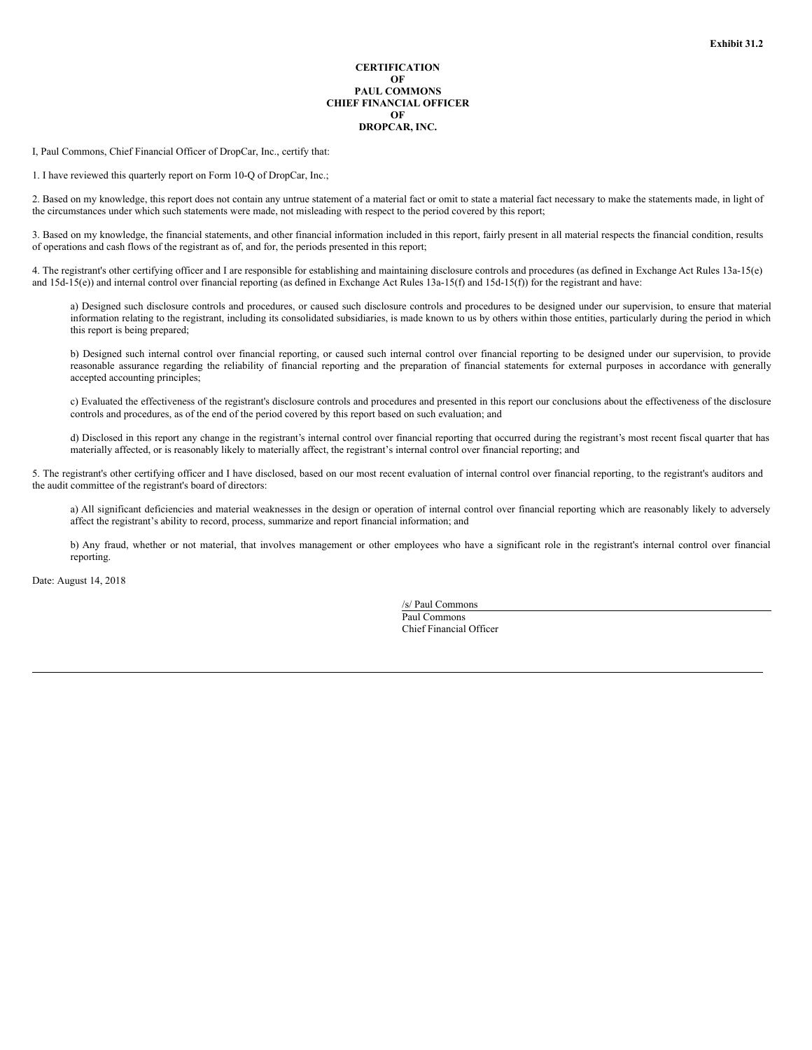**Exhibit 31.2**

**CERTIFICATION**
**OF**
**PAUL COMMONS**
**CHIEF FINANCIAL OFFICER**
**OF**
**DROPCAR, INC.**

I, Paul Commons, Chief Financial Officer of DropCar, Inc., certify that:

1. I have reviewed this quarterly report on Form 10-Q of DropCar, Inc.;

2. Based on my knowledge, this report does not contain any untrue statement of a material fact or omit to state a material fact necessary to make the statements made, in light of the circumstances under which such statements were made, not misleading with respect to the period covered by this report;

3. Based on my knowledge, the financial statements, and other financial information included in this report, fairly present in all material respects the financial condition, results of operations and cash flows of the registrant as of, and for, the periods presented in this report;

4. The registrant's other certifying officer and I are responsible for establishing and maintaining disclosure controls and procedures (as defined in Exchange Act Rules 13a-15(e) and 15d-15(e)) and internal control over financial reporting (as defined in Exchange Act Rules 13a-15(f) and 15d-15(f)) for the registrant and have:

a) Designed such disclosure controls and procedures, or caused such disclosure controls and procedures to be designed under our supervision, to ensure that material information relating to the registrant, including its consolidated subsidiaries, is made known to us by others within those entities, particularly during the period in which this report is being prepared;

b) Designed such internal control over financial reporting, or caused such internal control over financial reporting to be designed under our supervision, to provide reasonable assurance regarding the reliability of financial reporting and the preparation of financial statements for external purposes in accordance with generally accepted accounting principles;

c) Evaluated the effectiveness of the registrant's disclosure controls and procedures and presented in this report our conclusions about the effectiveness of the disclosure controls and procedures, as of the end of the period covered by this report based on such evaluation; and

d) Disclosed in this report any change in the registrant's internal control over financial reporting that occurred during the registrant's most recent fiscal quarter that has materially affected, or is reasonably likely to materially affect, the registrant's internal control over financial reporting; and

5. The registrant's other certifying officer and I have disclosed, based on our most recent evaluation of internal control over financial reporting, to the registrant's auditors and the audit committee of the registrant's board of directors:

a) All significant deficiencies and material weaknesses in the design or operation of internal control over financial reporting which are reasonably likely to adversely affect the registrant's ability to record, process, summarize and report financial information; and

b) Any fraud, whether or not material, that involves management or other employees who have a significant role in the registrant's internal control over financial reporting.

Date: August 14, 2018

/s/ Paul Commons
Paul Commons
Chief Financial Officer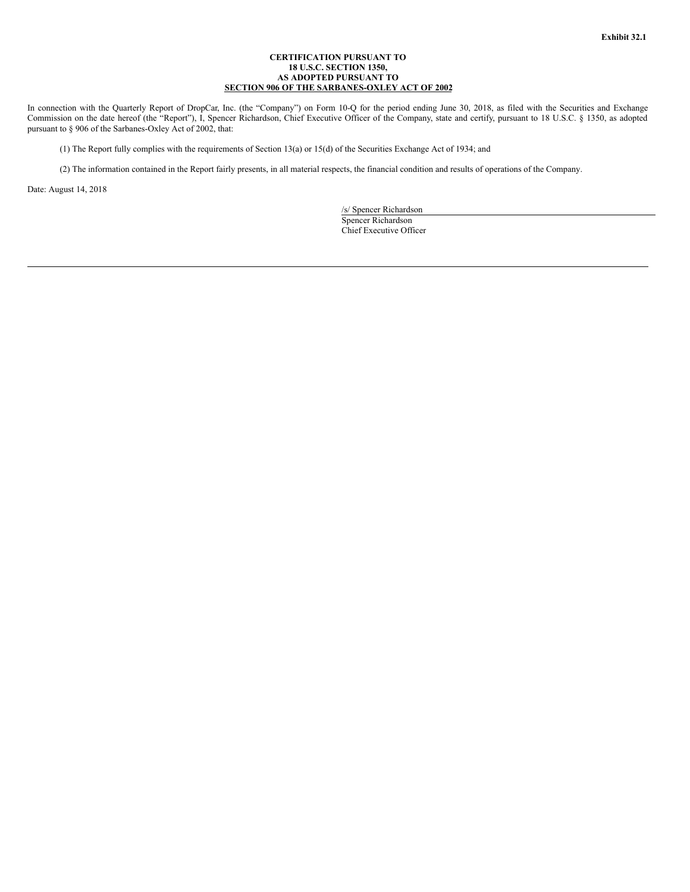**Exhibit 32.1**

**CERTIFICATION PURSUANT TO**
**18 U.S.C. SECTION 1350,**
**AS ADOPTED PURSUANT TO**
**SECTION 906 OF THE SARBANES-OXLEY ACT OF 2002**

In connection with the Quarterly Report of DropCar, Inc. (the "Company") on Form 10-Q for the period ending June 30, 2018, as filed with the Securities and Exchange Commission on the date hereof (the "Report"), I, Spencer Richardson, Chief Executive Officer of the Company, state and certify, pursuant to 18 U.S.C. § 1350, as adopted pursuant to § 906 of the Sarbanes-Oxley Act of 2002, that:

(1) The Report fully complies with the requirements of Section 13(a) or 15(d) of the Securities Exchange Act of 1934; and

(2) The information contained in the Report fairly presents, in all material respects, the financial condition and results of operations of the Company.

Date: August 14, 2018

/s/ Spencer Richardson
Spencer Richardson
Chief Executive Officer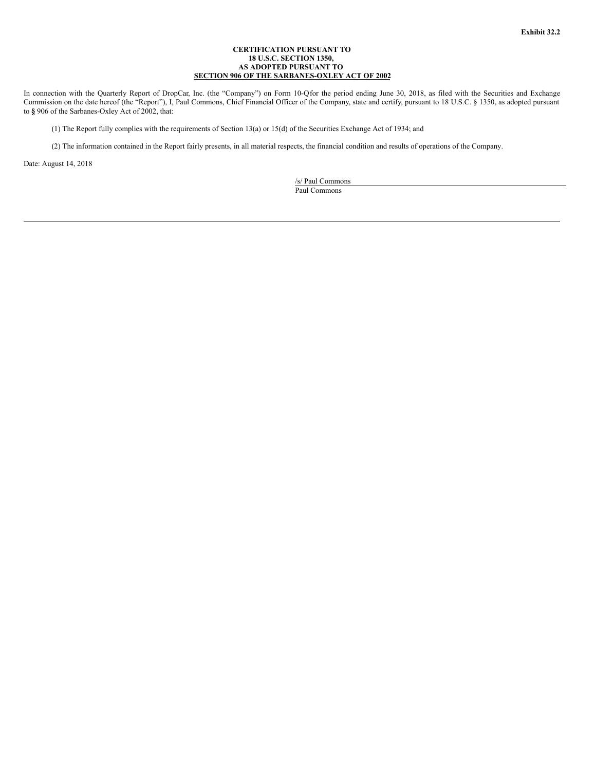**Exhibit 32.2**

**CERTIFICATION PURSUANT TO**
**18 U.S.C. SECTION 1350,**
**AS ADOPTED PURSUANT TO**
**SECTION 906 OF THE SARBANES-OXLEY ACT OF 2002**

In connection with the Quarterly Report of DropCar, Inc. (the "Company") on Form 10-Q for the period ending June 30, 2018, as filed with the Securities and Exchange Commission on the date hereof (the "Report"), I, Paul Commons, Chief Financial Officer of the Company, state and certify, pursuant to 18 U.S.C. § 1350, as adopted pursuant to **§** 906 of the Sarbanes-Oxley Act of 2002, that:

(1) The Report fully complies with the requirements of Section 13(a) or 15(d) of the Securities Exchange Act of 1934; and

(2) The information contained in the Report fairly presents, in all material respects, the financial condition and results of operations of the Company.

Date: August 14, 2018

/s/ Paul Commons
Paul Commons